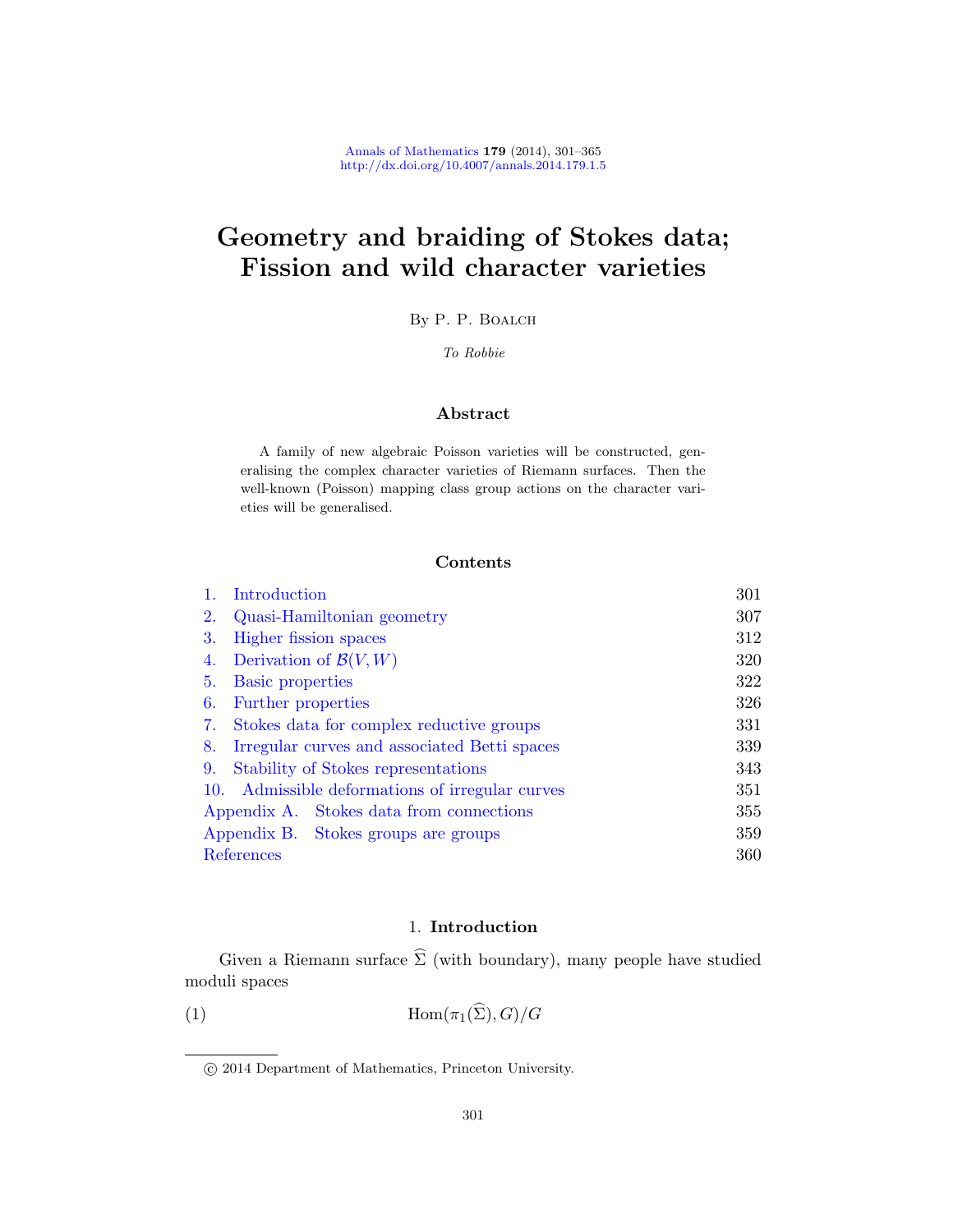# Geometry and braiding of Stokes data; Fission and wild character varieties

By P. P. Boalch

*To Robbie*

## Abstract

A family of new algebraic Poisson varieties will be constructed, generalising the complex character varieties of Riemann surfaces. Then the well-known (Poisson) mapping class group actions on the character varieties will be generalised.

## Contents

| | |
|---|---|
| 1. Introduction | 301 |
| 2. Quasi-Hamiltonian geometry | 307 |
| 3. Higher fission spaces | 312 |
| 4. Derivation of $\mathcal{B}(V,W)$ | 320 |
| 5. Basic properties | 322 |
| 6. Further properties | 326 |
| 7. Stokes data for complex reductive groups | 331 |
| 8. Irregular curves and associated Betti spaces | 339 |
| 9. Stability of Stokes representations | 343 |
| 10. Admissible deformations of irregular curves | 351 |
| Appendix A. Stokes data from connections | 355 |
| Appendix B. Stokes groups are groups | 359 |
| References | 360 |

## 1. Introduction

Given a Riemann surface $\widehat{\Sigma}$ (with boundary), many people have studied moduli spaces

$$\mathrm{Hom}(\pi_1(\widehat{\Sigma}), G)/G \tag{1}$$

© 2014 Department of Mathematics, Princeton University.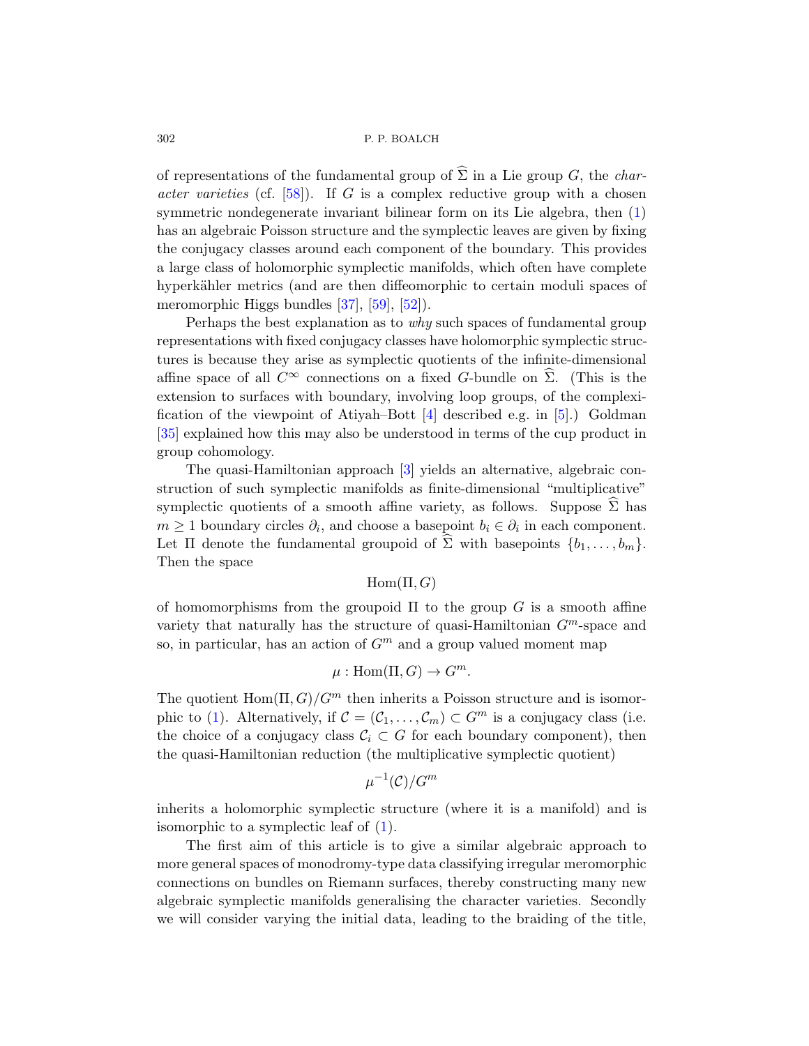of representations of the fundamental group of $\widehat{\Sigma}$ in a Lie group $G$, the *character varieties* (cf. [58]). If $G$ is a complex reductive group with a chosen symmetric nondegenerate invariant bilinear form on its Lie algebra, then (1) has an algebraic Poisson structure and the symplectic leaves are given by fixing the conjugacy classes around each component of the boundary. This provides a large class of holomorphic symplectic manifolds, which often have complete hyperkähler metrics (and are then diffeomorphic to certain moduli spaces of meromorphic Higgs bundles [37], [59], [52]).

Perhaps the best explanation as to *why* such spaces of fundamental group representations with fixed conjugacy classes have holomorphic symplectic structures is because they arise as symplectic quotients of the infinite-dimensional affine space of all $C^\infty$ connections on a fixed $G$-bundle on $\widehat{\Sigma}$. (This is the extension to surfaces with boundary, involving loop groups, of the complexification of the viewpoint of Atiyah–Bott [4] described e.g. in [5].) Goldman [35] explained how this may also be understood in terms of the cup product in group cohomology.

The quasi-Hamiltonian approach [3] yields an alternative, algebraic construction of such symplectic manifolds as finite-dimensional "multiplicative" symplectic quotients of a smooth affine variety, as follows. Suppose $\widehat{\Sigma}$ has $m \geq 1$ boundary circles $\partial_i$, and choose a basepoint $b_i \in \partial_i$ in each component. Let $\Pi$ denote the fundamental groupoid of $\widehat{\Sigma}$ with basepoints $\{b_1, \ldots, b_m\}$. Then the space

$$\mathrm{Hom}(\Pi, G)$$

of homomorphisms from the groupoid $\Pi$ to the group $G$ is a smooth affine variety that naturally has the structure of quasi-Hamiltonian $G^m$-space and so, in particular, has an action of $G^m$ and a group valued moment map

$$\mu : \mathrm{Hom}(\Pi, G) \to G^m.$$

The quotient $\mathrm{Hom}(\Pi, G)/G^m$ then inherits a Poisson structure and is isomorphic to (1). Alternatively, if $\mathcal{C} = (\mathcal{C}_1, \ldots, \mathcal{C}_m) \subset G^m$ is a conjugacy class (i.e. the choice of a conjugacy class $\mathcal{C}_i \subset G$ for each boundary component), then the quasi-Hamiltonian reduction (the multiplicative symplectic quotient)

$$\mu^{-1}(\mathcal{C})/G^m$$

inherits a holomorphic symplectic structure (where it is a manifold) and is isomorphic to a symplectic leaf of (1).

The first aim of this article is to give a similar algebraic approach to more general spaces of monodromy-type data classifying irregular meromorphic connections on bundles on Riemann surfaces, thereby constructing many new algebraic symplectic manifolds generalising the character varieties. Secondly we will consider varying the initial data, leading to the braiding of the title,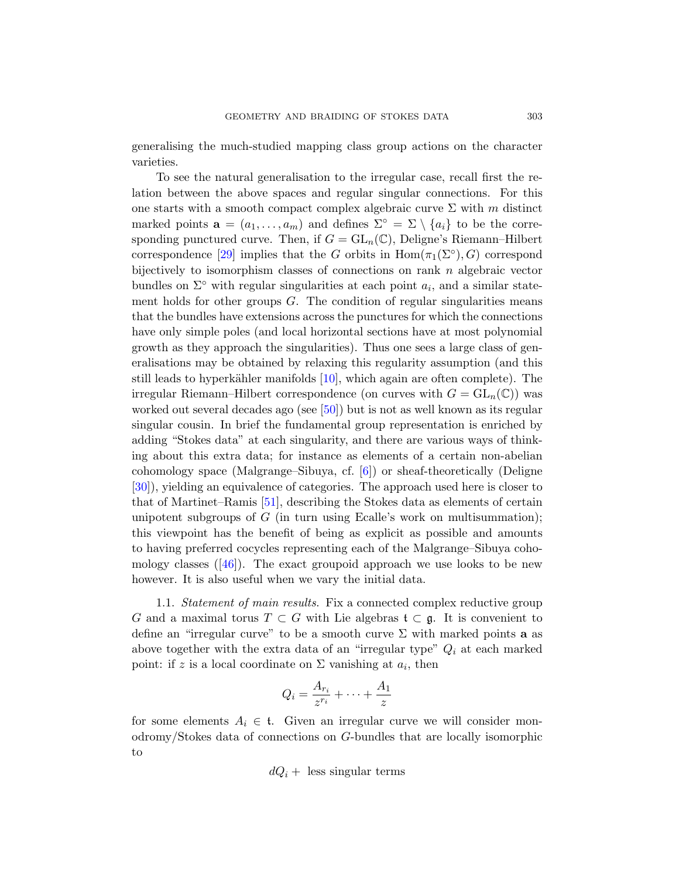generalising the much-studied mapping class group actions on the character varieties.

To see the natural generalisation to the irregular case, recall first the relation between the above spaces and regular singular connections. For this one starts with a smooth compact complex algebraic curve $\Sigma$ with $m$ distinct marked points $\mathbf{a} = (a_1, \ldots, a_m)$ and defines $\Sigma^\circ = \Sigma \setminus \{a_i\}$ to be the corresponding punctured curve. Then, if $G = \mathrm{GL}_n(\mathbb{C})$, Deligne's Riemann–Hilbert correspondence [29] implies that the $G$ orbits in $\mathrm{Hom}(\pi_1(\Sigma^\circ), G)$ correspond bijectively to isomorphism classes of connections on rank $n$ algebraic vector bundles on $\Sigma^\circ$ with regular singularities at each point $a_i$, and a similar statement holds for other groups $G$. The condition of regular singularities means that the bundles have extensions across the punctures for which the connections have only simple poles (and local horizontal sections have at most polynomial growth as they approach the singularities). Thus one sees a large class of generalisations may be obtained by relaxing this regularity assumption (and this still leads to hyperkähler manifolds [10], which again are often complete). The irregular Riemann–Hilbert correspondence (on curves with $G = \mathrm{GL}_n(\mathbb{C})$) was worked out several decades ago (see [50]) but is not as well known as its regular singular cousin. In brief the fundamental group representation is enriched by adding "Stokes data" at each singularity, and there are various ways of thinking about this extra data; for instance as elements of a certain non-abelian cohomology space (Malgrange–Sibuya, cf. [6]) or sheaf-theoretically (Deligne [30]), yielding an equivalence of categories. The approach used here is closer to that of Martinet–Ramis [51], describing the Stokes data as elements of certain unipotent subgroups of $G$ (in turn using Ecalle's work on multisummation); this viewpoint has the benefit of being as explicit as possible and amounts to having preferred cocycles representing each of the Malgrange–Sibuya cohomology classes ([46]). The exact groupoid approach we use looks to be new however. It is also useful when we vary the initial data.

1.1. *Statement of main results.* Fix a connected complex reductive group $G$ and a maximal torus $T \subset G$ with Lie algebras $\mathfrak{t} \subset \mathfrak{g}$. It is convenient to define an "irregular curve" to be a smooth curve $\Sigma$ with marked points $\mathbf{a}$ as above together with the extra data of an "irregular type" $Q_i$ at each marked point: if $z$ is a local coordinate on $\Sigma$ vanishing at $a_i$, then

$$Q_i = \frac{A_{r_i}}{z^{r_i}} + \cdots + \frac{A_1}{z}$$

for some elements $A_i \in \mathfrak{t}$. Given an irregular curve we will consider monodromy/Stokes data of connections on $G$-bundles that are locally isomorphic to

$$dQ_i + \text{ less singular terms}$$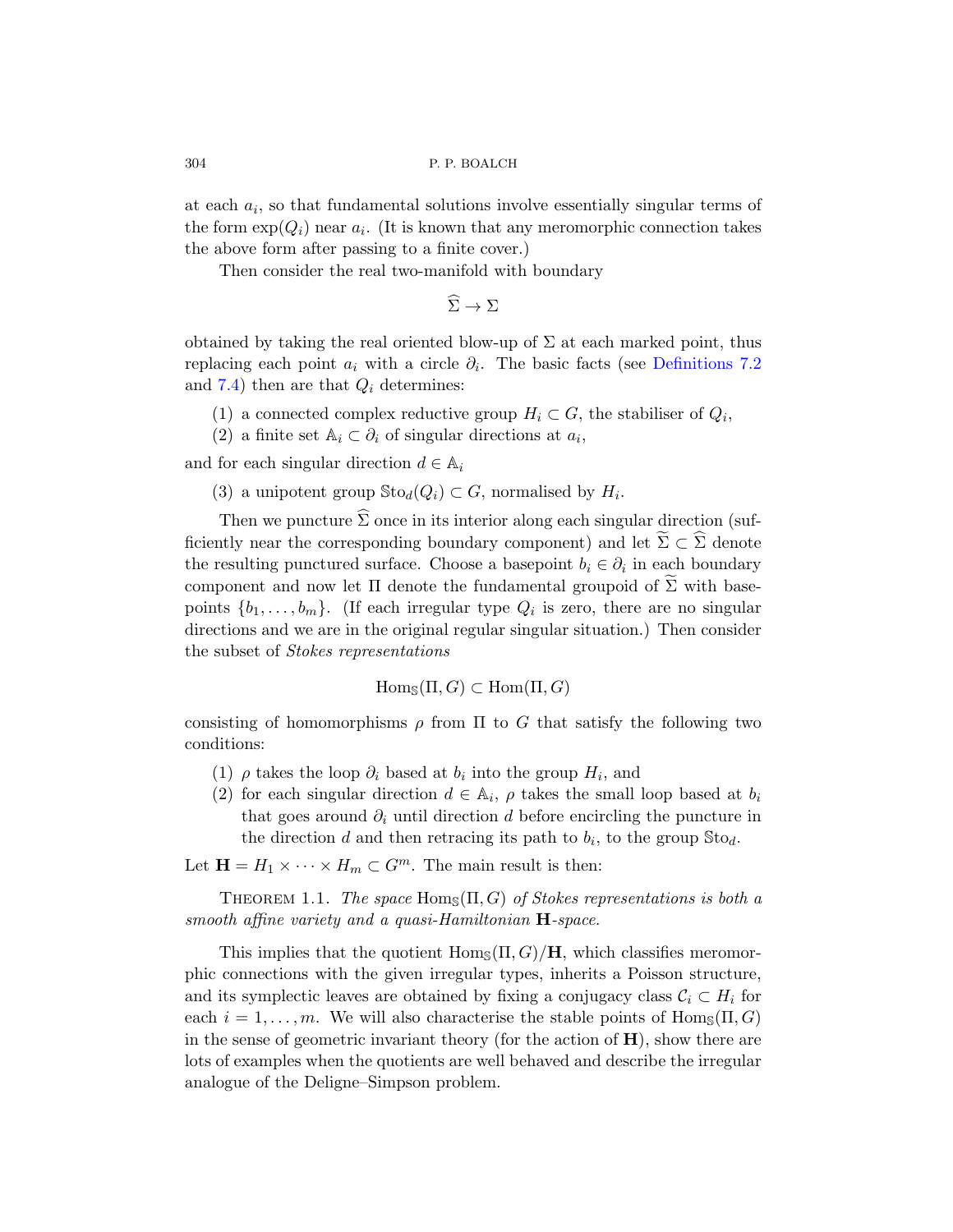at each $a_i$, so that fundamental solutions involve essentially singular terms of the form $\exp(Q_i)$ near $a_i$. (It is known that any meromorphic connection takes the above form after passing to a finite cover.)

Then consider the real two-manifold with boundary

$$\widehat{\Sigma} \to \Sigma$$

obtained by taking the real oriented blow-up of $\Sigma$ at each marked point, thus replacing each point $a_i$ with a circle $\partial_i$. The basic facts (see Definitions 7.2 and 7.4) then are that $Q_i$ determines:

(1) a connected complex reductive group $H_i \subset G$, the stabiliser of $Q_i$,
(2) a finite set $\mathbb{A}_i \subset \partial_i$ of singular directions at $a_i$,

and for each singular direction $d \in \mathbb{A}_i$

(3) a unipotent group $\mathbb{S}\mathrm{to}_d(Q_i) \subset G$, normalised by $H_i$.

Then we puncture $\widehat{\Sigma}$ once in its interior along each singular direction (sufficiently near the corresponding boundary component) and let $\widetilde{\Sigma} \subset \widehat{\Sigma}$ denote the resulting punctured surface. Choose a basepoint $b_i \in \partial_i$ in each boundary component and now let $\Pi$ denote the fundamental groupoid of $\widetilde{\Sigma}$ with basepoints $\{b_1, \dots, b_m\}$. (If each irregular type $Q_i$ is zero, there are no singular directions and we are in the original regular singular situation.) Then consider the subset of *Stokes representations*

$$\mathrm{Hom}_{\mathbb{S}}(\Pi, G) \subset \mathrm{Hom}(\Pi, G)$$

consisting of homomorphisms $\rho$ from $\Pi$ to $G$ that satisfy the following two conditions:

(1) $\rho$ takes the loop $\partial_i$ based at $b_i$ into the group $H_i$, and
(2) for each singular direction $d \in \mathbb{A}_i$, $\rho$ takes the small loop based at $b_i$ that goes around $\partial_i$ until direction $d$ before encircling the puncture in the direction $d$ and then retracing its path to $b_i$, to the group $\mathbb{S}\mathrm{to}_d$.

Let $\mathbf{H} = H_1 \times \cdots \times H_m \subset G^m$. The main result is then:

Theorem 1.1. *The space* $\mathrm{Hom}_{\mathbb{S}}(\Pi, G)$ *of Stokes representations is both a smooth affine variety and a quasi-Hamiltonian* $\mathbf{H}$*-space.*

This implies that the quotient $\mathrm{Hom}_{\mathbb{S}}(\Pi, G)/\mathbf{H}$, which classifies meromorphic connections with the given irregular types, inherits a Poisson structure, and its symplectic leaves are obtained by fixing a conjugacy class $\mathcal{C}_i \subset H_i$ for each $i = 1, \dots, m$. We will also characterise the stable points of $\mathrm{Hom}_{\mathbb{S}}(\Pi, G)$ in the sense of geometric invariant theory (for the action of $\mathbf{H}$), show there are lots of examples when the quotients are well behaved and describe the irregular analogue of the Deligne–Simpson problem.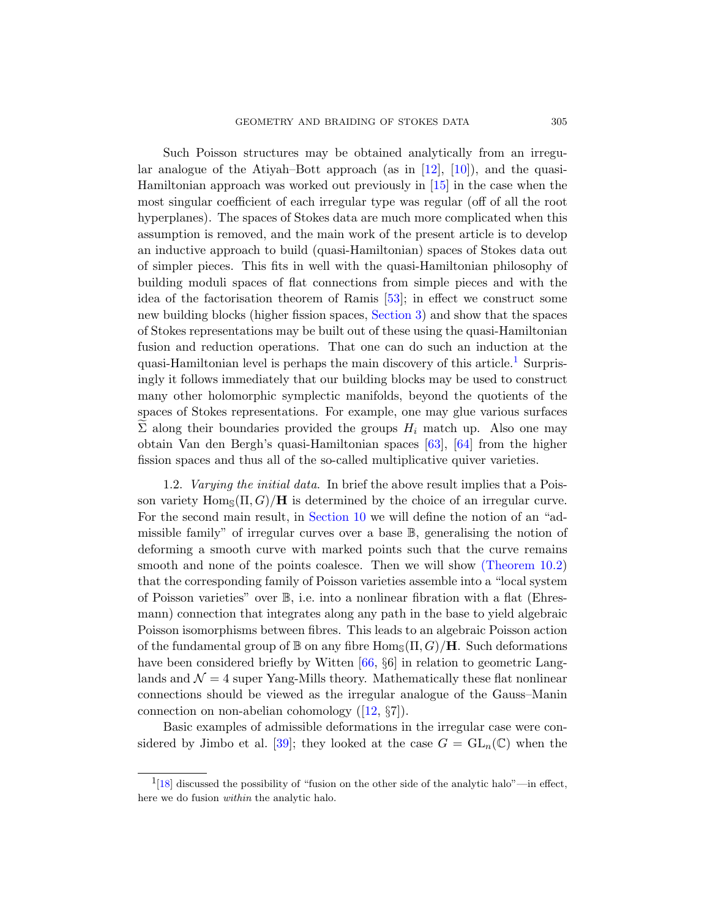Such Poisson structures may be obtained analytically from an irregular analogue of the Atiyah–Bott approach (as in [12], [10]), and the quasi-Hamiltonian approach was worked out previously in [15] in the case when the most singular coefficient of each irregular type was regular (off of all the root hyperplanes). The spaces of Stokes data are much more complicated when this assumption is removed, and the main work of the present article is to develop an inductive approach to build (quasi-Hamiltonian) spaces of Stokes data out of simpler pieces. This fits in well with the quasi-Hamiltonian philosophy of building moduli spaces of flat connections from simple pieces and with the idea of the factorisation theorem of Ramis [53]; in effect we construct some new building blocks (higher fission spaces, Section 3) and show that the spaces of Stokes representations may be built out of these using the quasi-Hamiltonian fusion and reduction operations. That one can do such an induction at the quasi-Hamiltonian level is perhaps the main discovery of this article.[1] Surprisingly it follows immediately that our building blocks may be used to construct many other holomorphic symplectic manifolds, beyond the quotients of the spaces of Stokes representations. For example, one may glue various surfaces $\widetilde{\Sigma}$ along their boundaries provided the groups $H_i$ match up. Also one may obtain Van den Bergh's quasi-Hamiltonian spaces [63], [64] from the higher fission spaces and thus all of the so-called multiplicative quiver varieties.

1.2. *Varying the initial data.* In brief the above result implies that a Poisson variety $\mathrm{Hom}_{\mathbb{S}}(\Pi, G)/\mathbf{H}$ is determined by the choice of an irregular curve. For the second main result, in Section 10 we will define the notion of an "admissible family" of irregular curves over a base $\mathbb{B}$, generalising the notion of deforming a smooth curve with marked points such that the curve remains smooth and none of the points coalesce. Then we will show (Theorem 10.2) that the corresponding family of Poisson varieties assemble into a "local system of Poisson varieties" over $\mathbb{B}$, i.e. into a nonlinear fibration with a flat (Ehresmann) connection that integrates along any path in the base to yield algebraic Poisson isomorphisms between fibres. This leads to an algebraic Poisson action of the fundamental group of $\mathbb{B}$ on any fibre $\mathrm{Hom}_{\mathbb{S}}(\Pi, G)/\mathbf{H}$. Such deformations have been considered briefly by Witten [66, §6] in relation to geometric Langlands and $\mathcal{N} = 4$ super Yang-Mills theory. Mathematically these flat nonlinear connections should be viewed as the irregular analogue of the Gauss–Manin connection on non-abelian cohomology ([12, §7]).

Basic examples of admissible deformations in the irregular case were considered by Jimbo et al. [39]; they looked at the case $G = \mathrm{GL}_n(\mathbb{C})$ when the

[1][18] discussed the possibility of "fusion on the other side of the analytic halo"—in effect, here we do fusion *within* the analytic halo.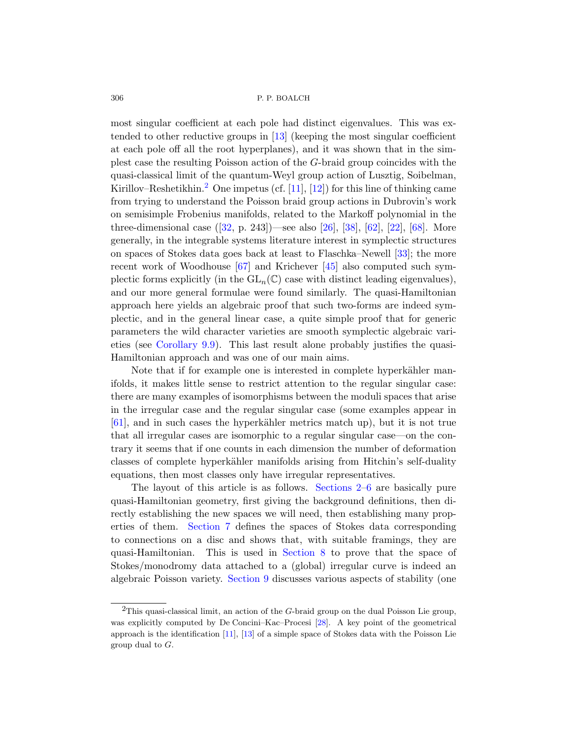most singular coefficient at each pole had distinct eigenvalues. This was extended to other reductive groups in [13] (keeping the most singular coefficient at each pole off all the root hyperplanes), and it was shown that in the simplest case the resulting Poisson action of the $G$-braid group coincides with the quasi-classical limit of the quantum-Weyl group action of Lusztig, Soibelman, Kirillov–Reshetikhin.[2] One impetus (cf. [11], [12]) for this line of thinking came from trying to understand the Poisson braid group actions in Dubrovin's work on semisimple Frobenius manifolds, related to the Markoff polynomial in the three-dimensional case ([32, p. 243])—see also [26], [38], [62], [22], [68]. More generally, in the integrable systems literature interest in symplectic structures on spaces of Stokes data goes back at least to Flaschka–Newell [33]; the more recent work of Woodhouse [67] and Krichever [45] also computed such symplectic forms explicitly (in the $\mathrm{GL}_n(\mathbb{C})$ case with distinct leading eigenvalues), and our more general formulae were found similarly. The quasi-Hamiltonian approach here yields an algebraic proof that such two-forms are indeed symplectic, and in the general linear case, a quite simple proof that for generic parameters the wild character varieties are smooth symplectic algebraic varieties (see Corollary 9.9). This last result alone probably justifies the quasi-Hamiltonian approach and was one of our main aims.

Note that if for example one is interested in complete hyperkähler manifolds, it makes little sense to restrict attention to the regular singular case: there are many examples of isomorphisms between the moduli spaces that arise in the irregular case and the regular singular case (some examples appear in [61], and in such cases the hyperkähler metrics match up), but it is not true that all irregular cases are isomorphic to a regular singular case—on the contrary it seems that if one counts in each dimension the number of deformation classes of complete hyperkähler manifolds arising from Hitchin's self-duality equations, then most classes only have irregular representatives.

The layout of this article is as follows. Sections 2–6 are basically pure quasi-Hamiltonian geometry, first giving the background definitions, then directly establishing the new spaces we will need, then establishing many properties of them. Section 7 defines the spaces of Stokes data corresponding to connections on a disc and shows that, with suitable framings, they are quasi-Hamiltonian. This is used in Section 8 to prove that the space of Stokes/monodromy data attached to a (global) irregular curve is indeed an algebraic Poisson variety. Section 9 discusses various aspects of stability (one

[2] This quasi-classical limit, an action of the $G$-braid group on the dual Poisson Lie group, was explicitly computed by De Concini–Kac–Procesi [28]. A key point of the geometrical approach is the identification [11], [13] of a simple space of Stokes data with the Poisson Lie group dual to $G$.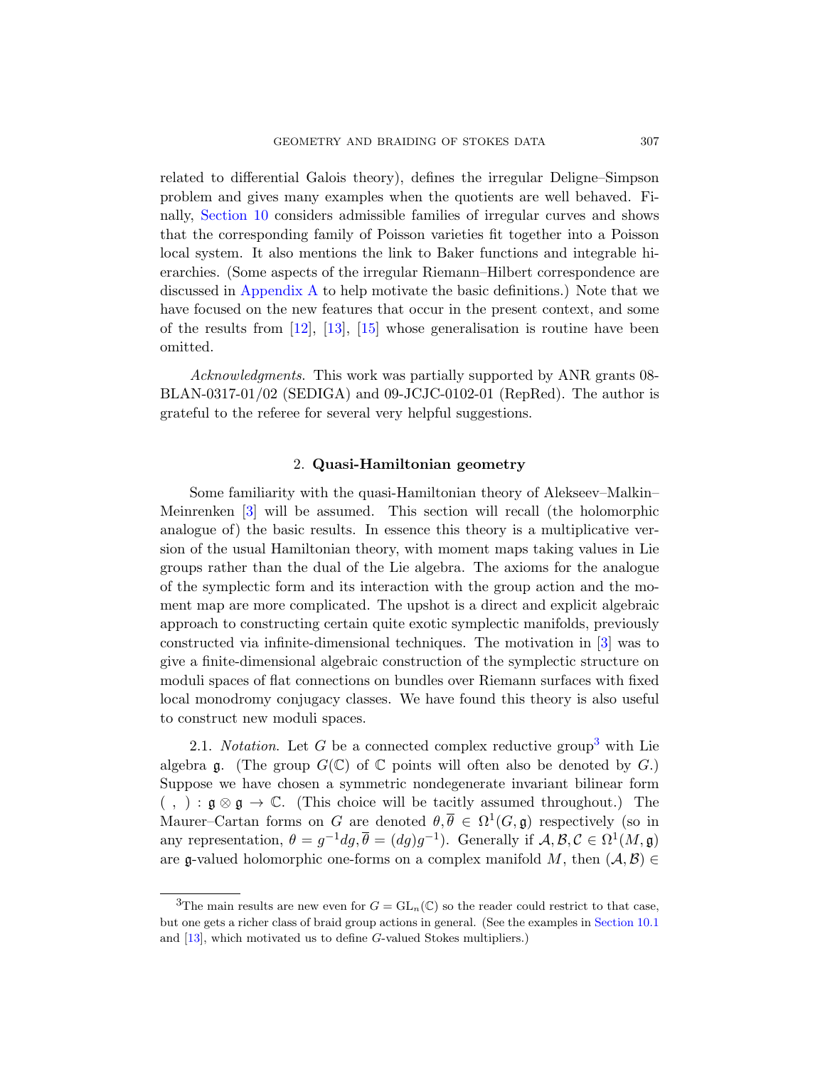related to differential Galois theory), defines the irregular Deligne–Simpson problem and gives many examples when the quotients are well behaved. Finally, Section 10 considers admissible families of irregular curves and shows that the corresponding family of Poisson varieties fit together into a Poisson local system. It also mentions the link to Baker functions and integrable hierarchies. (Some aspects of the irregular Riemann–Hilbert correspondence are discussed in Appendix A to help motivate the basic definitions.) Note that we have focused on the new features that occur in the present context, and some of the results from [12], [13], [15] whose generalisation is routine have been omitted.

*Acknowledgments.* This work was partially supported by ANR grants 08-BLAN-0317-01/02 (SEDIGA) and 09-JCJC-0102-01 (RepRed). The author is grateful to the referee for several very helpful suggestions.

## 2. Quasi-Hamiltonian geometry

Some familiarity with the quasi-Hamiltonian theory of Alekseev–Malkin–Meinrenken [3] will be assumed. This section will recall (the holomorphic analogue of) the basic results. In essence this theory is a multiplicative version of the usual Hamiltonian theory, with moment maps taking values in Lie groups rather than the dual of the Lie algebra. The axioms for the analogue of the symplectic form and its interaction with the group action and the moment map are more complicated. The upshot is a direct and explicit algebraic approach to constructing certain quite exotic symplectic manifolds, previously constructed via infinite-dimensional techniques. The motivation in [3] was to give a finite-dimensional algebraic construction of the symplectic structure on moduli spaces of flat connections on bundles over Riemann surfaces with fixed local monodromy conjugacy classes. We have found this theory is also useful to construct new moduli spaces.

2.1. *Notation.* Let $G$ be a connected complex reductive group[3] with Lie algebra $\mathfrak{g}$. (The group $G(\mathbb{C})$ of $\mathbb{C}$ points will often also be denoted by $G$.) Suppose we have chosen a symmetric nondegenerate invariant bilinear form $(\ ,\ ) : \mathfrak{g} \otimes \mathfrak{g} \to \mathbb{C}$. (This choice will be tacitly assumed throughout.) The Maurer–Cartan forms on $G$ are denoted $\theta, \overline{\theta} \in \Omega^1(G, \mathfrak{g})$ respectively (so in any representation, $\theta = g^{-1}dg, \overline{\theta} = (dg)g^{-1}$). Generally if $\mathcal{A}, \mathcal{B}, \mathcal{C} \in \Omega^1(M, \mathfrak{g})$ are $\mathfrak{g}$-valued holomorphic one-forms on a complex manifold $M$, then $(\mathcal{A}, \mathcal{B}) \in$

[3] The main results are new even for $G = \mathrm{GL}_n(\mathbb{C})$ so the reader could restrict to that case, but one gets a richer class of braid group actions in general. (See the examples in Section 10.1 and [13], which motivated us to define $G$-valued Stokes multipliers.)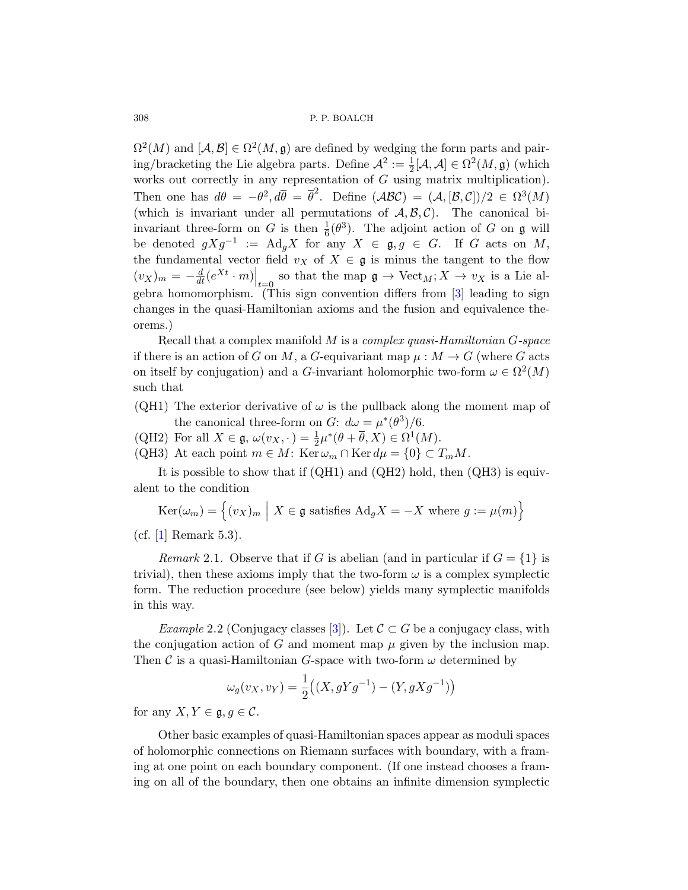$\Omega^2(M)$ and $[\mathcal{A},\mathcal{B}] \in \Omega^2(M,\mathfrak{g})$ are defined by wedging the form parts and pairing/bracketing the Lie algebra parts. Define $\mathcal{A}^2 := \frac{1}{2}[\mathcal{A},\mathcal{A}] \in \Omega^2(M,\mathfrak{g})$ (which works out correctly in any representation of $G$ using matrix multiplication). Then one has $d\theta = -\theta^2, d\overline{\theta} = \overline{\theta}^2$. Define $(\mathcal{A}\mathcal{B}\mathcal{C}) = (\mathcal{A},[\mathcal{B},\mathcal{C}])/2 \in \Omega^3(M)$ (which is invariant under all permutations of $\mathcal{A},\mathcal{B},\mathcal{C}$). The canonical bi-invariant three-form on $G$ is then $\frac{1}{6}(\theta^3)$. The adjoint action of $G$ on $\mathfrak{g}$ will be denoted $gXg^{-1} := \mathrm{Ad}_g X$ for any $X \in \mathfrak{g}, g \in G$. If $G$ acts on $M$, the fundamental vector field $v_X$ of $X \in \mathfrak{g}$ is minus the tangent to the flow $(v_X)_m = -\frac{d}{dt}(e^{Xt}\cdot m)\Big|_{t=0}$ so that the map $\mathfrak{g} \to \mathrm{Vect}_M; X \to v_X$ is a Lie algebra homomorphism. (This sign convention differs from [3] leading to sign changes in the quasi-Hamiltonian axioms and the fusion and equivalence theorems.)

Recall that a complex manifold $M$ is a *complex quasi-Hamiltonian $G$-space* if there is an action of $G$ on $M$, a $G$-equivariant map $\mu : M \to G$ (where $G$ acts on itself by conjugation) and a $G$-invariant holomorphic two-form $\omega \in \Omega^2(M)$ such that

(QH1) The exterior derivative of $\omega$ is the pullback along the moment map of the canonical three-form on $G$: $d\omega = \mu^*(\theta^3)/6$.

(QH2) For all $X \in \mathfrak{g}$, $\omega(v_X,\cdot) = \frac{1}{2}\mu^*(\theta+\overline{\theta},X) \in \Omega^1(M)$.

(QH3) At each point $m \in M$: $\mathrm{Ker}\,\omega_m \cap \mathrm{Ker}\,d\mu = \{0\} \subset T_mM$.

It is possible to show that if (QH1) and (QH2) hold, then (QH3) is equivalent to the condition

$$\mathrm{Ker}(\omega_m) = \Big\{(v_X)_m \;\Big|\; X \in \mathfrak{g} \text{ satisfies } \mathrm{Ad}_g X = -X \text{ where } g := \mu(m)\Big\}$$

(cf. [1] Remark 5.3).

*Remark* 2.1. Observe that if $G$ is abelian (and in particular if $G = \{1\}$ is trivial), then these axioms imply that the two-form $\omega$ is a complex symplectic form. The reduction procedure (see below) yields many symplectic manifolds in this way.

*Example* 2.2 (Conjugacy classes [3]). Let $\mathcal{C} \subset G$ be a conjugacy class, with the conjugation action of $G$ and moment map $\mu$ given by the inclusion map. Then $\mathcal{C}$ is a quasi-Hamiltonian $G$-space with two-form $\omega$ determined by

$$\omega_g(v_X,v_Y) = \frac{1}{2}\big((X,gYg^{-1}) - (Y,gXg^{-1})\big)$$

for any $X,Y \in \mathfrak{g}, g \in \mathcal{C}$.

Other basic examples of quasi-Hamiltonian spaces appear as moduli spaces of holomorphic connections on Riemann surfaces with boundary, with a framing at one point on each boundary component. (If one instead chooses a framing on all of the boundary, then one obtains an infinite dimension symplectic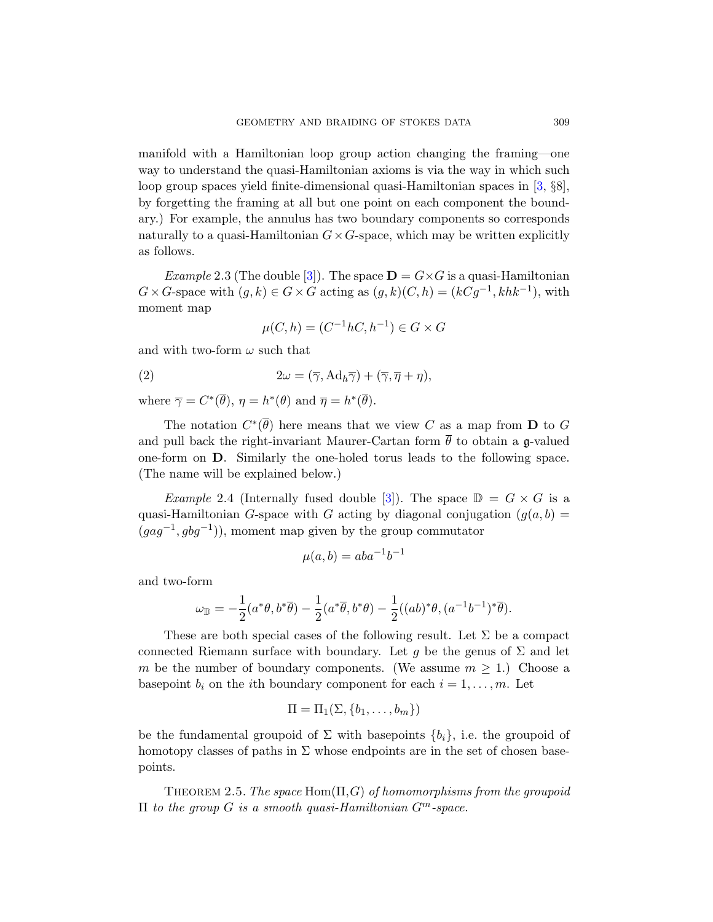manifold with a Hamiltonian loop group action changing the framing—one way to understand the quasi-Hamiltonian axioms is via the way in which such loop group spaces yield finite-dimensional quasi-Hamiltonian spaces in [3, §8], by forgetting the framing at all but one point on each component the boundary.) For example, the annulus has two boundary components so corresponds naturally to a quasi-Hamiltonian $G\times G$-space, which may be written explicitly as follows.

*Example* 2.3 (The double [3]). The space $\mathbf{D} = G\times G$ is a quasi-Hamiltonian $G\times G$-space with $(g,k)\in G\times G$ acting as $(g,k)(C,h) = (kCg^{-1}, khk^{-1})$, with moment map

$$\mu(C,h) = (C^{-1}hC, h^{-1}) \in G\times G$$

and with two-form $\omega$ such that

$$2\omega = (\overline{\gamma}, \mathrm{Ad}_h\overline{\gamma}) + (\overline{\gamma}, \overline{\eta} + \eta), \tag{2}$$

where $\overline{\gamma} = C^*(\overline{\theta})$, $\eta = h^*(\theta)$ and $\overline{\eta} = h^*(\overline{\theta})$.

The notation $C^*(\overline{\theta})$ here means that we view $C$ as a map from $\mathbf{D}$ to $G$ and pull back the right-invariant Maurer-Cartan form $\overline{\theta}$ to obtain a $\mathfrak{g}$-valued one-form on $\mathbf{D}$. Similarly the one-holed torus leads to the following space. (The name will be explained below.)

*Example* 2.4 (Internally fused double [3]). The space $\mathbb{D} = G\times G$ is a quasi-Hamiltonian $G$-space with $G$ acting by diagonal conjugation ($g(a,b) = (gag^{-1}, gbg^{-1})$), moment map given by the group commutator

$$\mu(a,b) = aba^{-1}b^{-1}$$

and two-form

$$\omega_{\mathbb{D}} = -\frac{1}{2}(a^*\theta, b^*\overline{\theta}) - \frac{1}{2}(a^*\overline{\theta}, b^*\theta) - \frac{1}{2}((ab)^*\theta, (a^{-1}b^{-1})^*\overline{\theta}).$$

These are both special cases of the following result. Let $\Sigma$ be a compact connected Riemann surface with boundary. Let $g$ be the genus of $\Sigma$ and let $m$ be the number of boundary components. (We assume $m\geq 1$.) Choose a basepoint $b_i$ on the $i$th boundary component for each $i = 1,\dots,m$. Let

$$\Pi = \Pi_1(\Sigma, \{b_1,\dots,b_m\})$$

be the fundamental groupoid of $\Sigma$ with basepoints $\{b_i\}$, i.e. the groupoid of homotopy classes of paths in $\Sigma$ whose endpoints are in the set of chosen basepoints.

Theorem 2.5. *The space* $\mathrm{Hom}(\Pi, G)$ *of homomorphisms from the groupoid* $\Pi$ *to the group* $G$ *is a smooth quasi-Hamiltonian* $G^m$*-space.*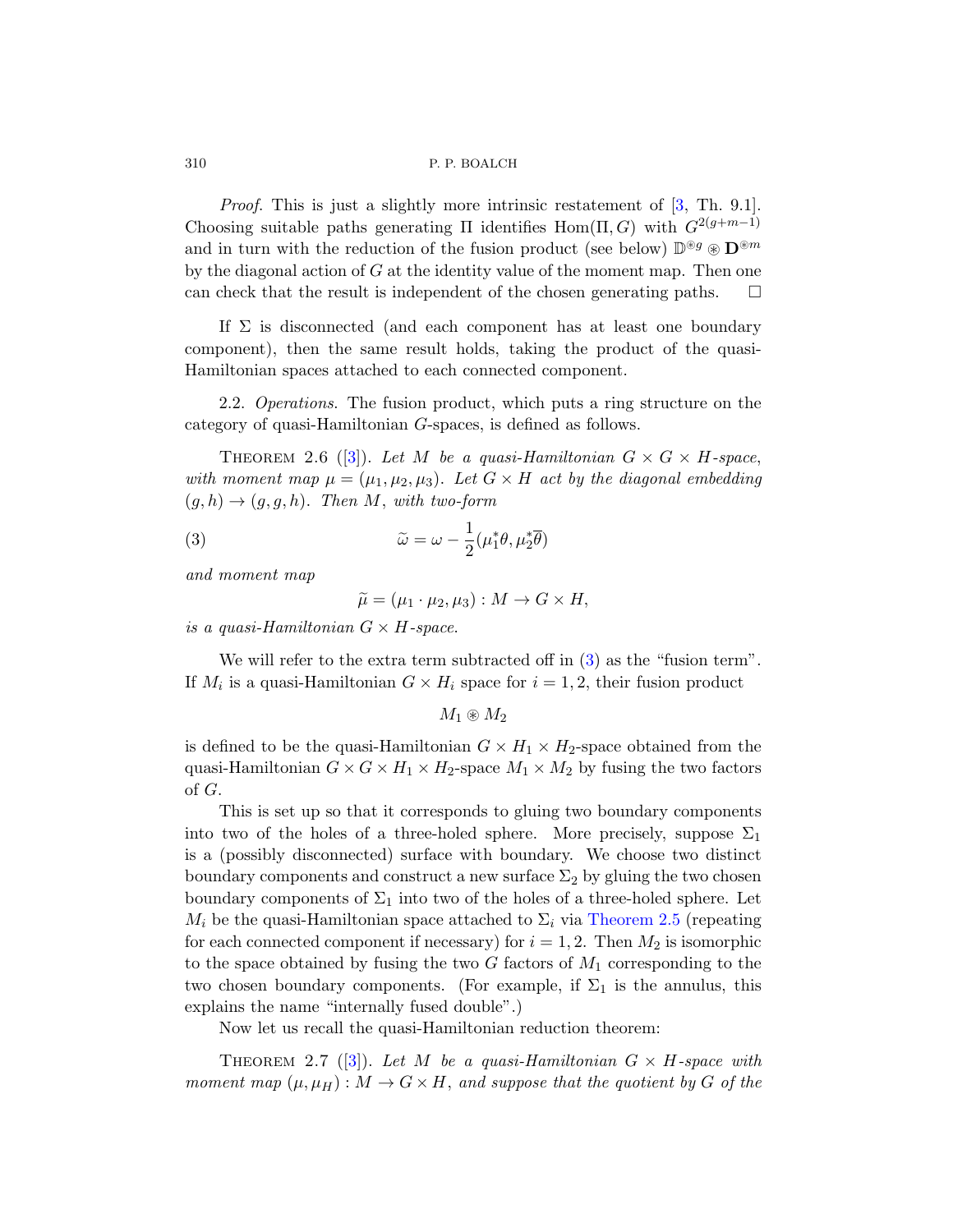*Proof.* This is just a slightly more intrinsic restatement of [3, Th. 9.1]. Choosing suitable paths generating $\Pi$ identifies $\mathrm{Hom}(\Pi, G)$ with $G^{2(g+m-1)}$ and in turn with the reduction of the fusion product (see below) $\mathbb{D}^{\circledast g} \circledast \mathbf{D}^{\circledast m}$ by the diagonal action of $G$ at the identity value of the moment map. Then one can check that the result is independent of the chosen generating paths. $\square$

If $\Sigma$ is disconnected (and each component has at least one boundary component), then the same result holds, taking the product of the quasi-Hamiltonian spaces attached to each connected component.

2.2. *Operations.* The fusion product, which puts a ring structure on the category of quasi-Hamiltonian $G$-spaces, is defined as follows.

THEOREM 2.6 ([3]). *Let $M$ be a quasi-Hamiltonian $G \times G \times H$-space, with moment map $\mu = (\mu_1, \mu_2, \mu_3)$. Let $G \times H$ act by the diagonal embedding $(g, h) \to (g, g, h)$. Then $M$, with two-form*

$$\widetilde{\omega} = \omega - \frac{1}{2}(\mu_1^* \theta, \mu_2^* \overline{\theta}) \tag{3}$$

*and moment map*

$$\widetilde{\mu} = (\mu_1 \cdot \mu_2, \mu_3) : M \to G \times H,$$

*is a quasi-Hamiltonian $G \times H$-space.*

We will refer to the extra term subtracted off in (3) as the "fusion term". If $M_i$ is a quasi-Hamiltonian $G \times H_i$ space for $i = 1, 2$, their fusion product

$$M_1 \circledast M_2$$

is defined to be the quasi-Hamiltonian $G \times H_1 \times H_2$-space obtained from the quasi-Hamiltonian $G \times G \times H_1 \times H_2$-space $M_1 \times M_2$ by fusing the two factors of $G$.

This is set up so that it corresponds to gluing two boundary components into two of the holes of a three-holed sphere. More precisely, suppose $\Sigma_1$ is a (possibly disconnected) surface with boundary. We choose two distinct boundary components and construct a new surface $\Sigma_2$ by gluing the two chosen boundary components of $\Sigma_1$ into two of the holes of a three-holed sphere. Let $M_i$ be the quasi-Hamiltonian space attached to $\Sigma_i$ via Theorem 2.5 (repeating for each connected component if necessary) for $i = 1, 2$. Then $M_2$ is isomorphic to the space obtained by fusing the two $G$ factors of $M_1$ corresponding to the two chosen boundary components. (For example, if $\Sigma_1$ is the annulus, this explains the name "internally fused double".)

Now let us recall the quasi-Hamiltonian reduction theorem:

THEOREM 2.7 ([3]). *Let $M$ be a quasi-Hamiltonian $G \times H$-space with moment map $(\mu, \mu_H) : M \to G \times H$, and suppose that the quotient by $G$ of the*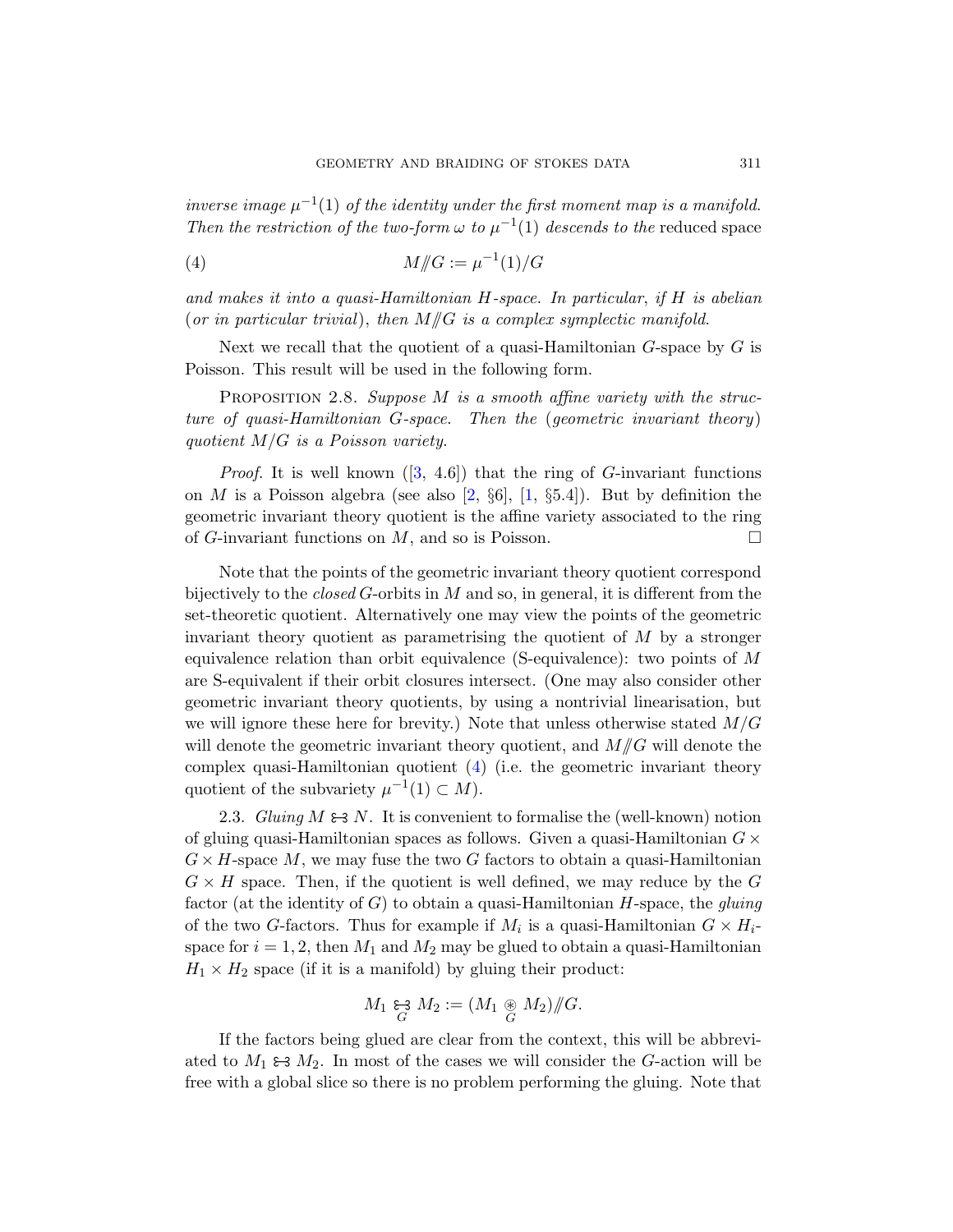*inverse image $\mu^{-1}(1)$ of the identity under the first moment map is a manifold. Then the restriction of the two-form $\omega$ to $\mu^{-1}(1)$ descends to the* reduced space

$$M/\!\!/G := \mu^{-1}(1)/G \tag{4}$$

*and makes it into a quasi-Hamiltonian $H$-space. In particular, if $H$ is abelian (or in particular trivial), then $M/\!\!/G$ is a complex symplectic manifold.*

Next we recall that the quotient of a quasi-Hamiltonian $G$-space by $G$ is Poisson. This result will be used in the following form.

Proposition 2.8. *Suppose $M$ is a smooth affine variety with the structure of quasi-Hamiltonian $G$-space. Then the (geometric invariant theory) quotient $M/G$ is a Poisson variety.*

*Proof.* It is well known ([3, 4.6]) that the ring of $G$-invariant functions on $M$ is a Poisson algebra (see also [2, §6], [1, §5.4]). But by definition the geometric invariant theory quotient is the affine variety associated to the ring of $G$-invariant functions on $M$, and so is Poisson. □

Note that the points of the geometric invariant theory quotient correspond bijectively to the *closed* $G$-orbits in $M$ and so, in general, it is different from the set-theoretic quotient. Alternatively one may view the points of the geometric invariant theory quotient as parametrising the quotient of $M$ by a stronger equivalence relation than orbit equivalence (S-equivalence): two points of $M$ are S-equivalent if their orbit closures intersect. (One may also consider other geometric invariant theory quotients, by using a nontrivial linearisation, but we will ignore these here for brevity.) Note that unless otherwise stated $M/G$ will denote the geometric invariant theory quotient, and $M/\!\!/G$ will denote the complex quasi-Hamiltonian quotient (4) (i.e. the geometric invariant theory quotient of the subvariety $\mu^{-1}(1) \subset M$).

2.3. *Gluing $M \leftrightarrows N$.* It is convenient to formalise the (well-known) notion of gluing quasi-Hamiltonian spaces as follows. Given a quasi-Hamiltonian $G \times G \times H$-space $M$, we may fuse the two $G$ factors to obtain a quasi-Hamiltonian $G \times H$ space. Then, if the quotient is well defined, we may reduce by the $G$ factor (at the identity of $G$) to obtain a quasi-Hamiltonian $H$-space, the *gluing* of the two $G$-factors. Thus for example if $M_i$ is a quasi-Hamiltonian $G \times H_i$-space for $i = 1, 2$, then $M_1$ and $M_2$ may be glued to obtain a quasi-Hamiltonian $H_1 \times H_2$ space (if it is a manifold) by gluing their product:

$$M_1 \underset{G}{\leftrightarrows} M_2 := (M_1 \underset{G}{\circledast} M_2)/\!\!/G.$$

If the factors being glued are clear from the context, this will be abbreviated to $M_1 \leftrightarrows M_2$. In most of the cases we will consider the $G$-action will be free with a global slice so there is no problem performing the gluing. Note that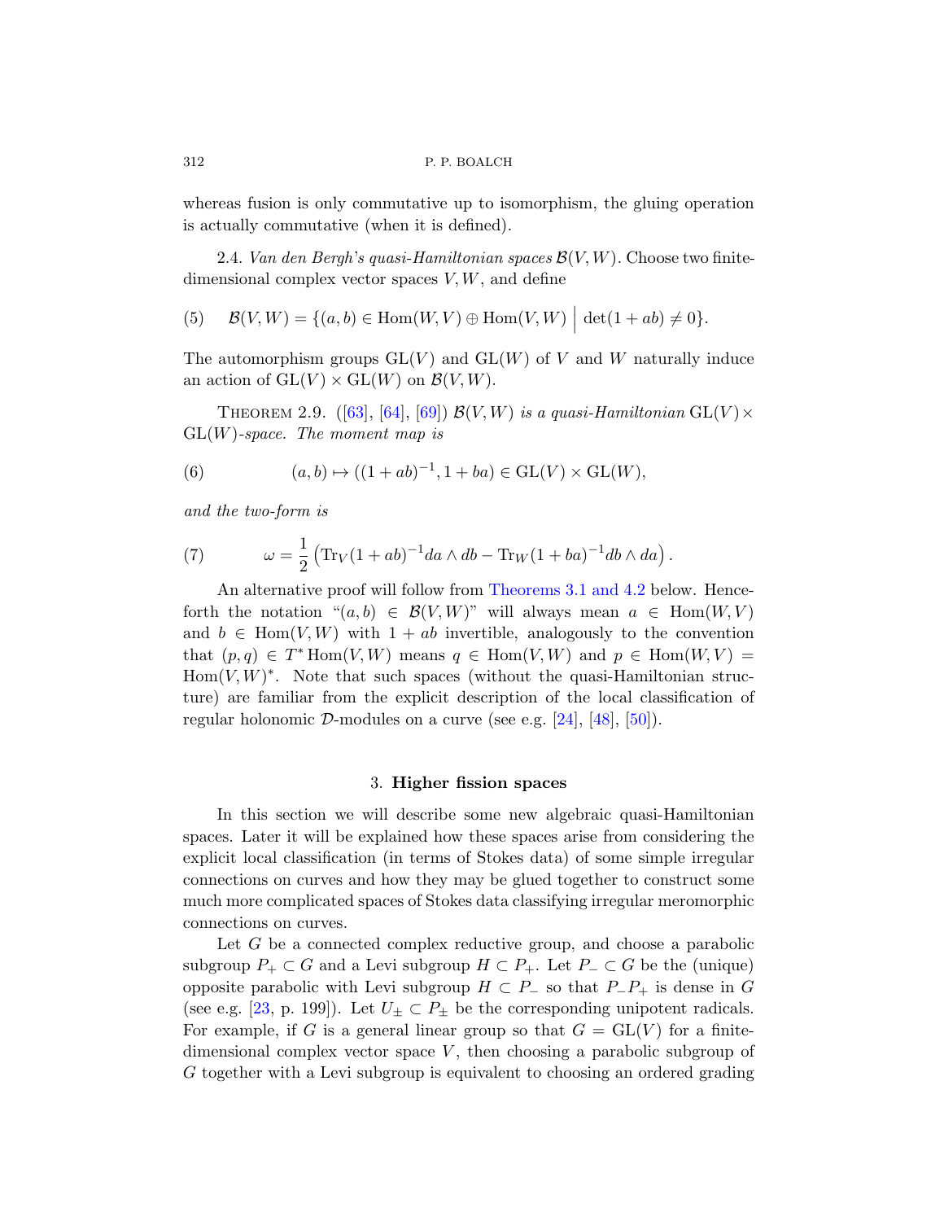whereas fusion is only commutative up to isomorphism, the gluing operation is actually commutative (when it is defined).

2.4. *Van den Bergh's quasi-Hamiltonian spaces* $\mathcal{B}(V,W)$. Choose two finite-dimensional complex vector spaces $V, W$, and define

$$\mathcal{B}(V,W) = \{(a,b) \in \mathrm{Hom}(W,V) \oplus \mathrm{Hom}(V,W) \;\big|\; \det(1+ab) \neq 0\}. \tag{5}$$

The automorphism groups $\mathrm{GL}(V)$ and $\mathrm{GL}(W)$ of $V$ and $W$ naturally induce an action of $\mathrm{GL}(V) \times \mathrm{GL}(W)$ on $\mathcal{B}(V,W)$.

Theorem 2.9. ([63], [64], [69]) *$\mathcal{B}(V,W)$ is a quasi-Hamiltonian $\mathrm{GL}(V) \times \mathrm{GL}(W)$-space. The moment map is*

$$(a,b) \mapsto ((1+ab)^{-1}, 1+ba) \in \mathrm{GL}(V) \times \mathrm{GL}(W), \tag{6}$$

*and the two-form is*

$$\omega = \frac{1}{2}\left(\mathrm{Tr}_V (1+ab)^{-1} da \wedge db - \mathrm{Tr}_W (1+ba)^{-1} db \wedge da\right). \tag{7}$$

An alternative proof will follow from Theorems 3.1 and 4.2 below. Henceforth the notation "$(a,b) \in \mathcal{B}(V,W)$" will always mean $a \in \mathrm{Hom}(W,V)$ and $b \in \mathrm{Hom}(V,W)$ with $1+ab$ invertible, analogously to the convention that $(p,q) \in T^*\mathrm{Hom}(V,W)$ means $q \in \mathrm{Hom}(V,W)$ and $p \in \mathrm{Hom}(W,V) = \mathrm{Hom}(V,W)^*$. Note that such spaces (without the quasi-Hamiltonian structure) are familiar from the explicit description of the local classification of regular holonomic $\mathcal{D}$-modules on a curve (see e.g. [24], [48], [50]).

## 3. Higher fission spaces

In this section we will describe some new algebraic quasi-Hamiltonian spaces. Later it will be explained how these spaces arise from considering the explicit local classification (in terms of Stokes data) of some simple irregular connections on curves and how they may be glued together to construct some much more complicated spaces of Stokes data classifying irregular meromorphic connections on curves.

Let $G$ be a connected complex reductive group, and choose a parabolic subgroup $P_+ \subset G$ and a Levi subgroup $H \subset P_+$. Let $P_- \subset G$ be the (unique) opposite parabolic with Levi subgroup $H \subset P_-$ so that $P_-P_+$ is dense in $G$ (see e.g. [23, p. 199]). Let $U_\pm \subset P_\pm$ be the corresponding unipotent radicals. For example, if $G$ is a general linear group so that $G = \mathrm{GL}(V)$ for a finite-dimensional complex vector space $V$, then choosing a parabolic subgroup of $G$ together with a Levi subgroup is equivalent to choosing an ordered grading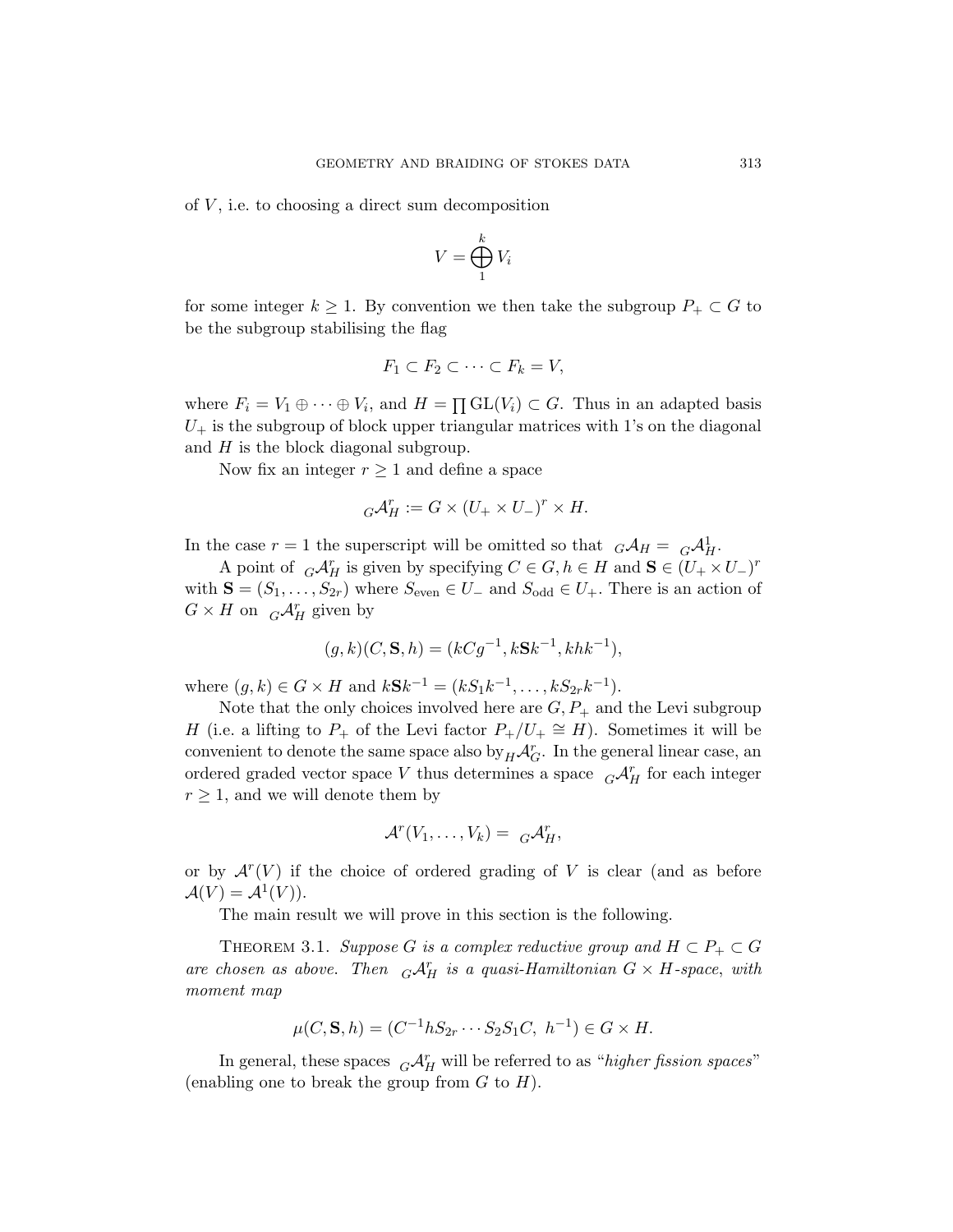of $V$, i.e. to choosing a direct sum decomposition

$$V = \bigoplus_1^k V_i$$

for some integer $k \geq 1$. By convention we then take the subgroup $P_+ \subset G$ to be the subgroup stabilising the flag

$$F_1 \subset F_2 \subset \cdots \subset F_k = V,$$

where $F_i = V_1 \oplus \cdots \oplus V_i$, and $H = \prod \mathrm{GL}(V_i) \subset G$. Thus in an adapted basis $U_+$ is the subgroup of block upper triangular matrices with 1's on the diagonal and $H$ is the block diagonal subgroup.

Now fix an integer $r \geq 1$ and define a space

$${}_G\mathcal{A}_H^r := G \times (U_+ \times U_-)^r \times H.$$

In the case $r = 1$ the superscript will be omitted so that ${}_G\mathcal{A}_H = {}_G\mathcal{A}_H^1$.

A point of ${}_G\mathcal{A}_H^r$ is given by specifying $C \in G, h \in H$ and $\mathbf{S} \in (U_+ \times U_-)^r$ with $\mathbf{S} = (S_1, \ldots, S_{2r})$ where $S_{\text{even}} \in U_-$ and $S_{\text{odd}} \in U_+$. There is an action of $G \times H$ on ${}_G\mathcal{A}_H^r$ given by

$$(g, k)(C, \mathbf{S}, h) = (kCg^{-1}, k\mathbf{S}k^{-1}, khk^{-1}),$$

where $(g, k) \in G \times H$ and $k\mathbf{S}k^{-1} = (kS_1k^{-1}, \ldots, kS_{2r}k^{-1})$.

Note that the only choices involved here are $G, P_+$ and the Levi subgroup $H$ (i.e. a lifting to $P_+$ of the Levi factor $P_+/U_+ \cong H$). Sometimes it will be convenient to denote the same space also by ${}_H\mathcal{A}_G^r$. In the general linear case, an ordered graded vector space $V$ thus determines a space ${}_G\mathcal{A}_H^r$ for each integer $r \geq 1$, and we will denote them by

$$\mathcal{A}^r(V_1, \ldots, V_k) = {}_G\mathcal{A}_H^r,$$

or by $\mathcal{A}^r(V)$ if the choice of ordered grading of $V$ is clear (and as before $\mathcal{A}(V) = \mathcal{A}^1(V)$).

The main result we will prove in this section is the following.

Theorem 3.1. *Suppose $G$ is a complex reductive group and $H \subset P_+ \subset G$ are chosen as above. Then ${}_G\mathcal{A}_H^r$ is a quasi-Hamiltonian $G \times H$-space, with moment map*

$$\mu(C, \mathbf{S}, h) = (C^{-1}hS_{2r} \cdots S_2S_1C,\ h^{-1}) \in G \times H.$$

In general, these spaces ${}_G\mathcal{A}_H^r$ will be referred to as "*higher fission spaces*" (enabling one to break the group from $G$ to $H$).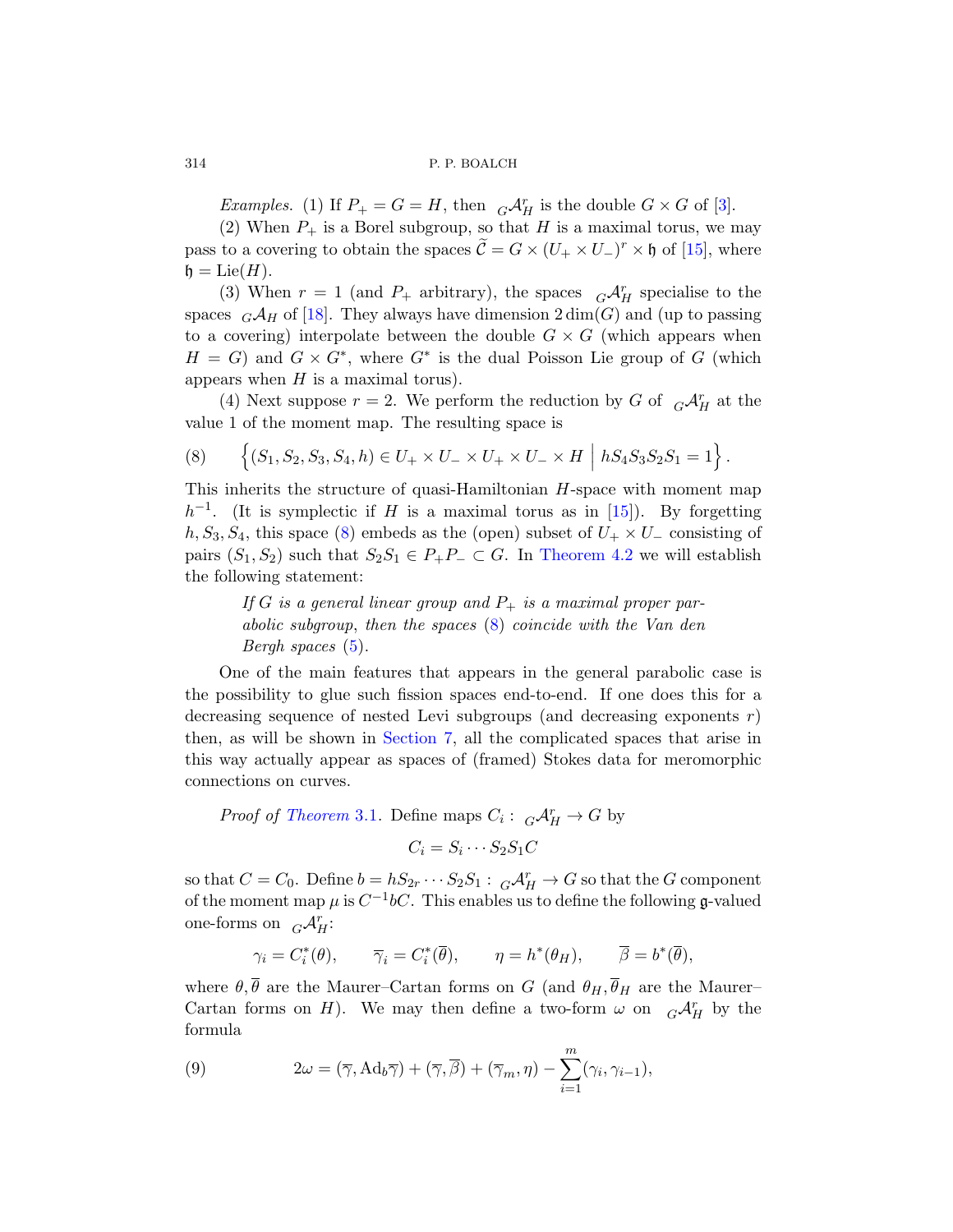*Examples.* (1) If $P_+ = G = H$, then ${}_G\mathcal{A}^r_H$ is the double $G \times G$ of [3].

(2) When $P_+$ is a Borel subgroup, so that $H$ is a maximal torus, we may pass to a covering to obtain the spaces $\widetilde{\mathcal{C}} = G \times (U_+ \times U_-)^r \times \mathfrak{h}$ of [15], where $\mathfrak{h} = \mathrm{Lie}(H)$.

(3) When $r = 1$ (and $P_+$ arbitrary), the spaces ${}_G\mathcal{A}^r_H$ specialise to the spaces ${}_G\mathcal{A}_H$ of [18]. They always have dimension $2\dim(G)$ and (up to passing to a covering) interpolate between the double $G \times G$ (which appears when $H = G$) and $G \times G^*$, where $G^*$ is the dual Poisson Lie group of $G$ (which appears when $H$ is a maximal torus).

(4) Next suppose $r = 2$. We perform the reduction by $G$ of ${}_G\mathcal{A}^r_H$ at the value 1 of the moment map. The resulting space is

$$\left\{(S_1, S_2, S_3, S_4, h) \in U_+ \times U_- \times U_+ \times U_- \times H \;\middle|\; hS_4S_3S_2S_1 = 1\right\}. \tag{8}$$

This inherits the structure of quasi-Hamiltonian $H$-space with moment map $h^{-1}$. (It is symplectic if $H$ is a maximal torus as in [15]). By forgetting $h, S_3, S_4$, this space (8) embeds as the (open) subset of $U_+ \times U_-$ consisting of pairs $(S_1, S_2)$ such that $S_2S_1 \in P_+P_- \subset G$. In Theorem 4.2 we will establish the following statement:

> *If $G$ is a general linear group and $P_+$ is a maximal proper parabolic subgroup, then the spaces* (8) *coincide with the Van den Bergh spaces* (5).

One of the main features that appears in the general parabolic case is the possibility to glue such fission spaces end-to-end. If one does this for a decreasing sequence of nested Levi subgroups (and decreasing exponents $r$) then, as will be shown in Section 7, all the complicated spaces that arise in this way actually appear as spaces of (framed) Stokes data for meromorphic connections on curves.

*Proof of Theorem 3.1.* Define maps $C_i : {}_G\mathcal{A}^r_H \to G$ by

$$C_i = S_i \cdots S_2S_1C$$

so that $C = C_0$. Define $b = hS_{2r}\cdots S_2S_1 : {}_G\mathcal{A}^r_H \to G$ so that the $G$ component of the moment map $\mu$ is $C^{-1}bC$. This enables us to define the following $\mathfrak{g}$-valued one-forms on ${}_G\mathcal{A}^r_H$:

$$\gamma_i = C_i^*(\theta), \qquad \overline{\gamma}_i = C_i^*(\overline{\theta}), \qquad \eta = h^*(\theta_H), \qquad \overline{\beta} = b^*(\overline{\theta}),$$

where $\theta, \overline{\theta}$ are the Maurer–Cartan forms on $G$ (and $\theta_H, \overline{\theta}_H$ are the Maurer–Cartan forms on $H$). We may then define a two-form $\omega$ on ${}_G\mathcal{A}^r_H$ by the formula

$$2\omega = (\overline{\gamma}, \mathrm{Ad}_b\overline{\gamma}) + (\overline{\gamma}, \overline{\beta}) + (\overline{\gamma}_m, \eta) - \sum_{i=1}^{m}(\gamma_i, \gamma_{i-1}), \tag{9}$$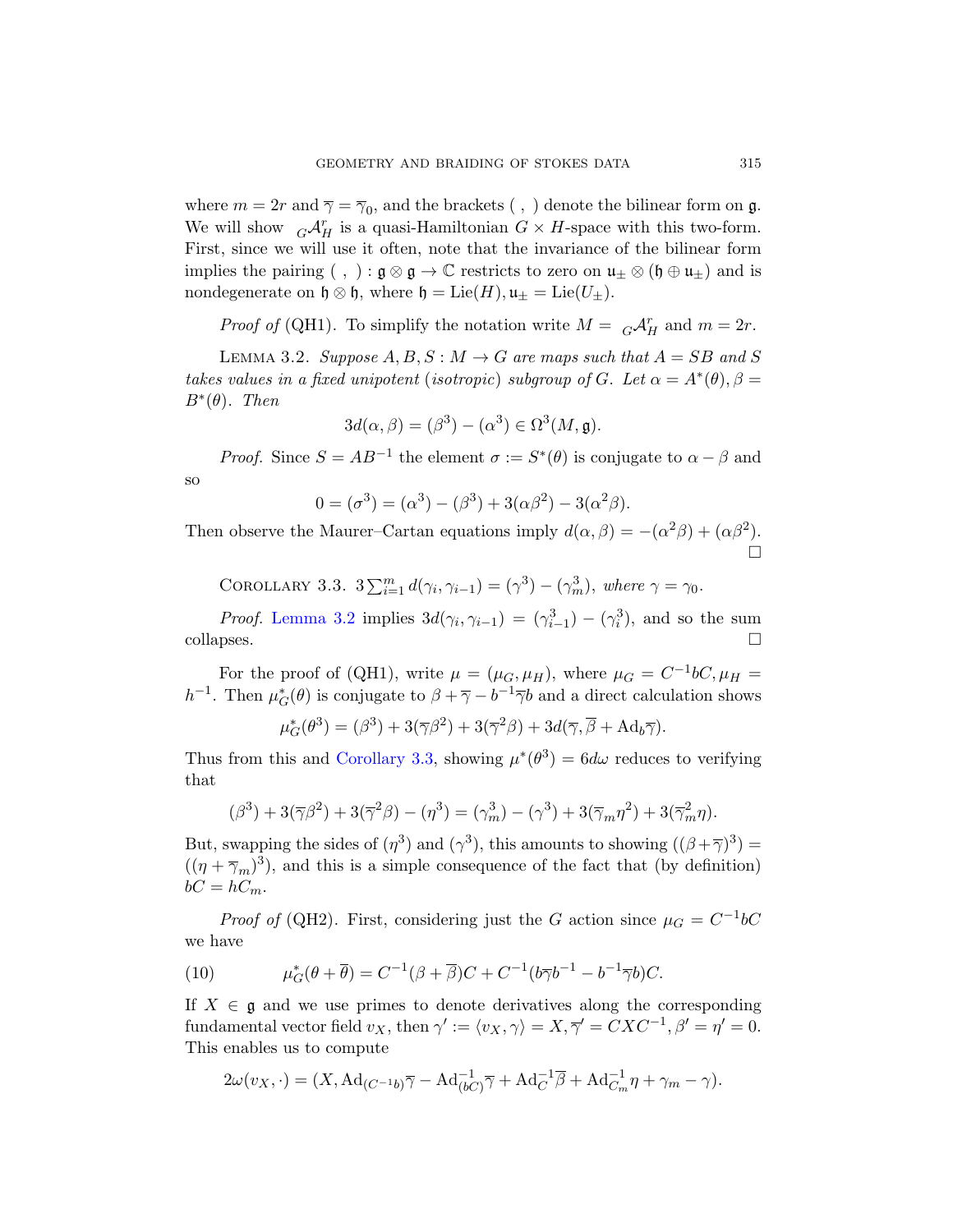where $m = 2r$ and $\overline{\gamma} = \overline{\gamma}_0$, and the brackets $(\ ,\ )$ denote the bilinear form on $\mathfrak{g}$. We will show ${}_G\mathcal{A}^r_H$ is a quasi-Hamiltonian $G \times H$-space with this two-form. First, since we will use it often, note that the invariance of the bilinear form implies the pairing $(\ ,\ ) : \mathfrak{g} \otimes \mathfrak{g} \to \mathbb{C}$ restricts to zero on $\mathfrak{u}_\pm \otimes (\mathfrak{h} \oplus \mathfrak{u}_\pm)$ and is nondegenerate on $\mathfrak{h} \otimes \mathfrak{h}$, where $\mathfrak{h} = \mathrm{Lie}(H), \mathfrak{u}_\pm = \mathrm{Lie}(U_\pm)$.

*Proof of* (QH1). To simplify the notation write $M = {}_G\mathcal{A}^r_H$ and $m = 2r$.

Lemma 3.2. *Suppose $A, B, S : M \to G$ are maps such that $A = SB$ and $S$ takes values in a fixed unipotent* (*isotropic*) *subgroup of $G$. Let $\alpha = A^*(\theta), \beta = B^*(\theta)$. Then*

$$3d(\alpha, \beta) = (\beta^3) - (\alpha^3) \in \Omega^3(M, \mathfrak{g}).$$

*Proof*. Since $S = AB^{-1}$ the element $\sigma := S^*(\theta)$ is conjugate to $\alpha - \beta$ and so

$$0 = (\sigma^3) = (\alpha^3) - (\beta^3) + 3(\alpha\beta^2) - 3(\alpha^2\beta).$$

Then observe the Maurer–Cartan equations imply $d(\alpha, \beta) = -(\alpha^2\beta) + (\alpha\beta^2)$. □

Corollary 3.3. $3\sum_{i=1}^m d(\gamma_i, \gamma_{i-1}) = (\gamma^3) - (\gamma_m^3)$, *where* $\gamma = \gamma_0$.

*Proof*. Lemma 3.2 implies $3d(\gamma_i, \gamma_{i-1}) = (\gamma_{i-1}^3) - (\gamma_i^3)$, and so the sum collapses. □

For the proof of (QH1), write $\mu = (\mu_G, \mu_H)$, where $\mu_G = C^{-1}bC, \mu_H = h^{-1}$. Then $\mu_G^*(\theta)$ is conjugate to $\beta + \overline{\gamma} - b^{-1}\overline{\gamma}b$ and a direct calculation shows

$$\mu_G^*(\theta^3) = (\beta^3) + 3(\overline{\gamma}\beta^2) + 3(\overline{\gamma}^2\beta) + 3d(\overline{\gamma}, \overline{\beta} + \mathrm{Ad}_b\overline{\gamma}).$$

Thus from this and Corollary 3.3, showing $\mu^*(\theta^3) = 6d\omega$ reduces to verifying that

$$(\beta^3) + 3(\overline{\gamma}\beta^2) + 3(\overline{\gamma}^2\beta) - (\eta^3) = (\gamma_m^3) - (\gamma^3) + 3(\overline{\gamma}_m\eta^2) + 3(\overline{\gamma}_m^2\eta).$$

But, swapping the sides of $(\eta^3)$ and $(\gamma^3)$, this amounts to showing $((\beta + \overline{\gamma})^3) = ((\eta + \overline{\gamma}_m)^3)$, and this is a simple consequence of the fact that (by definition) $bC = hC_m$.

*Proof of* (QH2). First, considering just the $G$ action since $\mu_G = C^{-1}bC$ we have

$$\mu_G^*(\theta + \overline{\theta}) = C^{-1}(\beta + \overline{\beta})C + C^{-1}(b\overline{\gamma}b^{-1} - b^{-1}\overline{\gamma}b)C. \tag{10}$$

If $X \in \mathfrak{g}$ and we use primes to denote derivatives along the corresponding fundamental vector field $v_X$, then $\gamma' := \langle v_X, \gamma \rangle = X, \overline{\gamma}' = CXC^{-1}, \beta' = \eta' = 0$. This enables us to compute

$$2\omega(v_X, \cdot) = (X, \mathrm{Ad}_{(C^{-1}b)}\overline{\gamma} - \mathrm{Ad}^{-1}_{(bC)}\overline{\gamma} + \mathrm{Ad}^{-1}_C\overline{\beta} + \mathrm{Ad}^{-1}_{C_m}\eta + \gamma_m - \gamma).$$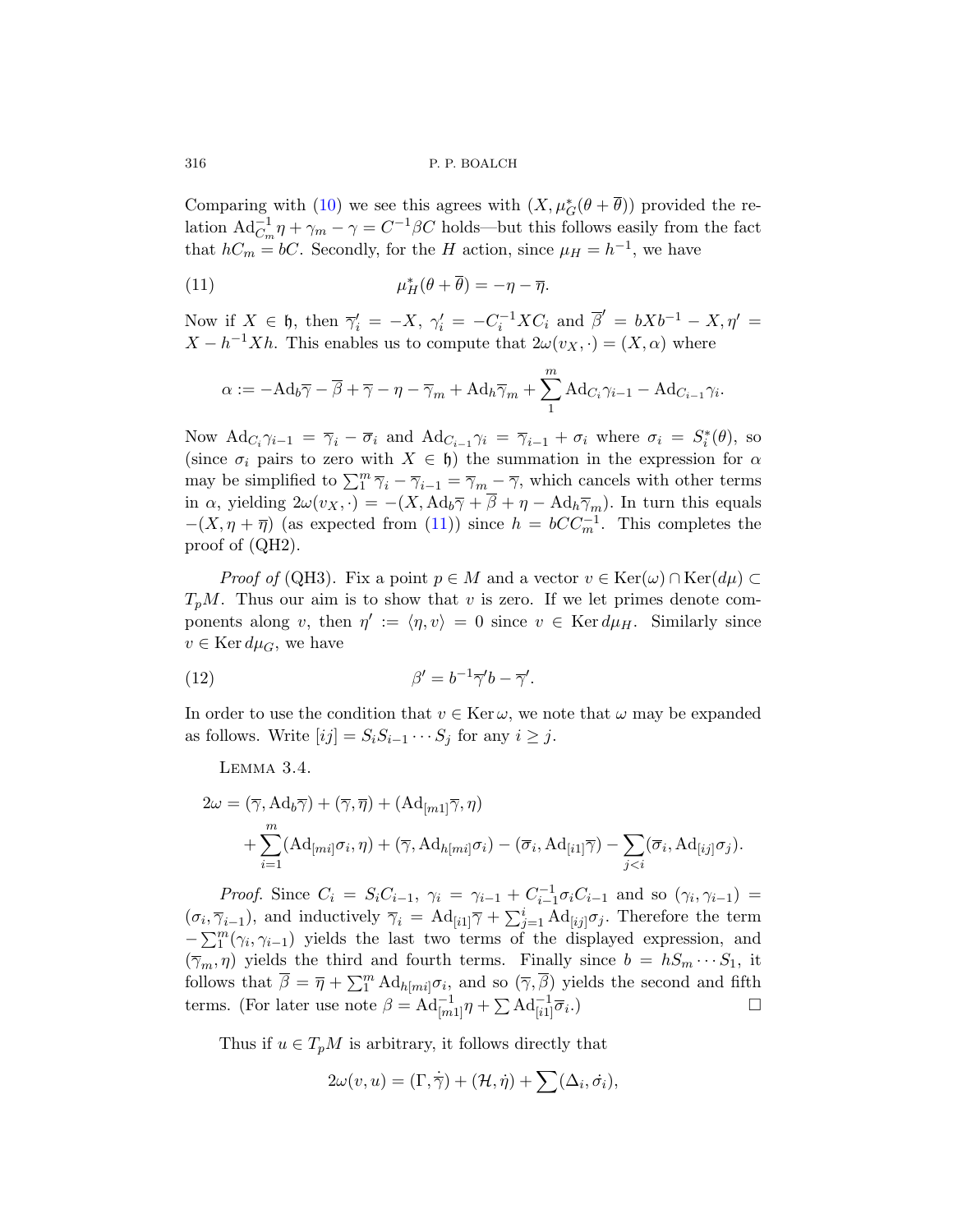Comparing with (10) we see this agrees with $(X, \mu_G^*(\theta + \overline{\theta}))$ provided the relation $\mathrm{Ad}_{C_m}^{-1}\eta + \gamma_m - \gamma = C^{-1}\beta C$ holds—but this follows easily from the fact that $hC_m = bC$. Secondly, for the $H$ action, since $\mu_H = h^{-1}$, we have

$$\mu_H^*(\theta + \overline{\theta}) = -\eta - \overline{\eta}. \tag{11}$$

Now if $X \in \mathfrak{h}$, then $\overline{\gamma}_i' = -X$, $\gamma_i' = -C_i^{-1}XC_i$ and $\overline{\beta}' = bXb^{-1} - X, \eta' = X - h^{-1}Xh$. This enables us to compute that $2\omega(v_X, \cdot) = (X, \alpha)$ where

$$\alpha := -\mathrm{Ad}_b\overline{\gamma} - \overline{\beta} + \overline{\gamma} - \eta - \overline{\gamma}_m + \mathrm{Ad}_h\overline{\gamma}_m + \sum_1^m \mathrm{Ad}_{C_i}\gamma_{i-1} - \mathrm{Ad}_{C_{i-1}}\gamma_i.$$

Now $\mathrm{Ad}_{C_i}\gamma_{i-1} = \overline{\gamma}_i - \overline{\sigma}_i$ and $\mathrm{Ad}_{C_{i-1}}\gamma_i = \overline{\gamma}_{i-1} + \sigma_i$ where $\sigma_i = S_i^*(\theta)$, so (since $\sigma_i$ pairs to zero with $X \in \mathfrak{h}$) the summation in the expression for $\alpha$ may be simplified to $\sum_1^m \overline{\gamma}_i - \overline{\gamma}_{i-1} = \overline{\gamma}_m - \overline{\gamma}$, which cancels with other terms in $\alpha$, yielding $2\omega(v_X, \cdot) = -(X, \mathrm{Ad}_b\overline{\gamma} + \overline{\beta} + \eta - \mathrm{Ad}_h\overline{\gamma}_m)$. In turn this equals $-(X, \eta + \overline{\eta})$ (as expected from (11)) since $h = bCC_m^{-1}$. This completes the proof of (QH2).

*Proof of* (QH3). Fix a point $p \in M$ and a vector $v \in \mathrm{Ker}(\omega) \cap \mathrm{Ker}(d\mu) \subset T_pM$. Thus our aim is to show that $v$ is zero. If we let primes denote components along $v$, then $\eta' := \langle \eta, v\rangle = 0$ since $v \in \mathrm{Ker}\, d\mu_H$. Similarly since $v \in \mathrm{Ker}\, d\mu_G$, we have

$$\beta' = b^{-1}\overline{\gamma}' b - \overline{\gamma}'. \tag{12}$$

In order to use the condition that $v \in \mathrm{Ker}\,\omega$, we note that $\omega$ may be expanded as follows. Write $[ij] = S_iS_{i-1}\cdots S_j$ for any $i \geq j$.

Lemma 3.4.

$$\begin{aligned} 2\omega = &(\overline{\gamma}, \mathrm{Ad}_b\overline{\gamma}) + (\overline{\gamma}, \overline{\eta}) + (\mathrm{Ad}_{[m1]}\overline{\gamma}, \eta) \\ &+ \sum_{i=1}^m (\mathrm{Ad}_{[mi]}\sigma_i, \eta) + (\overline{\gamma}, \mathrm{Ad}_{h[mi]}\sigma_i) - (\overline{\sigma}_i, \mathrm{Ad}_{[i1]}\overline{\gamma}) - \sum_{j<i}(\overline{\sigma}_i, \mathrm{Ad}_{[ij]}\sigma_j). \end{aligned}$$

*Proof.* Since $C_i = S_iC_{i-1}$, $\gamma_i = \gamma_{i-1} + C_{i-1}^{-1}\sigma_iC_{i-1}$ and so $(\gamma_i, \gamma_{i-1}) = (\sigma_i, \overline{\gamma}_{i-1})$, and inductively $\overline{\gamma}_i = \mathrm{Ad}_{[i1]}\overline{\gamma} + \sum_{j=1}^i \mathrm{Ad}_{[ij]}\sigma_j$. Therefore the term $-\sum_1^m(\gamma_i, \gamma_{i-1})$ yields the last two terms of the displayed expression, and $(\overline{\gamma}_m, \eta)$ yields the third and fourth terms. Finally since $b = hS_m\cdots S_1$, it follows that $\overline{\beta} = \overline{\eta} + \sum_1^m \mathrm{Ad}_{h[mi]}\sigma_i$, and so $(\overline{\gamma}, \overline{\beta})$ yields the second and fifth terms. (For later use note $\beta = \mathrm{Ad}_{[m1]}^{-1}\eta + \sum \mathrm{Ad}_{[i1]}^{-1}\overline{\sigma}_i$.) $\square$

Thus if $u \in T_pM$ is arbitrary, it follows directly that

$$2\omega(v, u) = (\Gamma, \dot{\overline{\gamma}}) + (\mathcal{H}, \dot{\eta}) + \sum(\Delta_i, \dot{\sigma}_i),$$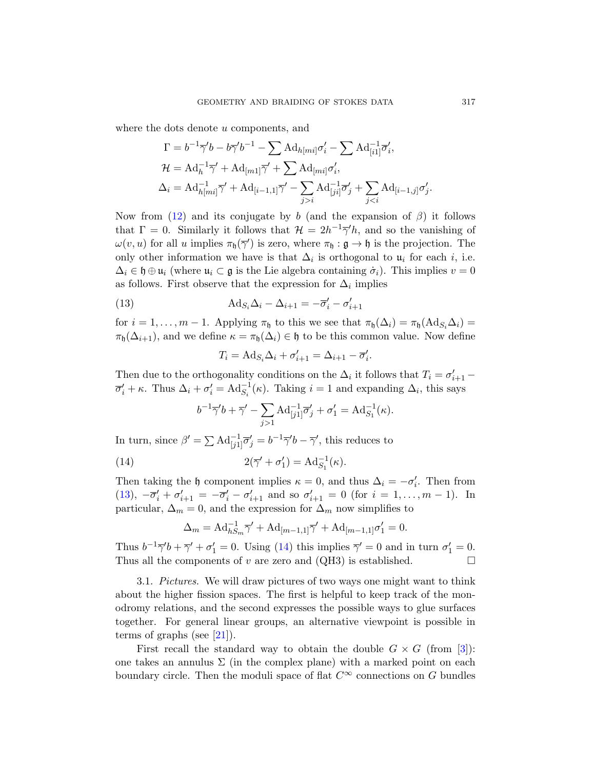where the dots denote $u$ components, and

$$\Gamma = b^{-1}\overline{\gamma}'b - b\overline{\gamma}'b^{-1} - \sum \mathrm{Ad}_{h[mi]}\sigma_i' - \sum \mathrm{Ad}_{[i1]}^{-1}\overline{\sigma}_i',$$

$$\mathcal{H} = \mathrm{Ad}_h^{-1}\overline{\gamma}' + \mathrm{Ad}_{[m1]}\overline{\gamma}' + \sum \mathrm{Ad}_{[mi]}\sigma_i',$$

$$\Delta_i = \mathrm{Ad}_{h[mi]}^{-1}\overline{\gamma}' + \mathrm{Ad}_{[i-1,1]}\overline{\gamma}' - \sum_{j>i}\mathrm{Ad}_{[ji]}^{-1}\overline{\sigma}_j' + \sum_{j<i}\mathrm{Ad}_{[i-1,j]}\sigma_j'.$$

Now from (12) and its conjugate by $b$ (and the expansion of $\beta$) it follows that $\Gamma = 0$. Similarly it follows that $\mathcal{H} = 2h^{-1}\overline{\gamma}'h$, and so the vanishing of $\omega(v,u)$ for all $u$ implies $\pi_{\mathfrak{h}}(\overline{\gamma}')$ is zero, where $\pi_{\mathfrak{h}} : \mathfrak{g} \to \mathfrak{h}$ is the projection. The only other information we have is that $\Delta_i$ is orthogonal to $\mathfrak{u}_i$ for each $i$, i.e. $\Delta_i \in \mathfrak{h} \oplus \mathfrak{u}_i$ (where $\mathfrak{u}_i \subset \mathfrak{g}$ is the Lie algebra containing $\dot{\sigma}_i$). This implies $v = 0$ as follows. First observe that the expression for $\Delta_i$ implies

$$\mathrm{Ad}_{S_i}\Delta_i - \Delta_{i+1} = -\overline{\sigma}_i' - \sigma_{i+1}' \tag{13}$$

for $i = 1, \ldots, m-1$. Applying $\pi_{\mathfrak{h}}$ to this we see that $\pi_{\mathfrak{h}}(\Delta_i) = \pi_{\mathfrak{h}}(\mathrm{Ad}_{S_i}\Delta_i) = \pi_{\mathfrak{h}}(\Delta_{i+1})$, and we define $\kappa = \pi_{\mathfrak{h}}(\Delta_i) \in \mathfrak{h}$ to be this common value. Now define

$$T_i = \mathrm{Ad}_{S_i}\Delta_i + \sigma_{i+1}' = \Delta_{i+1} - \overline{\sigma}_i'.$$

Then due to the orthogonality conditions on the $\Delta_i$ it follows that $T_i = \sigma_{i+1}' - \overline{\sigma}_i' + \kappa$. Thus $\Delta_i + \sigma_i' = \mathrm{Ad}_{S_i}^{-1}(\kappa)$. Taking $i = 1$ and expanding $\Delta_i$, this says

$$b^{-1}\overline{\gamma}'b + \overline{\gamma}' - \sum_{j>1}\mathrm{Ad}_{[j1]}^{-1}\overline{\sigma}_j' + \sigma_1' = \mathrm{Ad}_{S_1}^{-1}(\kappa).$$

In turn, since $\beta' = \sum \mathrm{Ad}_{[j1]}^{-1}\overline{\sigma}_j' = b^{-1}\overline{\gamma}'b - \overline{\gamma}'$, this reduces to

$$2(\overline{\gamma}' + \sigma_1') = \mathrm{Ad}_{S_1}^{-1}(\kappa). \tag{14}$$

Then taking the $\mathfrak{h}$ component implies $\kappa = 0$, and thus $\Delta_i = -\sigma_i'$. Then from (13), $-\overline{\sigma}_i' + \sigma_{i+1}' = -\overline{\sigma}_i' - \sigma_{i+1}'$ and so $\sigma_{i+1}' = 0$ (for $i = 1, \ldots, m-1$). In particular, $\Delta_m = 0$, and the expression for $\Delta_m$ now simplifies to

$$\Delta_m = \mathrm{Ad}_{hS_m}^{-1}\overline{\gamma}' + \mathrm{Ad}_{[m-1,1]}\overline{\gamma}' + \mathrm{Ad}_{[m-1,1]}\sigma_1' = 0.$$

Thus $b^{-1}\overline{\gamma}'b + \overline{\gamma}' + \sigma_1' = 0$. Using (14) this implies $\overline{\gamma}' = 0$ and in turn $\sigma_1' = 0$. Thus all the components of $v$ are zero and (QH3) is established. □

### 3.1. *Pictures.*

We will draw pictures of two ways one might want to think about the higher fission spaces. The first is helpful to keep track of the monodromy relations, and the second expresses the possible ways to glue surfaces together. For general linear groups, an alternative viewpoint is possible in terms of graphs (see [21]).

First recall the standard way to obtain the double $G \times G$ (from [3]): one takes an annulus $\Sigma$ (in the complex plane) with a marked point on each boundary circle. Then the moduli space of flat $C^\infty$ connections on $G$ bundles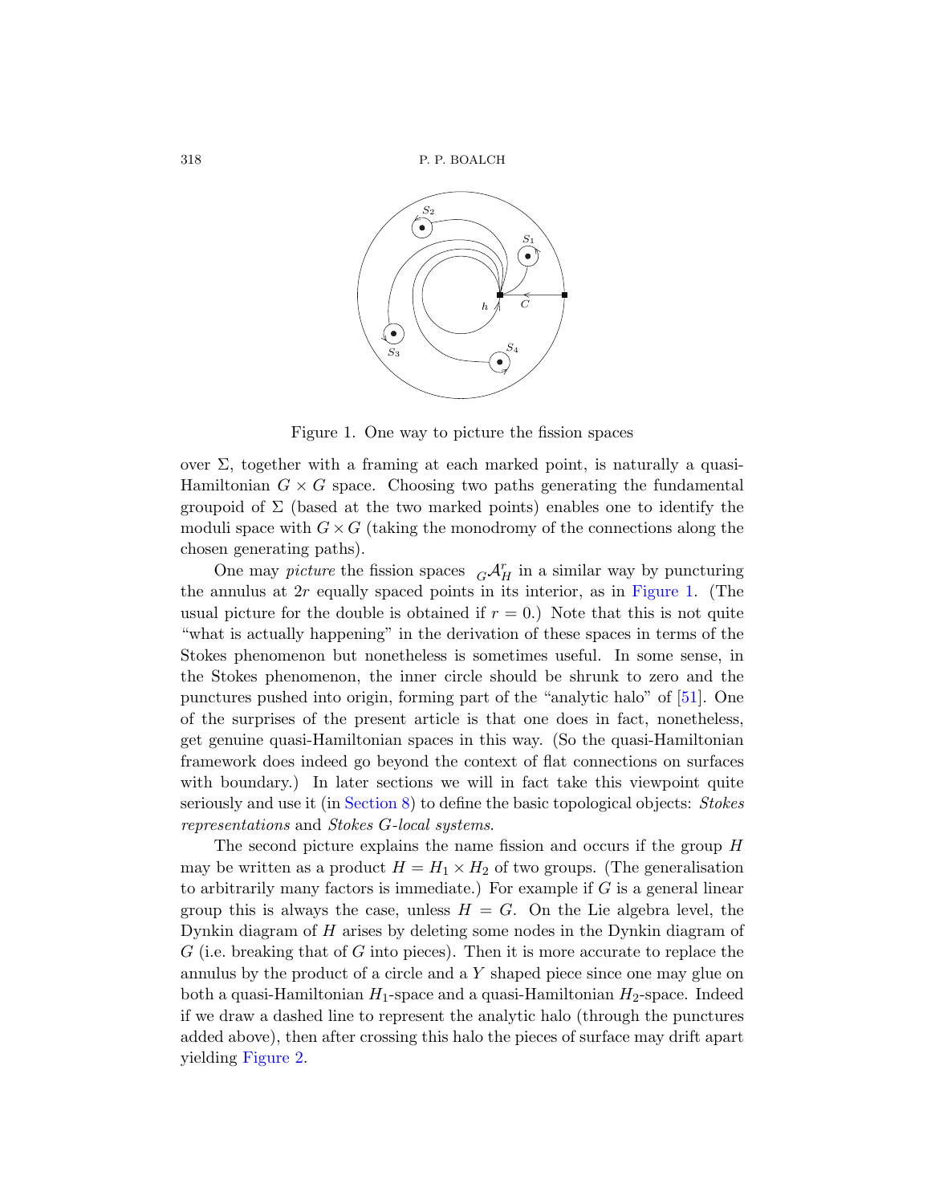Figure 1. One way to picture the fission spaces

over $\Sigma$, together with a framing at each marked point, is naturally a quasi-Hamiltonian $G \times G$ space. Choosing two paths generating the fundamental groupoid of $\Sigma$ (based at the two marked points) enables one to identify the moduli space with $G \times G$ (taking the monodromy of the connections along the chosen generating paths).

One may *picture* the fission spaces ${}_G\mathcal{A}^r_H$ in a similar way by puncturing the annulus at $2r$ equally spaced points in its interior, as in Figure 1. (The usual picture for the double is obtained if $r = 0$.) Note that this is not quite "what is actually happening" in the derivation of these spaces in terms of the Stokes phenomenon but nonetheless is sometimes useful. In some sense, in the Stokes phenomenon, the inner circle should be shrunk to zero and the punctures pushed into origin, forming part of the "analytic halo" of [51]. One of the surprises of the present article is that one does in fact, nonetheless, get genuine quasi-Hamiltonian spaces in this way. (So the quasi-Hamiltonian framework does indeed go beyond the context of flat connections on surfaces with boundary.) In later sections we will in fact take this viewpoint quite seriously and use it (in Section 8) to define the basic topological objects: *Stokes representations* and *Stokes $G$-local systems*.

The second picture explains the name fission and occurs if the group $H$ may be written as a product $H = H_1 \times H_2$ of two groups. (The generalisation to arbitrarily many factors is immediate.) For example if $G$ is a general linear group this is always the case, unless $H = G$. On the Lie algebra level, the Dynkin diagram of $H$ arises by deleting some nodes in the Dynkin diagram of $G$ (i.e. breaking that of $G$ into pieces). Then it is more accurate to replace the annulus by the product of a circle and a $Y$ shaped piece since one may glue on both a quasi-Hamiltonian $H_1$-space and a quasi-Hamiltonian $H_2$-space. Indeed if we draw a dashed line to represent the analytic halo (through the punctures added above), then after crossing this halo the pieces of surface may drift apart yielding Figure 2.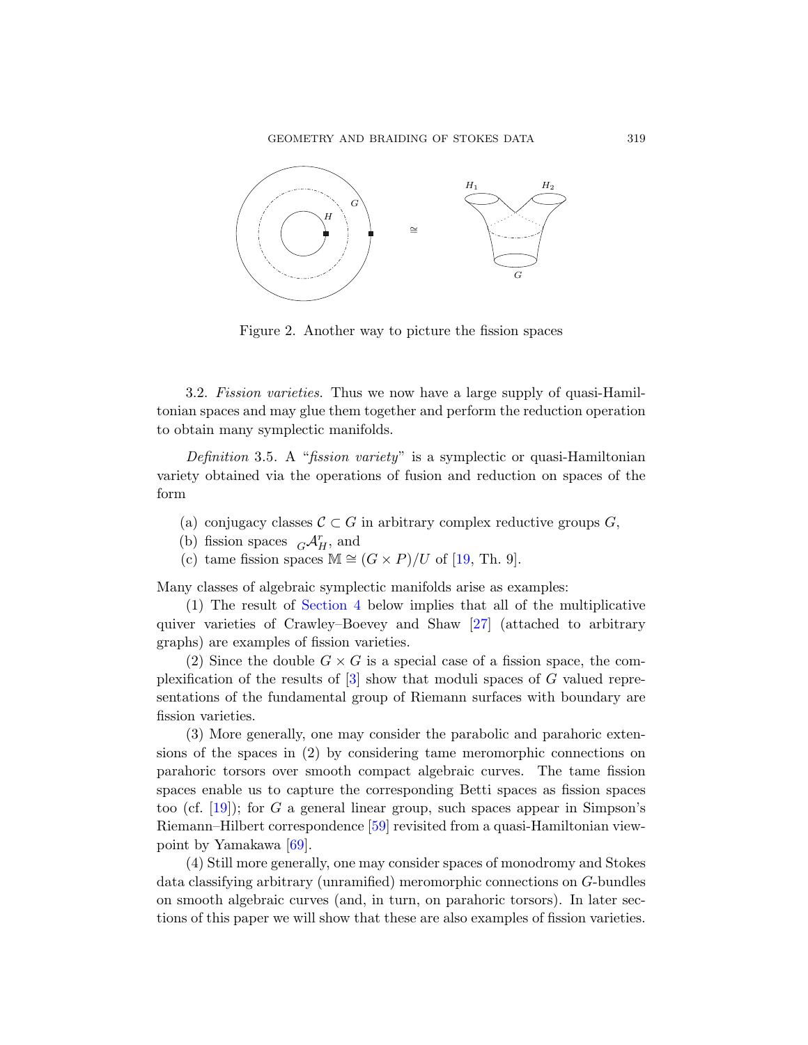Figure 2. Another way to picture the fission spaces

3.2. *Fission varieties.* Thus we now have a large supply of quasi-Hamiltonian spaces and may glue them together and perform the reduction operation to obtain many symplectic manifolds.

*Definition* 3.5. A "*fission variety*" is a symplectic or quasi-Hamiltonian variety obtained via the operations of fusion and reduction on spaces of the form

(a) conjugacy classes $\mathcal{C} \subset G$ in arbitrary complex reductive groups $G$,

(b) fission spaces ${}_G\mathcal{A}^r_H$, and

(c) tame fission spaces $\mathbb{M} \cong (G \times P)/U$ of [19, Th. 9].

Many classes of algebraic symplectic manifolds arise as examples:

(1) The result of Section 4 below implies that all of the multiplicative quiver varieties of Crawley–Boevey and Shaw [27] (attached to arbitrary graphs) are examples of fission varieties.

(2) Since the double $G \times G$ is a special case of a fission space, the complexification of the results of [3] show that moduli spaces of $G$ valued representations of the fundamental group of Riemann surfaces with boundary are fission varieties.

(3) More generally, one may consider the parabolic and parahoric extensions of the spaces in (2) by considering tame meromorphic connections on parahoric torsors over smooth compact algebraic curves. The tame fission spaces enable us to capture the corresponding Betti spaces as fission spaces too (cf. [19]); for $G$ a general linear group, such spaces appear in Simpson's Riemann–Hilbert correspondence [59] revisited from a quasi-Hamiltonian viewpoint by Yamakawa [69].

(4) Still more generally, one may consider spaces of monodromy and Stokes data classifying arbitrary (unramified) meromorphic connections on $G$-bundles on smooth algebraic curves (and, in turn, on parahoric torsors). In later sections of this paper we will show that these are also examples of fission varieties.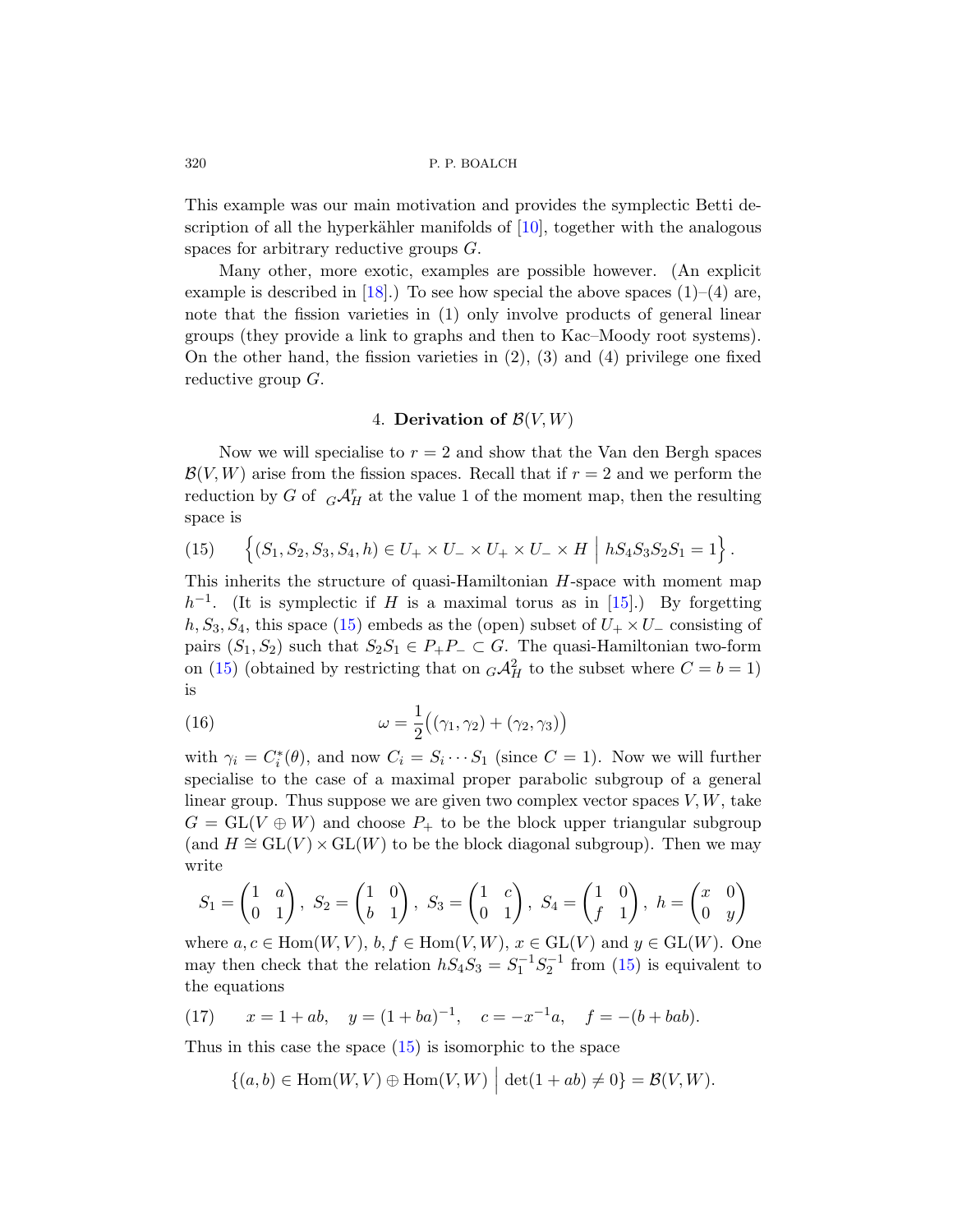This example was our main motivation and provides the symplectic Betti description of all the hyperkähler manifolds of [10], together with the analogous spaces for arbitrary reductive groups $G$.

Many other, more exotic, examples are possible however. (An explicit example is described in [18].) To see how special the above spaces (1)–(4) are, note that the fission varieties in (1) only involve products of general linear groups (they provide a link to graphs and then to Kac–Moody root systems). On the other hand, the fission varieties in (2), (3) and (4) privilege one fixed reductive group $G$.

## 4. Derivation of $\mathcal{B}(V,W)$

Now we will specialise to $r=2$ and show that the Van den Bergh spaces $\mathcal{B}(V,W)$ arise from the fission spaces. Recall that if $r=2$ and we perform the reduction by $G$ of ${}_G\mathcal{A}^r_H$ at the value 1 of the moment map, then the resulting space is

$$\Big\{(S_1,S_2,S_3,S_4,h)\in U_+\times U_-\times U_+\times U_-\times H \;\Big|\; hS_4S_3S_2S_1=1\Big\}. \tag{15}$$

This inherits the structure of quasi-Hamiltonian $H$-space with moment map $h^{-1}$. (It is symplectic if $H$ is a maximal torus as in [15].) By forgetting $h,S_3,S_4$, this space (15) embeds as the (open) subset of $U_+\times U_-$ consisting of pairs $(S_1,S_2)$ such that $S_2S_1\in P_+P_-\subset G$. The quasi-Hamiltonian two-form on (15) (obtained by restricting that on ${}_G\mathcal{A}^2_H$ to the subset where $C=b=1$) is

$$\omega=\frac{1}{2}\big((\gamma_1,\gamma_2)+(\gamma_2,\gamma_3)\big) \tag{16}$$

with $\gamma_i=C_i^*(\theta)$, and now $C_i=S_i\cdots S_1$ (since $C=1$). Now we will further specialise to the case of a maximal proper parabolic subgroup of a general linear group. Thus suppose we are given two complex vector spaces $V,W$, take $G=\mathrm{GL}(V\oplus W)$ and choose $P_+$ to be the block upper triangular subgroup (and $H\cong \mathrm{GL}(V)\times\mathrm{GL}(W)$ to be the block diagonal subgroup). Then we may write

$$S_1=\begin{pmatrix}1&a\\0&1\end{pmatrix},\ S_2=\begin{pmatrix}1&0\\b&1\end{pmatrix},\ S_3=\begin{pmatrix}1&c\\0&1\end{pmatrix},\ S_4=\begin{pmatrix}1&0\\f&1\end{pmatrix},\ h=\begin{pmatrix}x&0\\0&y\end{pmatrix}$$

where $a,c\in\mathrm{Hom}(W,V)$, $b,f\in\mathrm{Hom}(V,W)$, $x\in\mathrm{GL}(V)$ and $y\in\mathrm{GL}(W)$. One may then check that the relation $hS_4S_3=S_1^{-1}S_2^{-1}$ from (15) is equivalent to the equations

$$x=1+ab,\quad y=(1+ba)^{-1},\quad c=-x^{-1}a,\quad f=-(b+bab). \tag{17}$$

Thus in this case the space (15) is isomorphic to the space

$$\{(a,b)\in\mathrm{Hom}(W,V)\oplus\mathrm{Hom}(V,W)\;\big|\;\det(1+ab)\neq 0\}=\mathcal{B}(V,W).$$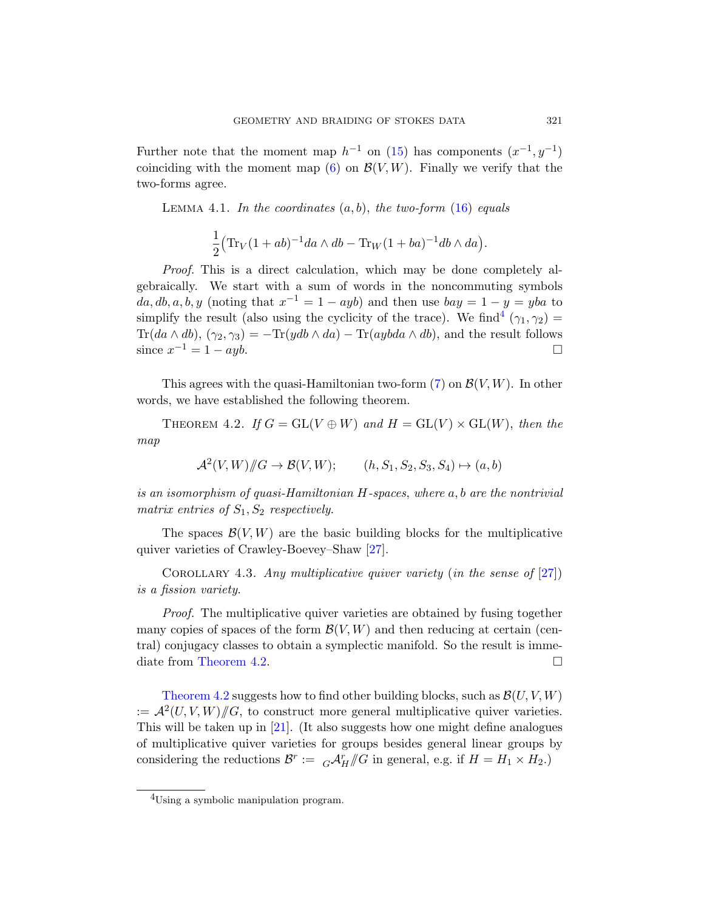Further note that the moment map $h^{-1}$ on (15) has components $(x^{-1}, y^{-1})$ coinciding with the moment map (6) on $\mathcal{B}(V,W)$. Finally we verify that the two-forms agree.

Lemma 4.1. *In the coordinates $(a,b)$, the two-form (16) equals*

$$\frac{1}{2}\big(\mathrm{Tr}_V(1+ab)^{-1}da\wedge db - \mathrm{Tr}_W(1+ba)^{-1}db\wedge da\big).$$

*Proof.* This is a direct calculation, which may be done completely algebraically. We start with a sum of words in the noncommuting symbols $da, db, a, b, y$ (noting that $x^{-1} = 1 - ayb$) and then use $bay = 1 - y = yba$ to simplify the result (also using the cyclicity of the trace). We find[4] $(\gamma_1,\gamma_2) = \mathrm{Tr}(da\wedge db)$, $(\gamma_2,\gamma_3) = -\mathrm{Tr}(ydb\wedge da) - \mathrm{Tr}(aybda\wedge db)$, and the result follows since $x^{-1} = 1 - ayb$. □

This agrees with the quasi-Hamiltonian two-form (7) on $\mathcal{B}(V,W)$. In other words, we have established the following theorem.

Theorem 4.2. *If $G = \mathrm{GL}(V\oplus W)$ and $H = \mathrm{GL}(V)\times\mathrm{GL}(W)$, then the map*

$$\mathcal{A}^2(V,W)/\!\!/G \to \mathcal{B}(V,W); \qquad (h, S_1, S_2, S_3, S_4)\mapsto (a,b)$$

*is an isomorphism of quasi-Hamiltonian $H$-spaces, where $a, b$ are the nontrivial matrix entries of $S_1, S_2$ respectively.*

The spaces $\mathcal{B}(V,W)$ are the basic building blocks for the multiplicative quiver varieties of Crawley-Boevey–Shaw [27].

Corollary 4.3. *Any multiplicative quiver variety* (*in the sense of* [27]) *is a fission variety.*

*Proof.* The multiplicative quiver varieties are obtained by fusing together many copies of spaces of the form $\mathcal{B}(V,W)$ and then reducing at certain (central) conjugacy classes to obtain a symplectic manifold. So the result is immediate from Theorem 4.2. □

Theorem 4.2 suggests how to find other building blocks, such as $\mathcal{B}(U,V,W) := \mathcal{A}^2(U,V,W)/\!\!/G$, to construct more general multiplicative quiver varieties. This will be taken up in [21]. (It also suggests how one might define analogues of multiplicative quiver varieties for groups besides general linear groups by considering the reductions $\mathcal{B}^r := {}_G\mathcal{A}^r_H/\!\!/G$ in general, e.g. if $H = H_1\times H_2$.)

---

[4] Using a symbolic manipulation program.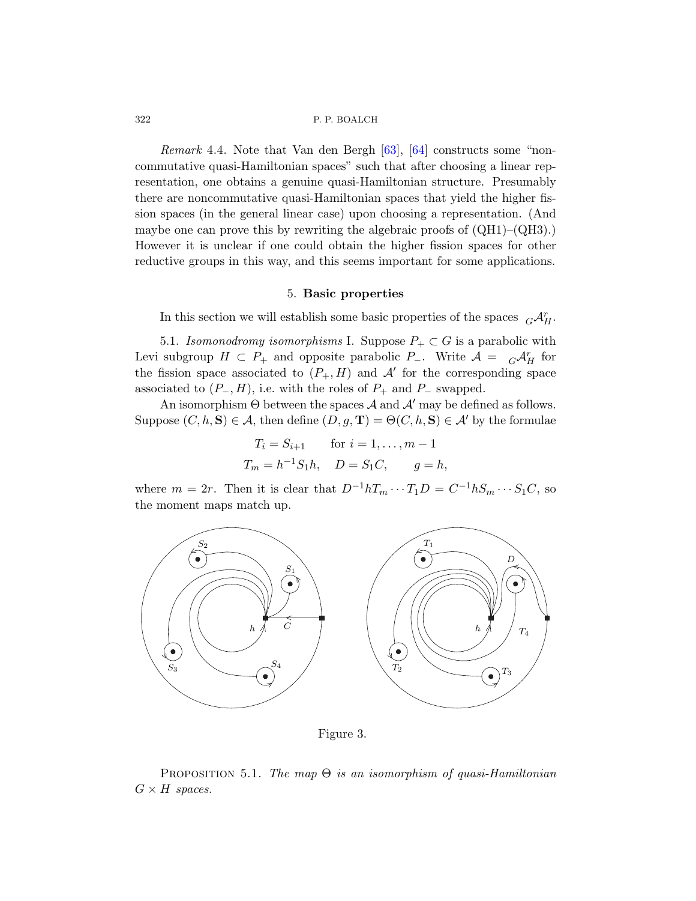*Remark* 4.4. Note that Van den Bergh [63], [64] constructs some "noncommutative quasi-Hamiltonian spaces" such that after choosing a linear representation, one obtains a genuine quasi-Hamiltonian structure. Presumably there are noncommutative quasi-Hamiltonian spaces that yield the higher fission spaces (in the general linear case) upon choosing a representation. (And maybe one can prove this by rewriting the algebraic proofs of (QH1)–(QH3).) However it is unclear if one could obtain the higher fission spaces for other reductive groups in this way, and this seems important for some applications.

## 5. **Basic properties**

In this section we will establish some basic properties of the spaces ${}_G\mathcal{A}^r_H$.

5.1. *Isomonodromy isomorphisms* I. Suppose $P_+ \subset G$ is a parabolic with Levi subgroup $H \subset P_+$ and opposite parabolic $P_-$. Write $\mathcal{A} = {}_G\mathcal{A}^r_H$ for the fission space associated to $(P_+, H)$ and $\mathcal{A}'$ for the corresponding space associated to $(P_-, H)$, i.e. with the roles of $P_+$ and $P_-$ swapped.

An isomorphism $\Theta$ between the spaces $\mathcal{A}$ and $\mathcal{A}'$ may be defined as follows. Suppose $(C, h, \mathbf{S}) \in \mathcal{A}$, then define $(D, g, \mathbf{T}) = \Theta(C, h, \mathbf{S}) \in \mathcal{A}'$ by the formulae

$$T_i = S_{i+1} \qquad \text{for } i = 1, \ldots, m-1$$
$$T_m = h^{-1}S_1 h, \quad D = S_1 C, \qquad g = h,$$

where $m = 2r$. Then it is clear that $D^{-1}hT_m \cdots T_1 D = C^{-1}hS_m \cdots S_1 C$, so the moment maps match up.

Figure 3.

PROPOSITION 5.1. *The map $\Theta$ is an isomorphism of quasi-Hamiltonian $G \times H$ spaces.*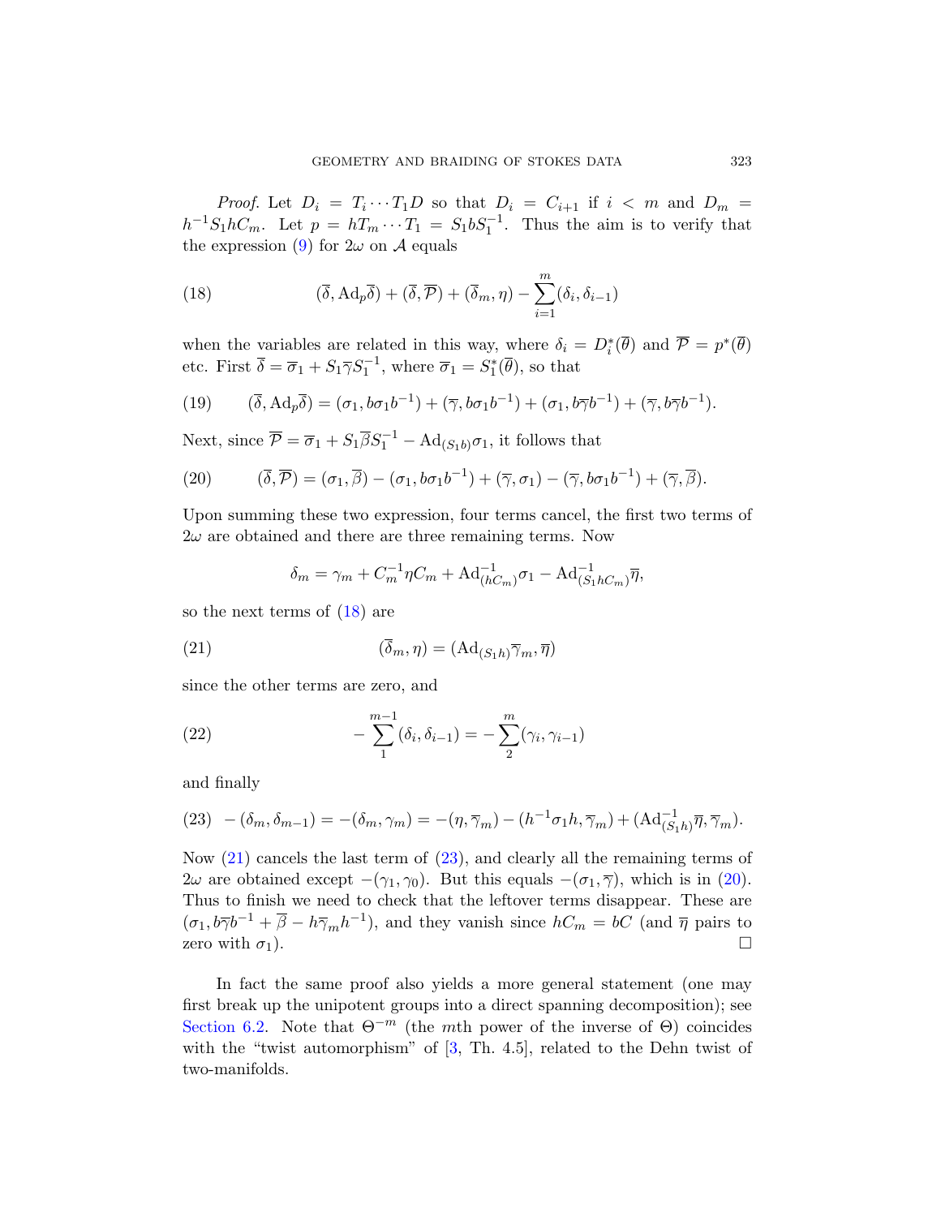*Proof.* Let $D_i = T_i \cdots T_1 D$ so that $D_i = C_{i+1}$ if $i < m$ and $D_m = h^{-1} S_1 h C_m$. Let $p = h T_m \cdots T_1 = S_1 b S_1^{-1}$. Thus the aim is to verify that the expression (9) for $2\omega$ on $\mathcal{A}$ equals

$$(\overline{\delta}, \mathrm{Ad}_p \overline{\delta}) + (\overline{\delta}, \overline{\mathcal{P}}) + (\overline{\delta}_m, \eta) - \sum_{i=1}^{m} (\delta_i, \delta_{i-1}) \tag{18}$$

when the variables are related in this way, where $\delta_i = D_i^*(\overline{\theta})$ and $\overline{\mathcal{P}} = p^*(\overline{\theta})$ etc. First $\overline{\delta} = \overline{\sigma}_1 + S_1 \overline{\gamma} S_1^{-1}$, where $\overline{\sigma}_1 = S_1^*(\overline{\theta})$, so that

$$(\overline{\delta}, \mathrm{Ad}_p \overline{\delta}) = (\sigma_1, b\sigma_1 b^{-1}) + (\overline{\gamma}, b\sigma_1 b^{-1}) + (\sigma_1, b\overline{\gamma} b^{-1}) + (\overline{\gamma}, b\overline{\gamma} b^{-1}). \tag{19}$$

Next, since $\overline{\mathcal{P}} = \overline{\sigma}_1 + S_1 \overline{\beta} S_1^{-1} - \mathrm{Ad}_{(S_1 b)} \sigma_1$, it follows that

$$(\overline{\delta}, \overline{\mathcal{P}}) = (\sigma_1, \overline{\beta}) - (\sigma_1, b\sigma_1 b^{-1}) + (\overline{\gamma}, \sigma_1) - (\overline{\gamma}, b\sigma_1 b^{-1}) + (\overline{\gamma}, \overline{\beta}). \tag{20}$$

Upon summing these two expression, four terms cancel, the first two terms of $2\omega$ are obtained and there are three remaining terms. Now

$$\delta_m = \gamma_m + C_m^{-1} \eta C_m + \mathrm{Ad}_{(hC_m)}^{-1} \sigma_1 - \mathrm{Ad}_{(S_1 h C_m)}^{-1} \overline{\eta},$$

so the next terms of (18) are

$$(\overline{\delta}_m, \eta) = (\mathrm{Ad}_{(S_1 h)} \overline{\gamma}_m, \overline{\eta}) \tag{21}$$

since the other terms are zero, and

$$-\sum_{1}^{m-1} (\delta_i, \delta_{i-1}) = -\sum_{2}^{m} (\gamma_i, \gamma_{i-1}) \tag{22}$$

and finally

$$-(\delta_m, \delta_{m-1}) = -(\delta_m, \gamma_m) = -(\eta, \overline{\gamma}_m) - (h^{-1}\sigma_1 h, \overline{\gamma}_m) + (\mathrm{Ad}_{(S_1 h)}^{-1} \overline{\eta}, \overline{\gamma}_m). \tag{23}$$

Now (21) cancels the last term of (23), and clearly all the remaining terms of $2\omega$ are obtained except $-(\gamma_1, \gamma_0)$. But this equals $-(\sigma_1, \overline{\gamma})$, which is in (20). Thus to finish we need to check that the leftover terms disappear. These are $(\sigma_1, b\overline{\gamma} b^{-1} + \overline{\beta} - h \overline{\gamma}_m h^{-1})$, and they vanish since $hC_m = bC$ (and $\overline{\eta}$ pairs to zero with $\sigma_1$). □

In fact the same proof also yields a more general statement (one may first break up the unipotent groups into a direct spanning decomposition); see Section 6.2. Note that $\Theta^{-m}$ (the $m$th power of the inverse of $\Theta$) coincides with the "twist automorphism" of [3, Th. 4.5], related to the Dehn twist of two-manifolds.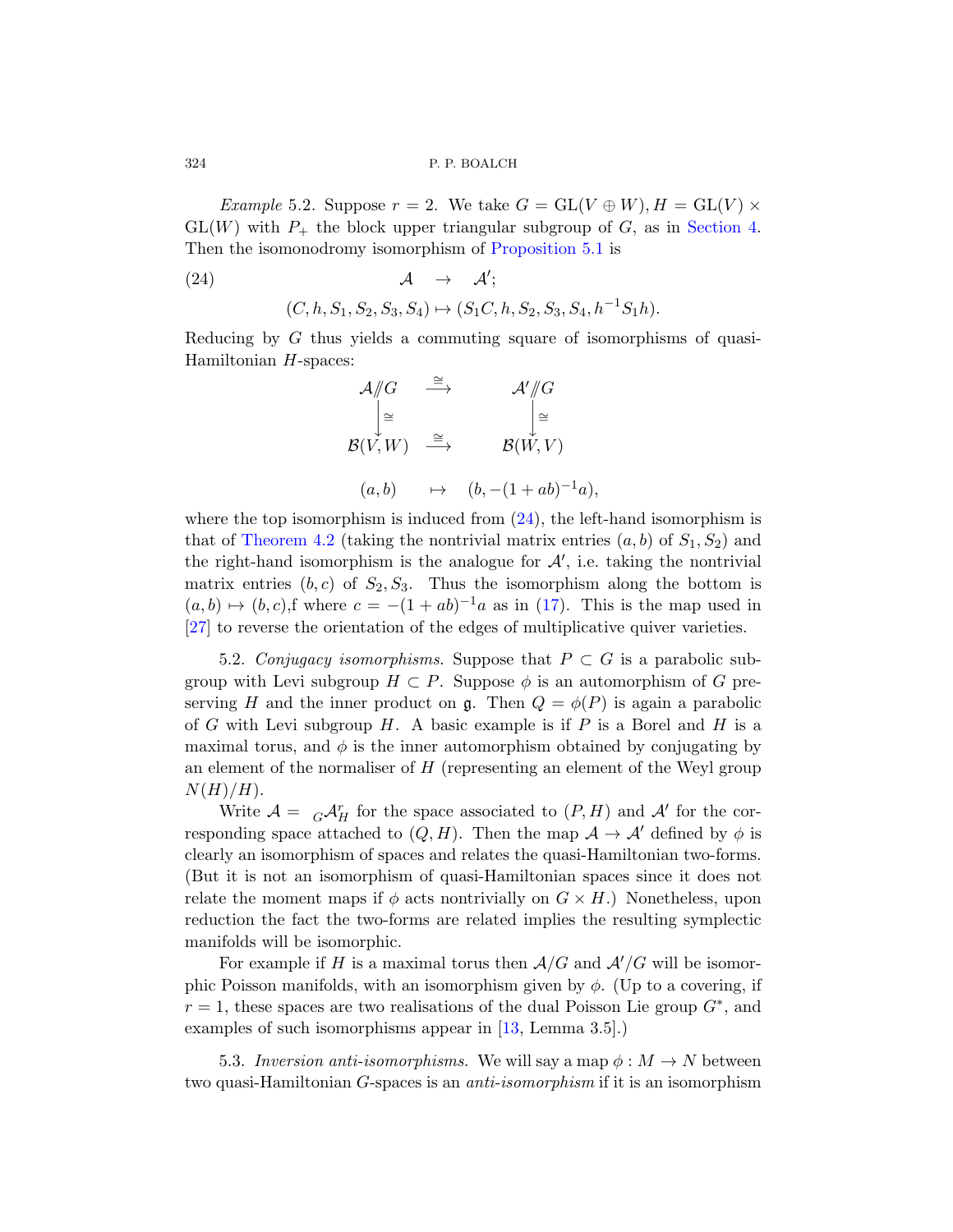*Example* 5.2. Suppose $r = 2$. We take $G = \mathrm{GL}(V \oplus W), H = \mathrm{GL}(V) \times \mathrm{GL}(W)$ with $P_+$ the block upper triangular subgroup of $G$, as in Section 4. Then the isomonodromy isomorphism of Proposition 5.1 is

$$
\begin{aligned}
\mathcal{A} &\to \mathcal{A}'; \\
(C, h, S_1, S_2, S_3, S_4) &\mapsto (S_1 C, h, S_2, S_3, S_4, h^{-1} S_1 h).
\end{aligned}
\tag{24}
$$

Reducing by $G$ thus yields a commuting square of isomorphisms of quasi-Hamiltonian $H$-spaces:

$$
\begin{array}{ccc}
\mathcal{A}/\!\!/G & \xrightarrow{\cong} & \mathcal{A}'/\!\!/G \\
\Big\downarrow{\cong} & & \Big\downarrow{\cong} \\
\mathcal{B}(V, W) & \xrightarrow{\cong} & \mathcal{B}(W, V) \\
 & & \\
(a, b) & \mapsto & (b, -(1 + ab)^{-1} a),
\end{array}
$$

where the top isomorphism is induced from (24), the left-hand isomorphism is that of Theorem 4.2 (taking the nontrivial matrix entries $(a, b)$ of $S_1, S_2$) and the right-hand isomorphism is the analogue for $\mathcal{A}'$, i.e. taking the nontrivial matrix entries $(b, c)$ of $S_2, S_3$. Thus the isomorphism along the bottom is $(a, b) \mapsto (b, c)$,f where $c = -(1 + ab)^{-1} a$ as in (17). This is the map used in [27] to reverse the orientation of the edges of multiplicative quiver varieties.

5.2. *Conjugacy isomorphisms.* Suppose that $P \subset G$ is a parabolic subgroup with Levi subgroup $H \subset P$. Suppose $\phi$ is an automorphism of $G$ preserving $H$ and the inner product on $\mathfrak{g}$. Then $Q = \phi(P)$ is again a parabolic of $G$ with Levi subgroup $H$. A basic example is if $P$ is a Borel and $H$ is a maximal torus, and $\phi$ is the inner automorphism obtained by conjugating by an element of the normaliser of $H$ (representing an element of the Weyl group $N(H)/H$).

Write $\mathcal{A} = {}_G\mathcal{A}^r_H$ for the space associated to $(P, H)$ and $\mathcal{A}'$ for the corresponding space attached to $(Q, H)$. Then the map $\mathcal{A} \to \mathcal{A}'$ defined by $\phi$ is clearly an isomorphism of spaces and relates the quasi-Hamiltonian two-forms. (But it is not an isomorphism of quasi-Hamiltonian spaces since it does not relate the moment maps if $\phi$ acts nontrivially on $G \times H$.) Nonetheless, upon reduction the fact the two-forms are related implies the resulting symplectic manifolds will be isomorphic.

For example if $H$ is a maximal torus then $\mathcal{A}/G$ and $\mathcal{A}'/G$ will be isomorphic Poisson manifolds, with an isomorphism given by $\phi$. (Up to a covering, if $r = 1$, these spaces are two realisations of the dual Poisson Lie group $G^*$, and examples of such isomorphisms appear in [13, Lemma 3.5].)

5.3. *Inversion anti-isomorphisms.* We will say a map $\phi : M \to N$ between two quasi-Hamiltonian $G$-spaces is an *anti-isomorphism* if it is an isomorphism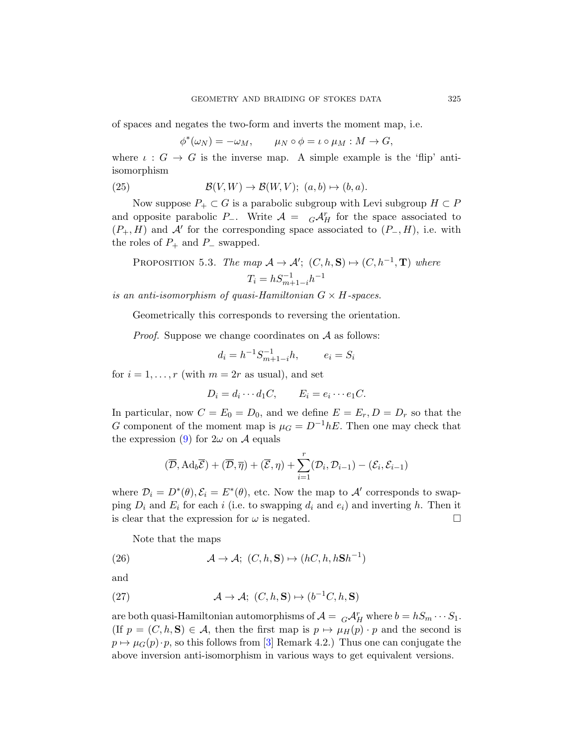of spaces and negates the two-form and inverts the moment map, i.e.

$$\phi^*(\omega_N) = -\omega_M, \qquad \mu_N \circ \phi = \iota \circ \mu_M : M \to G,$$

where $\iota : G \to G$ is the inverse map. A simple example is the 'flip' anti-isomorphism

$$\mathcal{B}(V,W) \to \mathcal{B}(W,V);\ (a,b) \mapsto (b,a). \tag{25}$$

Now suppose $P_+ \subset G$ is a parabolic subgroup with Levi subgroup $H \subset P$ and opposite parabolic $P_-$. Write $\mathcal{A} = {}_G\mathcal{A}^r_H$ for the space associated to $(P_+, H)$ and $\mathcal{A}'$ for the corresponding space associated to $(P_-, H)$, i.e. with the roles of $P_+$ and $P_-$ swapped.

**Proposition 5.3.** *The map $\mathcal{A} \to \mathcal{A}'$; $(C, h, \mathbf{S}) \mapsto (C, h^{-1}, \mathbf{T})$ where*

$$T_i = h S^{-1}_{m+1-i} h^{-1}$$

*is an anti-isomorphism of quasi-Hamiltonian $G \times H$-spaces.*

Geometrically this corresponds to reversing the orientation.

*Proof.* Suppose we change coordinates on $\mathcal{A}$ as follows:

$$d_i = h^{-1} S^{-1}_{m+1-i} h, \qquad e_i = S_i$$

for $i = 1, \ldots, r$ (with $m = 2r$ as usual), and set

$$D_i = d_i \cdots d_1 C, \qquad E_i = e_i \cdots e_1 C.$$

In particular, now $C = E_0 = D_0$, and we define $E = E_r, D = D_r$ so that the $G$ component of the moment map is $\mu_G = D^{-1} h E$. Then one may check that the expression (9) for $2\omega$ on $\mathcal{A}$ equals

$$(\overline{\mathcal{D}}, \mathrm{Ad}_b \overline{\mathcal{E}}) + (\overline{\mathcal{D}}, \overline{\eta}) + (\overline{\mathcal{E}}, \eta) + \sum_{i=1}^{r} (\mathcal{D}_i, \mathcal{D}_{i-1}) - (\mathcal{E}_i, \mathcal{E}_{i-1})$$

where $\mathcal{D}_i = D^*(\theta), \mathcal{E}_i = E^*(\theta)$, etc. Now the map to $\mathcal{A}'$ corresponds to swapping $D_i$ and $E_i$ for each $i$ (i.e. to swapping $d_i$ and $e_i$) and inverting $h$. Then it is clear that the expression for $\omega$ is negated. $\square$

Note that the maps

$$\mathcal{A} \to \mathcal{A};\ (C, h, \mathbf{S}) \mapsto (hC, h, h\mathbf{S}h^{-1}) \tag{26}$$

and

$$\mathcal{A} \to \mathcal{A};\ (C, h, \mathbf{S}) \mapsto (b^{-1}C, h, \mathbf{S}) \tag{27}$$

are both quasi-Hamiltonian automorphisms of $\mathcal{A} = {}_G\mathcal{A}^r_H$ where $b = hS_m \cdots S_1$. (If $p = (C, h, \mathbf{S}) \in \mathcal{A}$, then the first map is $p \mapsto \mu_H(p) \cdot p$ and the second is $p \mapsto \mu_G(p) \cdot p$, so this follows from [3] Remark 4.2.) Thus one can conjugate the above inversion anti-isomorphism in various ways to get equivalent versions.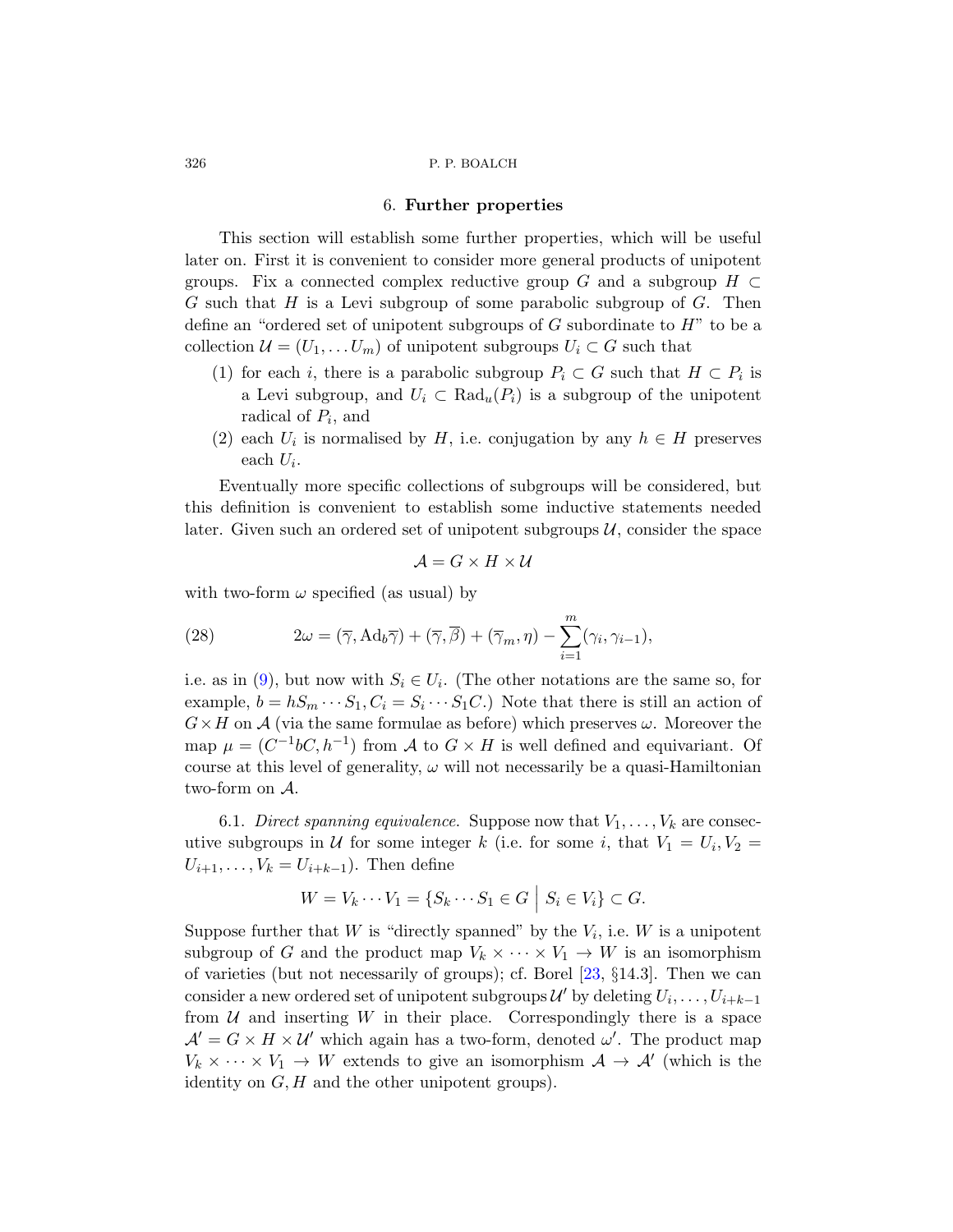## 6. **Further properties**

This section will establish some further properties, which will be useful later on. First it is convenient to consider more general products of unipotent groups. Fix a connected complex reductive group $G$ and a subgroup $H \subset G$ such that $H$ is a Levi subgroup of some parabolic subgroup of $G$. Then define an "ordered set of unipotent subgroups of $G$ subordinate to $H$" to be a collection $\mathcal{U} = (U_1, \dots U_m)$ of unipotent subgroups $U_i \subset G$ such that

1. for each $i$, there is a parabolic subgroup $P_i \subset G$ such that $H \subset P_i$ is a Levi subgroup, and $U_i \subset \mathrm{Rad}_u(P_i)$ is a subgroup of the unipotent radical of $P_i$, and
2. each $U_i$ is normalised by $H$, i.e. conjugation by any $h \in H$ preserves each $U_i$.

Eventually more specific collections of subgroups will be considered, but this definition is convenient to establish some inductive statements needed later. Given such an ordered set of unipotent subgroups $\mathcal{U}$, consider the space

$$\mathcal{A} = G \times H \times \mathcal{U}$$

with two-form $\omega$ specified (as usual) by

$$2\omega = (\overline{\gamma}, \mathrm{Ad}_b \overline{\gamma}) + (\overline{\gamma}, \overline{\beta}) + (\overline{\gamma}_m, \eta) - \sum_{i=1}^{m} (\gamma_i, \gamma_{i-1}), \tag{28}$$

i.e. as in (9), but now with $S_i \in U_i$. (The other notations are the same so, for example, $b = hS_m \cdots S_1, C_i = S_i \cdots S_1 C$.) Note that there is still an action of $G \times H$ on $\mathcal{A}$ (via the same formulae as before) which preserves $\omega$. Moreover the map $\mu = (C^{-1}bC, h^{-1})$ from $\mathcal{A}$ to $G \times H$ is well defined and equivariant. Of course at this level of generality, $\omega$ will not necessarily be a quasi-Hamiltonian two-form on $\mathcal{A}$.

6.1. *Direct spanning equivalence.* Suppose now that $V_1, \dots, V_k$ are consecutive subgroups in $\mathcal{U}$ for some integer $k$ (i.e. for some $i$, that $V_1 = U_i, V_2 = U_{i+1}, \dots, V_k = U_{i+k-1}$). Then define

$$W = V_k \cdots V_1 = \{S_k \cdots S_1 \in G \;\big|\; S_i \in V_i\} \subset G.$$

Suppose further that $W$ is "directly spanned" by the $V_i$, i.e. $W$ is a unipotent subgroup of $G$ and the product map $V_k \times \cdots \times V_1 \to W$ is an isomorphism of varieties (but not necessarily of groups); cf. Borel [23, §14.3]. Then we can consider a new ordered set of unipotent subgroups $\mathcal{U}'$ by deleting $U_i, \dots, U_{i+k-1}$ from $\mathcal{U}$ and inserting $W$ in their place. Correspondingly there is a space $\mathcal{A}' = G \times H \times \mathcal{U}'$ which again has a two-form, denoted $\omega'$. The product map $V_k \times \cdots \times V_1 \to W$ extends to give an isomorphism $\mathcal{A} \to \mathcal{A}'$ (which is the identity on $G, H$ and the other unipotent groups).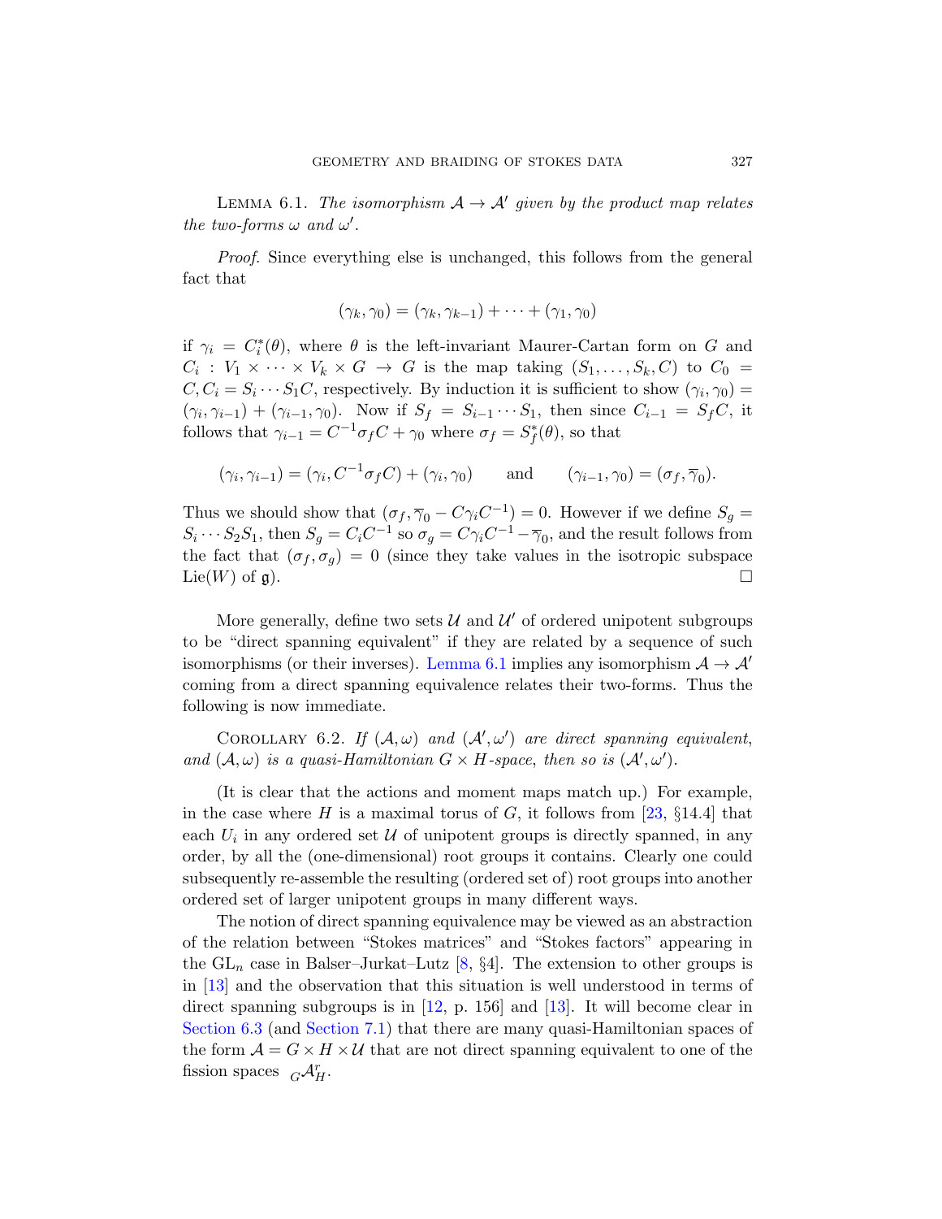Lemma 6.1. *The isomorphism $\mathcal{A} \to \mathcal{A}'$ given by the product map relates the two-forms $\omega$ and $\omega'$.*

*Proof.* Since everything else is unchanged, this follows from the general fact that

$$(\gamma_k, \gamma_0) = (\gamma_k, \gamma_{k-1}) + \cdots + (\gamma_1, \gamma_0)$$

if $\gamma_i = C_i^*(\theta)$, where $\theta$ is the left-invariant Maurer-Cartan form on $G$ and $C_i : V_1 \times \cdots \times V_k \times G \to G$ is the map taking $(S_1, \ldots, S_k, C)$ to $C_0 = C, C_i = S_i \cdots S_1 C$, respectively. By induction it is sufficient to show $(\gamma_i, \gamma_0) = (\gamma_i, \gamma_{i-1}) + (\gamma_{i-1}, \gamma_0)$. Now if $S_f = S_{i-1} \cdots S_1$, then since $C_{i-1} = S_f C$, it follows that $\gamma_{i-1} = C^{-1}\sigma_f C + \gamma_0$ where $\sigma_f = S_f^*(\theta)$, so that

$$(\gamma_i, \gamma_{i-1}) = (\gamma_i, C^{-1}\sigma_f C) + (\gamma_i, \gamma_0) \qquad \text{and} \qquad (\gamma_{i-1}, \gamma_0) = (\sigma_f, \overline{\gamma}_0).$$

Thus we should show that $(\sigma_f, \overline{\gamma}_0 - C\gamma_i C^{-1}) = 0$. However if we define $S_g = S_i \cdots S_2 S_1$, then $S_g = C_i C^{-1}$ so $\sigma_g = C\gamma_i C^{-1} - \overline{\gamma}_0$, and the result follows from the fact that $(\sigma_f, \sigma_g) = 0$ (since they take values in the isotropic subspace $\text{Lie}(W)$ of $\mathfrak{g}$). □

More generally, define two sets $\mathcal{U}$ and $\mathcal{U}'$ of ordered unipotent subgroups to be "direct spanning equivalent" if they are related by a sequence of such isomorphisms (or their inverses). Lemma 6.1 implies any isomorphism $\mathcal{A} \to \mathcal{A}'$ coming from a direct spanning equivalence relates their two-forms. Thus the following is now immediate.

Corollary 6.2. *If $(\mathcal{A}, \omega)$ and $(\mathcal{A}', \omega')$ are direct spanning equivalent, and $(\mathcal{A}, \omega)$ is a quasi-Hamiltonian $G \times H$-space, then so is $(\mathcal{A}', \omega')$.*

(It is clear that the actions and moment maps match up.) For example, in the case where $H$ is a maximal torus of $G$, it follows from [23, §14.4] that each $U_i$ in any ordered set $\mathcal{U}$ of unipotent groups is directly spanned, in any order, by all the (one-dimensional) root groups it contains. Clearly one could subsequently re-assemble the resulting (ordered set of) root groups into another ordered set of larger unipotent groups in many different ways.

The notion of direct spanning equivalence may be viewed as an abstraction of the relation between "Stokes matrices" and "Stokes factors" appearing in the $\mathrm{GL}_n$ case in Balser–Jurkat–Lutz [8, §4]. The extension to other groups is in [13] and the observation that this situation is well understood in terms of direct spanning subgroups is in [12, p. 156] and [13]. It will become clear in Section 6.3 (and Section 7.1) that there are many quasi-Hamiltonian spaces of the form $\mathcal{A} = G \times H \times \mathcal{U}$ that are not direct spanning equivalent to one of the fission spaces ${}_G\mathcal{A}^r_H$.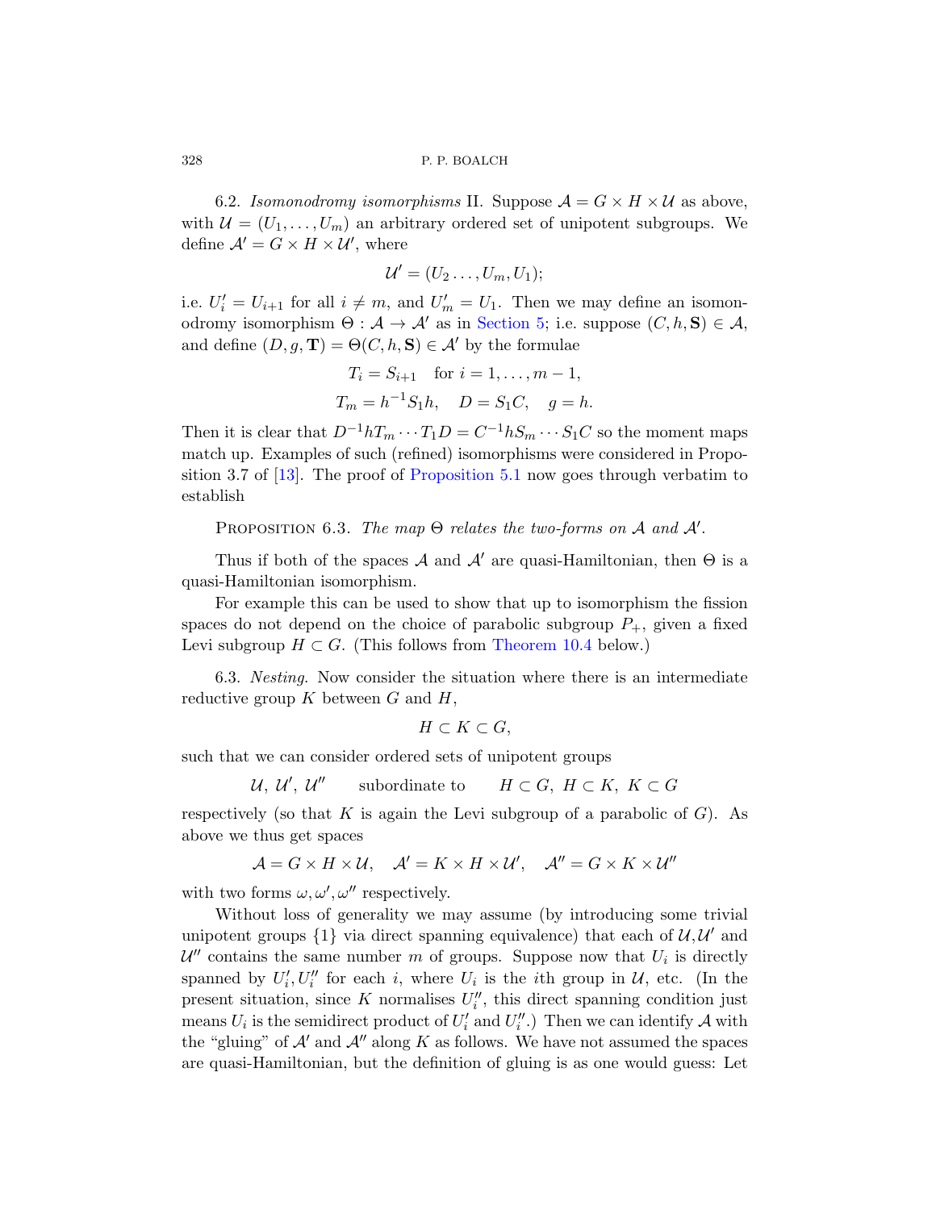6.2. *Isomonodromy isomorphisms* II. Suppose $\mathcal{A} = G \times H \times \mathcal{U}$ as above, with $\mathcal{U} = (U_1, \ldots, U_m)$ an arbitrary ordered set of unipotent subgroups. We define $\mathcal{A}' = G \times H \times \mathcal{U}'$, where

$$\mathcal{U}' = (U_2 \ldots, U_m, U_1);$$

i.e. $U'_i = U_{i+1}$ for all $i \neq m$, and $U'_m = U_1$. Then we may define an isomonodromy isomorphism $\Theta : \mathcal{A} \to \mathcal{A}'$ as in Section 5; i.e. suppose $(C, h, \mathbf{S}) \in \mathcal{A}$, and define $(D, g, \mathbf{T}) = \Theta(C, h, \mathbf{S}) \in \mathcal{A}'$ by the formulae

$$T_i = S_{i+1} \quad \text{for } i = 1, \ldots, m-1,$$
$$T_m = h^{-1} S_1 h, \quad D = S_1 C, \quad g = h.$$

Then it is clear that $D^{-1} h T_m \cdots T_1 D = C^{-1} h S_m \cdots S_1 C$ so the moment maps match up. Examples of such (refined) isomorphisms were considered in Proposition 3.7 of [13]. The proof of Proposition 5.1 now goes through verbatim to establish

PROPOSITION 6.3. *The map* $\Theta$ *relates the two-forms on* $\mathcal{A}$ *and* $\mathcal{A}'$.

Thus if both of the spaces $\mathcal{A}$ and $\mathcal{A}'$ are quasi-Hamiltonian, then $\Theta$ is a quasi-Hamiltonian isomorphism.

For example this can be used to show that up to isomorphism the fission spaces do not depend on the choice of parabolic subgroup $P_+$, given a fixed Levi subgroup $H \subset G$. (This follows from Theorem 10.4 below.)

6.3. *Nesting*. Now consider the situation where there is an intermediate reductive group $K$ between $G$ and $H$,

$$H \subset K \subset G,$$

such that we can consider ordered sets of unipotent groups

$$\mathcal{U},\ \mathcal{U}',\ \mathcal{U}'' \qquad \text{subordinate to} \qquad H \subset G,\ H \subset K,\ K \subset G$$

respectively (so that $K$ is again the Levi subgroup of a parabolic of $G$). As above we thus get spaces

$$\mathcal{A} = G \times H \times \mathcal{U}, \quad \mathcal{A}' = K \times H \times \mathcal{U}', \quad \mathcal{A}'' = G \times K \times \mathcal{U}''$$

with two forms $\omega, \omega', \omega''$ respectively.

Without loss of generality we may assume (by introducing some trivial unipotent groups $\{1\}$ via direct spanning equivalence) that each of $\mathcal{U}, \mathcal{U}'$ and $\mathcal{U}''$ contains the same number $m$ of groups. Suppose now that $U_i$ is directly spanned by $U'_i, U''_i$ for each $i$, where $U_i$ is the $i$th group in $\mathcal{U}$, etc. (In the present situation, since $K$ normalises $U''_i$, this direct spanning condition just means $U_i$ is the semidirect product of $U'_i$ and $U''_i$.) Then we can identify $\mathcal{A}$ with the "gluing" of $\mathcal{A}'$ and $\mathcal{A}''$ along $K$ as follows. We have not assumed the spaces are quasi-Hamiltonian, but the definition of gluing is as one would guess: Let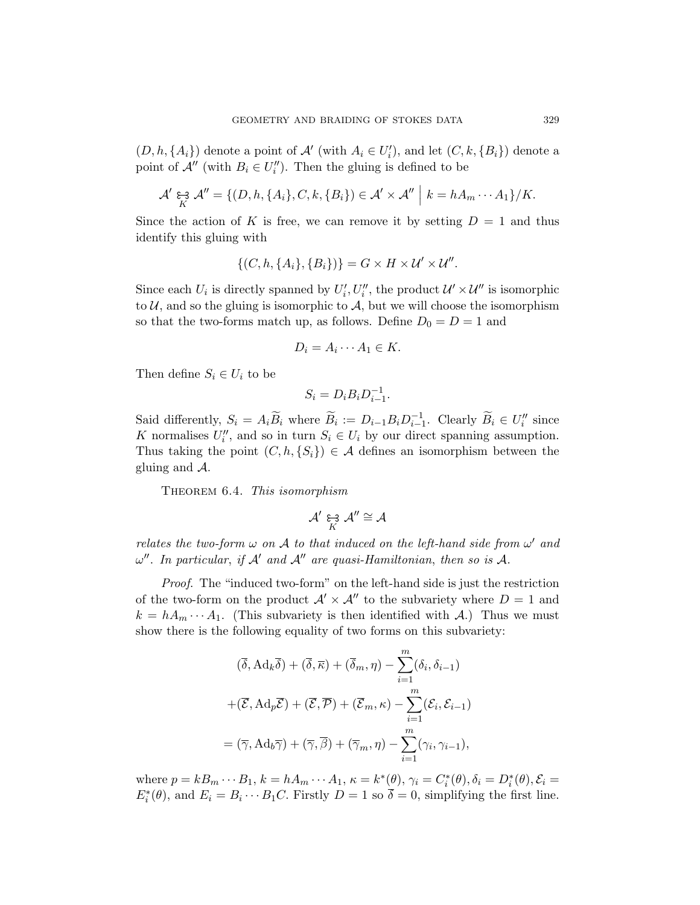$(D, h, \{A_i\})$ denote a point of $\mathcal{A}'$ (with $A_i \in U_i'$), and let $(C, k, \{B_i\})$ denote a point of $\mathcal{A}''$ (with $B_i \in U_i''$). Then the gluing is defined to be

$$\mathcal{A}' \underset{K}{\circledast} \mathcal{A}'' = \{(D, h, \{A_i\}, C, k, \{B_i\}) \in \mathcal{A}' \times \mathcal{A}'' \;\big|\; k = hA_m \cdots A_1\}/K.$$

Since the action of $K$ is free, we can remove it by setting $D = 1$ and thus identify this gluing with

$$\{(C, h, \{A_i\}, \{B_i\})\} = G \times H \times \mathcal{U}' \times \mathcal{U}''.$$

Since each $U_i$ is directly spanned by $U_i', U_i''$, the product $\mathcal{U}' \times \mathcal{U}''$ is isomorphic to $\mathcal{U}$, and so the gluing is isomorphic to $\mathcal{A}$, but we will choose the isomorphism so that the two-forms match up, as follows. Define $D_0 = D = 1$ and

$$D_i = A_i \cdots A_1 \in K.$$

Then define $S_i \in U_i$ to be

$$S_i = D_i B_i D_{i-1}^{-1}.$$

Said differently, $S_i = A_i \widetilde{B}_i$ where $\widetilde{B}_i := D_{i-1} B_i D_{i-1}^{-1}$. Clearly $\widetilde{B}_i \in U_i''$ since $K$ normalises $U_i''$, and so in turn $S_i \in U_i$ by our direct spanning assumption. Thus taking the point $(C, h, \{S_i\}) \in \mathcal{A}$ defines an isomorphism between the gluing and $\mathcal{A}$.

Theorem 6.4. *This isomorphism*

$$\mathcal{A}' \underset{K}{\circledast} \mathcal{A}'' \cong \mathcal{A}$$

*relates the two-form $\omega$ on $\mathcal{A}$ to that induced on the left-hand side from $\omega'$ and $\omega''$. In particular, if $\mathcal{A}'$ and $\mathcal{A}''$ are quasi-Hamiltonian, then so is $\mathcal{A}$.*

*Proof.* The "induced two-form" on the left-hand side is just the restriction of the two-form on the product $\mathcal{A}' \times \mathcal{A}''$ to the subvariety where $D = 1$ and $k = hA_m \cdots A_1$. (This subvariety is then identified with $\mathcal{A}$.) Thus we must show there is the following equality of two forms on this subvariety:

$$\begin{aligned}
&(\overline{\delta}, \mathrm{Ad}_k \overline{\delta}) + (\overline{\delta}, \overline{\kappa}) + (\overline{\delta}_m, \eta) - \sum_{i=1}^m (\delta_i, \delta_{i-1}) \\
&+ (\overline{\mathcal{E}}, \mathrm{Ad}_p \overline{\mathcal{E}}) + (\overline{\mathcal{E}}, \overline{\mathcal{P}}) + (\overline{\mathcal{E}}_m, \kappa) - \sum_{i=1}^m (\mathcal{E}_i, \mathcal{E}_{i-1}) \\
&= (\overline{\gamma}, \mathrm{Ad}_b \overline{\gamma}) + (\overline{\gamma}, \overline{\beta}) + (\overline{\gamma}_m, \eta) - \sum_{i=1}^m (\gamma_i, \gamma_{i-1}),
\end{aligned}$$

where $p = kB_m \cdots B_1$, $k = hA_m \cdots A_1$, $\kappa = k^*(\theta)$, $\gamma_i = C_i^*(\theta), \delta_i = D_i^*(\theta), \mathcal{E}_i = E_i^*(\theta)$, and $E_i = B_i \cdots B_1 C$. Firstly $D = 1$ so $\overline{\delta} = 0$, simplifying the first line.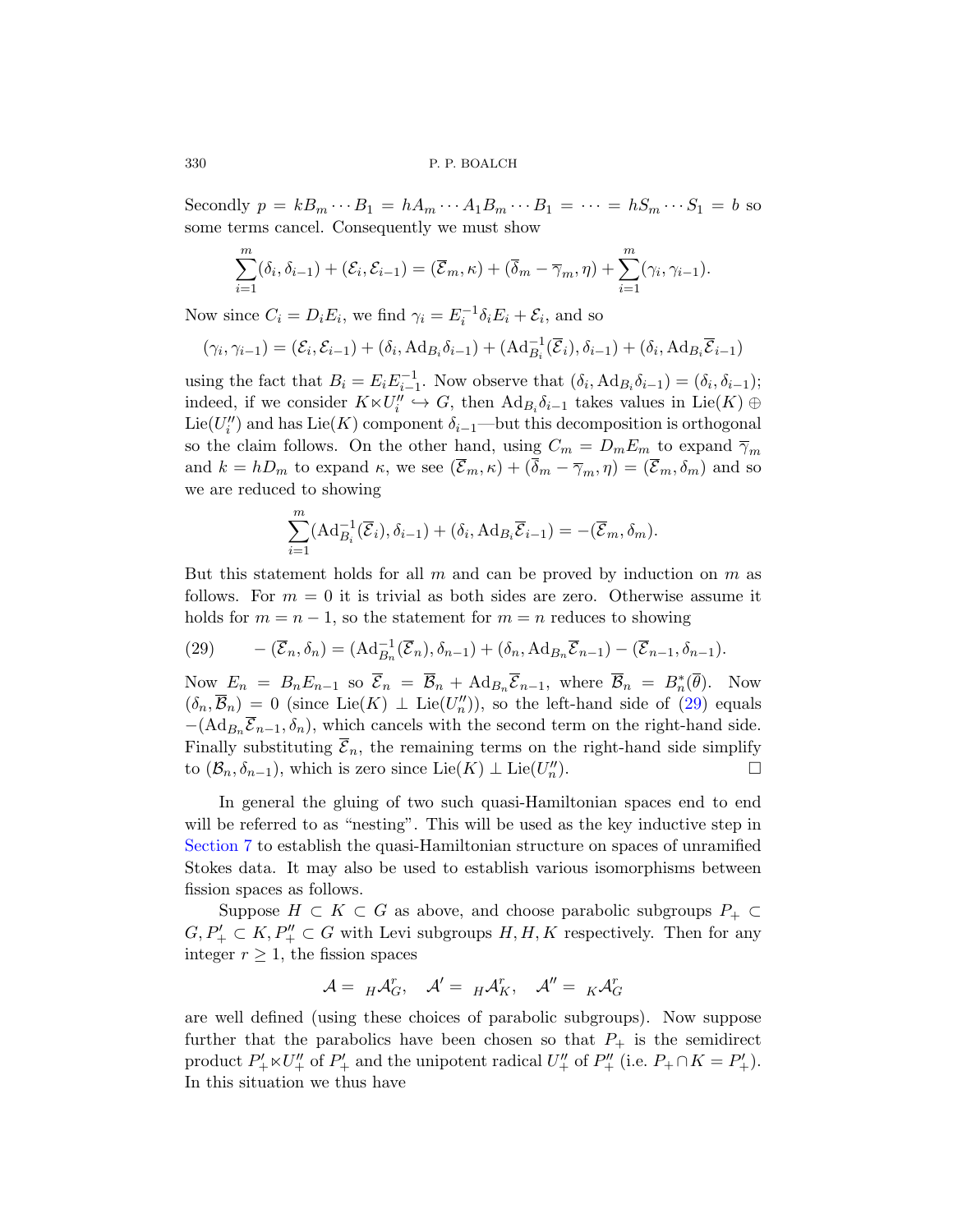Secondly $p = kB_m \cdots B_1 = hA_m \cdots A_1 B_m \cdots B_1 = \cdots = hS_m \cdots S_1 = b$ so some terms cancel. Consequently we must show

$$\sum_{i=1}^{m} (\delta_i, \delta_{i-1}) + (\mathcal{E}_i, \mathcal{E}_{i-1}) = (\overline{\mathcal{E}}_m, \kappa) + (\overline{\delta}_m - \overline{\gamma}_m, \eta) + \sum_{i=1}^{m} (\gamma_i, \gamma_{i-1}).$$

Now since $C_i = D_i E_i$, we find $\gamma_i = E_i^{-1} \delta_i E_i + \mathcal{E}_i$, and so

$$(\gamma_i, \gamma_{i-1}) = (\mathcal{E}_i, \mathcal{E}_{i-1}) + (\delta_i, \mathrm{Ad}_{B_i} \delta_{i-1}) + (\mathrm{Ad}_{B_i}^{-1}(\overline{\mathcal{E}}_i), \delta_{i-1}) + (\delta_i, \mathrm{Ad}_{B_i} \overline{\mathcal{E}}_{i-1})$$

using the fact that $B_i = E_i E_{i-1}^{-1}$. Now observe that $(\delta_i, \mathrm{Ad}_{B_i} \delta_{i-1}) = (\delta_i, \delta_{i-1})$; indeed, if we consider $K \ltimes U_i'' \hookrightarrow G$, then $\mathrm{Ad}_{B_i} \delta_{i-1}$ takes values in $\mathrm{Lie}(K) \oplus \mathrm{Lie}(U_i'')$ and has $\mathrm{Lie}(K)$ component $\delta_{i-1}$—but this decomposition is orthogonal so the claim follows. On the other hand, using $C_m = D_m E_m$ to expand $\overline{\gamma}_m$ and $k = hD_m$ to expand $\kappa$, we see $(\overline{\mathcal{E}}_m, \kappa) + (\overline{\delta}_m - \overline{\gamma}_m, \eta) = (\overline{\mathcal{E}}_m, \delta_m)$ and so we are reduced to showing

$$\sum_{i=1}^{m} (\mathrm{Ad}_{B_i}^{-1}(\overline{\mathcal{E}}_i), \delta_{i-1}) + (\delta_i, \mathrm{Ad}_{B_i} \overline{\mathcal{E}}_{i-1}) = -(\overline{\mathcal{E}}_m, \delta_m).$$

But this statement holds for all $m$ and can be proved by induction on $m$ as follows. For $m = 0$ it is trivial as both sides are zero. Otherwise assume it holds for $m = n - 1$, so the statement for $m = n$ reduces to showing

$$(29) \qquad -(\overline{\mathcal{E}}_n, \delta_n) = (\mathrm{Ad}_{B_n}^{-1}(\overline{\mathcal{E}}_n), \delta_{n-1}) + (\delta_n, \mathrm{Ad}_{B_n} \overline{\mathcal{E}}_{n-1}) - (\overline{\mathcal{E}}_{n-1}, \delta_{n-1}).$$

Now $E_n = B_n E_{n-1}$ so $\overline{\mathcal{E}}_n = \overline{\mathcal{B}}_n + \mathrm{Ad}_{B_n} \overline{\mathcal{E}}_{n-1}$, where $\overline{\mathcal{B}}_n = B_n^*(\overline{\theta})$. Now $(\delta_n, \overline{\mathcal{B}}_n) = 0$ (since $\mathrm{Lie}(K) \perp \mathrm{Lie}(U_n'')$), so the left-hand side of (29) equals $-(\mathrm{Ad}_{B_n} \overline{\mathcal{E}}_{n-1}, \delta_n)$, which cancels with the second term on the right-hand side. Finally substituting $\overline{\mathcal{E}}_n$, the remaining terms on the right-hand side simplify to $(\mathcal{B}_n, \delta_{n-1})$, which is zero since $\mathrm{Lie}(K) \perp \mathrm{Lie}(U_n'')$. □

In general the gluing of two such quasi-Hamiltonian spaces end to end will be referred to as "nesting". This will be used as the key inductive step in Section 7 to establish the quasi-Hamiltonian structure on spaces of unramified Stokes data. It may also be used to establish various isomorphisms between fission spaces as follows.

Suppose $H \subset K \subset G$ as above, and choose parabolic subgroups $P_+ \subset G, P_+' \subset K, P_+'' \subset G$ with Levi subgroups $H, H, K$ respectively. Then for any integer $r \geq 1$, the fission spaces

$$\mathcal{A} = {}_H\mathcal{A}_G^r, \quad \mathcal{A}' = {}_H\mathcal{A}_K^r, \quad \mathcal{A}'' = {}_K\mathcal{A}_G^r$$

are well defined (using these choices of parabolic subgroups). Now suppose further that the parabolics have been chosen so that $P_+$ is the semidirect product $P_+' \ltimes U_+''$ of $P_+'$ and the unipotent radical $U_+''$ of $P_+''$ (i.e. $P_+ \cap K = P_+'$). In this situation we thus have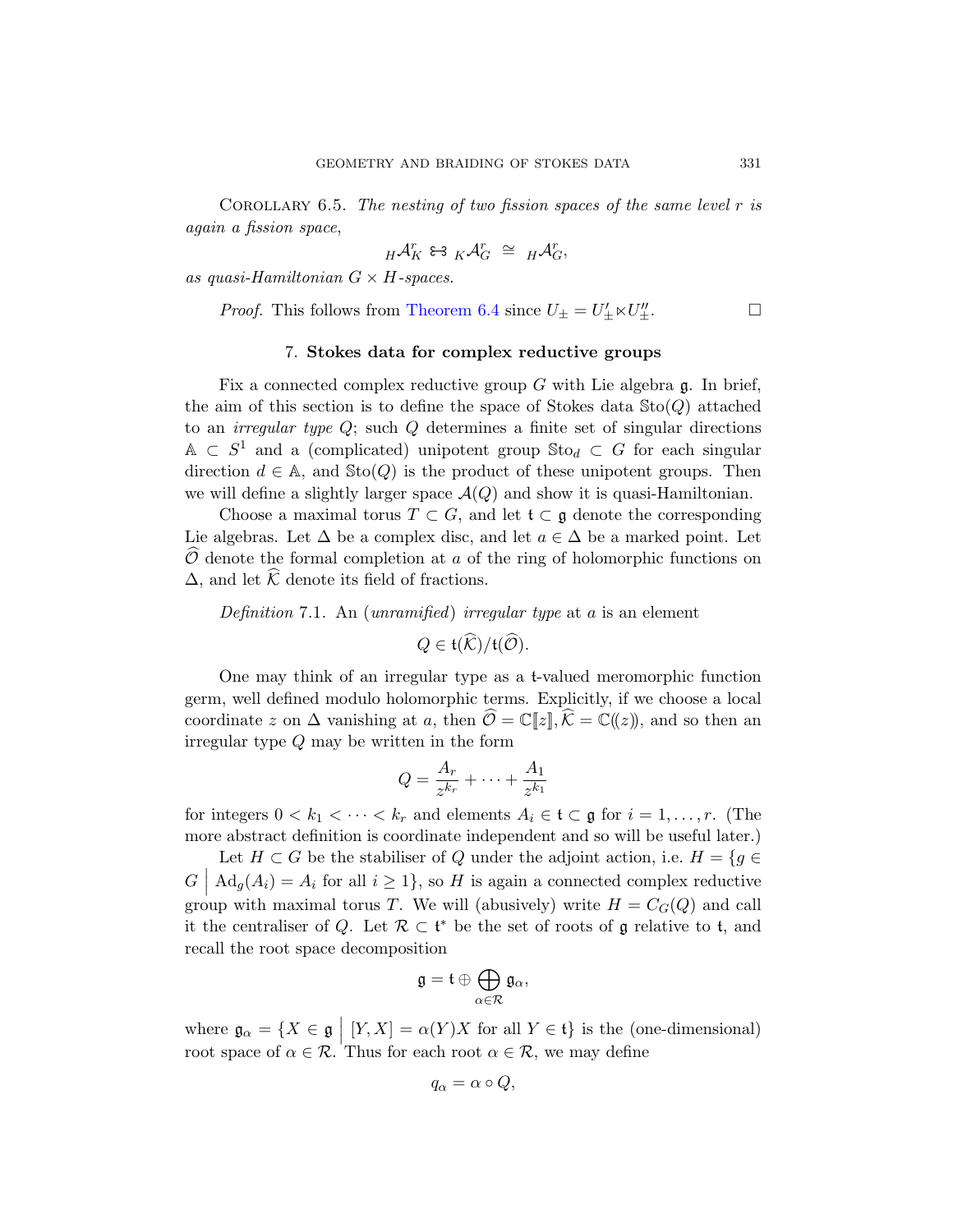Corollary 6.5. *The nesting of two fission spaces of the same level $r$ is again a fission space,*

$$ {}_H\mathcal{A}^r_K \circledast {}_K\mathcal{A}^r_G \;\cong\; {}_H\mathcal{A}^r_G, $$

*as quasi-Hamiltonian $G \times H$-spaces.*

*Proof.* This follows from Theorem 6.4 since $U_\pm = U'_\pm \ltimes U''_\pm$. □

## 7. Stokes data for complex reductive groups

Fix a connected complex reductive group $G$ with Lie algebra $\mathfrak{g}$. In brief, the aim of this section is to define the space of Stokes data $\mathbb{S}\mathrm{to}(Q)$ attached to an *irregular type* $Q$; such $Q$ determines a finite set of singular directions $\mathbb{A} \subset S^1$ and a (complicated) unipotent group $\mathbb{S}\mathrm{to}_d \subset G$ for each singular direction $d \in \mathbb{A}$, and $\mathbb{S}\mathrm{to}(Q)$ is the product of these unipotent groups. Then we will define a slightly larger space $\mathcal{A}(Q)$ and show it is quasi-Hamiltonian.

Choose a maximal torus $T \subset G$, and let $\mathfrak{t} \subset \mathfrak{g}$ denote the corresponding Lie algebras. Let $\Delta$ be a complex disc, and let $a \in \Delta$ be a marked point. Let $\widehat{\mathcal{O}}$ denote the formal completion at $a$ of the ring of holomorphic functions on $\Delta$, and let $\widehat{\mathcal{K}}$ denote its field of fractions.

*Definition* 7.1. An (*unramified*) *irregular type* at $a$ is an element

$$ Q \in \mathfrak{t}(\widehat{\mathcal{K}})/\mathfrak{t}(\widehat{\mathcal{O}}). $$

One may think of an irregular type as a $\mathfrak{t}$-valued meromorphic function germ, well defined modulo holomorphic terms. Explicitly, if we choose a local coordinate $z$ on $\Delta$ vanishing at $a$, then $\widehat{\mathcal{O}} = \mathbb{C}[\![z]\!], \widehat{\mathcal{K}} = \mathbb{C}(\!(z)\!)$, and so then an irregular type $Q$ may be written in the form

$$ Q = \frac{A_r}{z^{k_r}} + \cdots + \frac{A_1}{z^{k_1}} $$

for integers $0 < k_1 < \cdots < k_r$ and elements $A_i \in \mathfrak{t} \subset \mathfrak{g}$ for $i = 1, \dots, r$. (The more abstract definition is coordinate independent and so will be useful later.)

Let $H \subset G$ be the stabiliser of $Q$ under the adjoint action, i.e. $H = \{g \in G \;\big|\; \mathrm{Ad}_g(A_i) = A_i \text{ for all } i \geq 1\}$, so $H$ is again a connected complex reductive group with maximal torus $T$. We will (abusively) write $H = C_G(Q)$ and call it the centraliser of $Q$. Let $\mathcal{R} \subset \mathfrak{t}^*$ be the set of roots of $\mathfrak{g}$ relative to $\mathfrak{t}$, and recall the root space decomposition

$$ \mathfrak{g} = \mathfrak{t} \oplus \bigoplus_{\alpha \in \mathcal{R}} \mathfrak{g}_\alpha, $$

where $\mathfrak{g}_\alpha = \{X \in \mathfrak{g} \;\big|\; [Y, X] = \alpha(Y)X \text{ for all } Y \in \mathfrak{t}\}$ is the (one-dimensional) root space of $\alpha \in \mathcal{R}$. Thus for each root $\alpha \in \mathcal{R}$, we may define

$$ q_\alpha = \alpha \circ Q, $$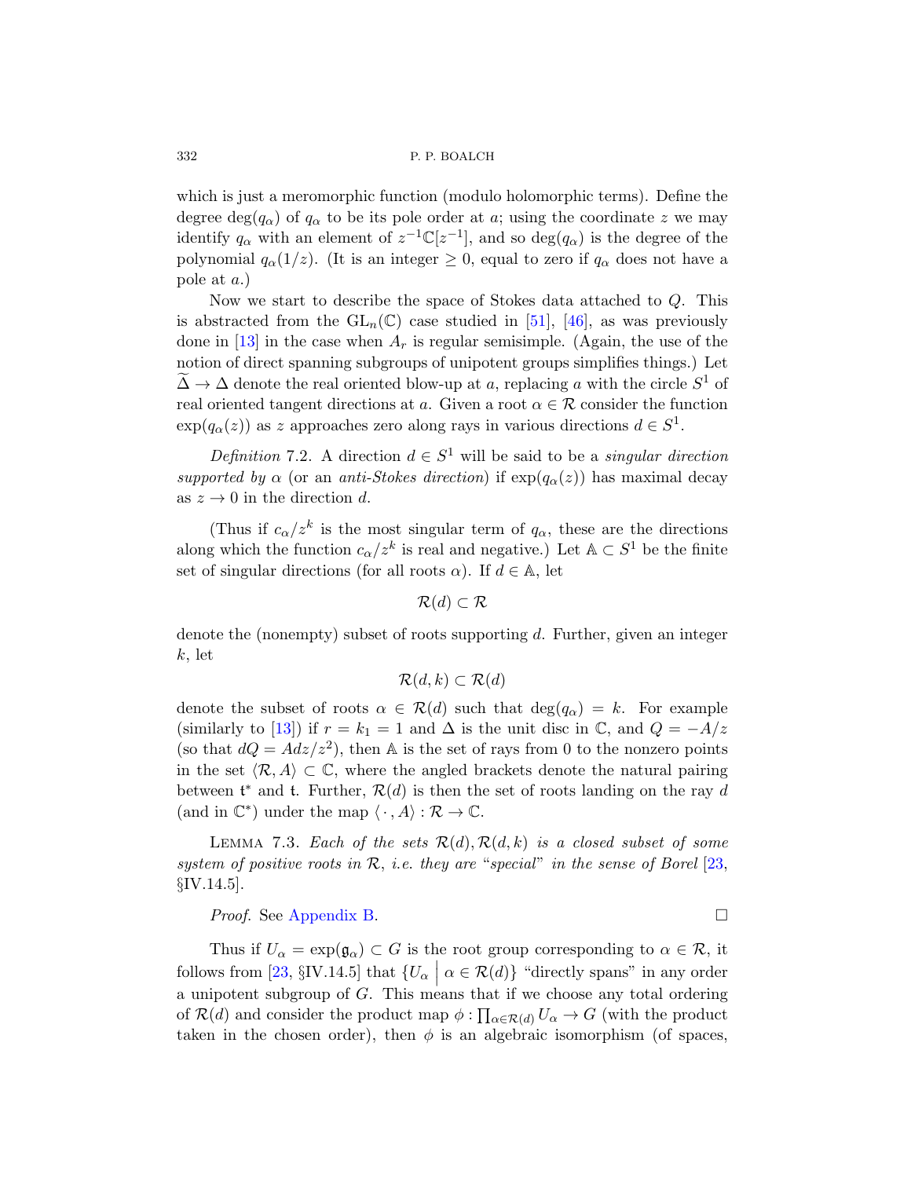which is just a meromorphic function (modulo holomorphic terms). Define the degree $\deg(q_\alpha)$ of $q_\alpha$ to be its pole order at $a$; using the coordinate $z$ we may identify $q_\alpha$ with an element of $z^{-1}\mathbb{C}[z^{-1}]$, and so $\deg(q_\alpha)$ is the degree of the polynomial $q_\alpha(1/z)$. (It is an integer $\geq 0$, equal to zero if $q_\alpha$ does not have a pole at $a$.)

Now we start to describe the space of Stokes data attached to $Q$. This is abstracted from the $\mathrm{GL}_n(\mathbb{C})$ case studied in [51], [46], as was previously done in [13] in the case when $A_r$ is regular semisimple. (Again, the use of the notion of direct spanning subgroups of unipotent groups simplifies things.) Let $\widetilde{\Delta} \to \Delta$ denote the real oriented blow-up at $a$, replacing $a$ with the circle $S^1$ of real oriented tangent directions at $a$. Given a root $\alpha \in \mathcal{R}$ consider the function $\exp(q_\alpha(z))$ as $z$ approaches zero along rays in various directions $d \in S^1$.

*Definition* 7.2. A direction $d \in S^1$ will be said to be a *singular direction supported by* $\alpha$ (or an *anti-Stokes direction*) if $\exp(q_\alpha(z))$ has maximal decay as $z \to 0$ in the direction $d$.

(Thus if $c_\alpha/z^k$ is the most singular term of $q_\alpha$, these are the directions along which the function $c_\alpha/z^k$ is real and negative.) Let $\mathbb{A} \subset S^1$ be the finite set of singular directions (for all roots $\alpha$). If $d \in \mathbb{A}$, let

$$\mathcal{R}(d) \subset \mathcal{R}$$

denote the (nonempty) subset of roots supporting $d$. Further, given an integer $k$, let

$$\mathcal{R}(d,k) \subset \mathcal{R}(d)$$

denote the subset of roots $\alpha \in \mathcal{R}(d)$ such that $\deg(q_\alpha) = k$. For example (similarly to [13]) if $r = k_1 = 1$ and $\Delta$ is the unit disc in $\mathbb{C}$, and $Q = -A/z$ (so that $dQ = Adz/z^2$), then $\mathbb{A}$ is the set of rays from 0 to the nonzero points in the set $\langle \mathcal{R}, A\rangle \subset \mathbb{C}$, where the angled brackets denote the natural pairing between $\mathfrak{t}^*$ and $\mathfrak{t}$. Further, $\mathcal{R}(d)$ is then the set of roots landing on the ray $d$ (and in $\mathbb{C}^*$) under the map $\langle \cdot, A\rangle : \mathcal{R} \to \mathbb{C}$.

Lemma 7.3. *Each of the sets* $\mathcal{R}(d), \mathcal{R}(d,k)$ *is a closed subset of some system of positive roots in* $\mathcal{R}$, *i.e. they are "special" in the sense of Borel* [23, §IV.14.5].

*Proof.* See Appendix B. □

Thus if $U_\alpha = \exp(\mathfrak{g}_\alpha) \subset G$ is the root group corresponding to $\alpha \in \mathcal{R}$, it follows from [23, §IV.14.5] that $\{U_\alpha \mid \alpha \in \mathcal{R}(d)\}$ "directly spans" in any order a unipotent subgroup of $G$. This means that if we choose any total ordering of $\mathcal{R}(d)$ and consider the product map $\phi : \prod_{\alpha \in \mathcal{R}(d)} U_\alpha \to G$ (with the product taken in the chosen order), then $\phi$ is an algebraic isomorphism (of spaces,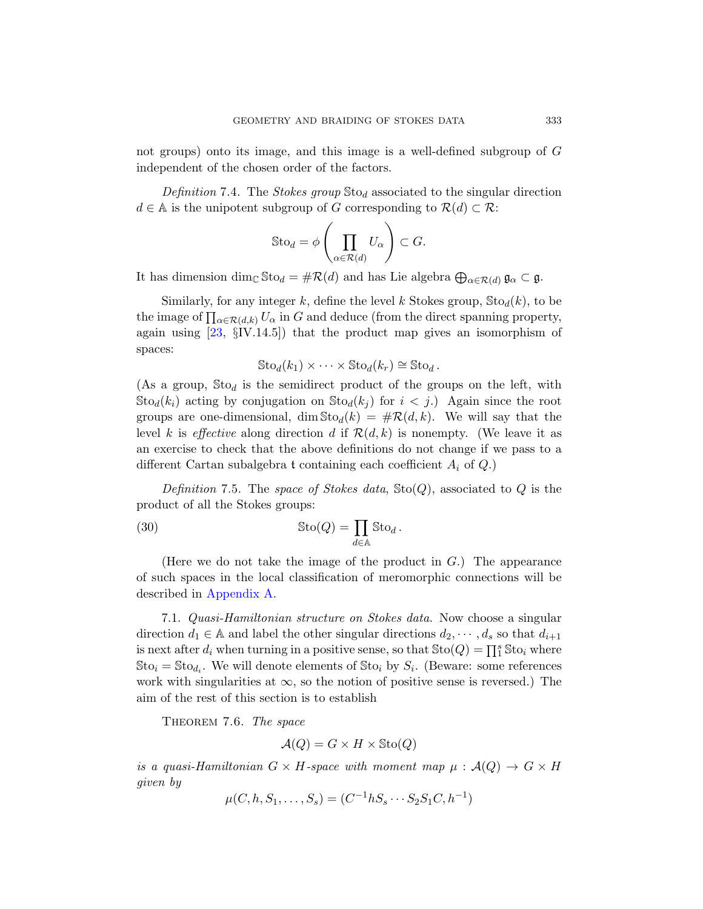not groups) onto its image, and this image is a well-defined subgroup of $G$ independent of the chosen order of the factors.

*Definition* 7.4. The *Stokes group* $\mathbb{S}\mathrm{to}_d$ associated to the singular direction $d \in \mathbb{A}$ is the unipotent subgroup of $G$ corresponding to $\mathcal{R}(d) \subset \mathcal{R}$:

$$\mathbb{S}\mathrm{to}_d = \phi\left(\prod_{\alpha \in \mathcal{R}(d)} U_\alpha\right) \subset G.$$

It has dimension $\dim_{\mathbb{C}} \mathbb{S}\mathrm{to}_d = \#\mathcal{R}(d)$ and has Lie algebra $\bigoplus_{\alpha \in \mathcal{R}(d)} \mathfrak{g}_\alpha \subset \mathfrak{g}$.

Similarly, for any integer $k$, define the level $k$ Stokes group, $\mathbb{S}\mathrm{to}_d(k)$, to be the image of $\prod_{\alpha \in \mathcal{R}(d,k)} U_\alpha$ in $G$ and deduce (from the direct spanning property, again using [23, §IV.14.5]) that the product map gives an isomorphism of spaces:

$$\mathbb{S}\mathrm{to}_d(k_1) \times \cdots \times \mathbb{S}\mathrm{to}_d(k_r) \cong \mathbb{S}\mathrm{to}_d\,.$$

(As a group, $\mathbb{S}\mathrm{to}_d$ is the semidirect product of the groups on the left, with $\mathbb{S}\mathrm{to}_d(k_i)$ acting by conjugation on $\mathbb{S}\mathrm{to}_d(k_j)$ for $i < j$.) Again since the root groups are one-dimensional, $\dim \mathbb{S}\mathrm{to}_d(k) = \#\mathcal{R}(d,k)$. We will say that the level $k$ is *effective* along direction $d$ if $\mathcal{R}(d,k)$ is nonempty. (We leave it as an exercise to check that the above definitions do not change if we pass to a different Cartan subalgebra $\mathfrak{t}$ containing each coefficient $A_i$ of $Q$.)

*Definition* 7.5. The *space of Stokes data*, $\mathbb{S}\mathrm{to}(Q)$, associated to $Q$ is the product of all the Stokes groups:

$$\mathbb{S}\mathrm{to}(Q) = \prod_{d \in \mathbb{A}} \mathbb{S}\mathrm{to}_d\,. \tag{30}$$

(Here we do not take the image of the product in $G$.) The appearance of such spaces in the local classification of meromorphic connections will be described in Appendix A.

7.1. *Quasi-Hamiltonian structure on Stokes data.* Now choose a singular direction $d_1 \in \mathbb{A}$ and label the other singular directions $d_2, \cdots, d_s$ so that $d_{i+1}$ is next after $d_i$ when turning in a positive sense, so that $\mathbb{S}\mathrm{to}(Q) = \prod_1^s \mathbb{S}\mathrm{to}_i$ where $\mathbb{S}\mathrm{to}_i = \mathbb{S}\mathrm{to}_{d_i}$. We will denote elements of $\mathbb{S}\mathrm{to}_i$ by $S_i$. (Beware: some references work with singularities at $\infty$, so the notion of positive sense is reversed.) The aim of the rest of this section is to establish

Theorem 7.6. *The space*

$$\mathcal{A}(Q) = G \times H \times \mathbb{S}\mathrm{to}(Q)$$

*is a quasi-Hamiltonian $G \times H$-space with moment map $\mu : \mathcal{A}(Q) \to G \times H$ given by*

$$\mu(C, h, S_1, \ldots, S_s) = (C^{-1} h S_s \cdots S_2 S_1 C, h^{-1})$$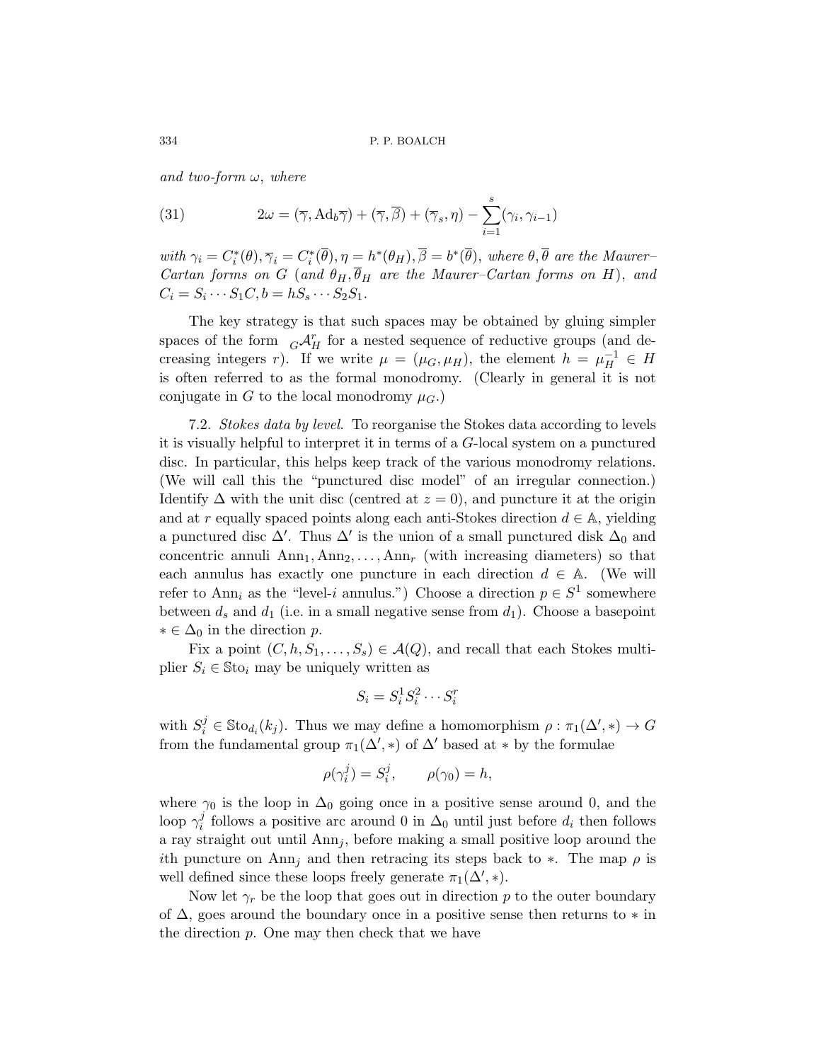*and two-form $\omega$, where*

$$2\omega = (\overline{\gamma}, \mathrm{Ad}_b \overline{\gamma}) + (\overline{\gamma}, \overline{\beta}) + (\overline{\gamma}_s, \eta) - \sum_{i=1}^{s} (\gamma_i, \gamma_{i-1}) \tag{31}$$

*with $\gamma_i = C_i^*(\theta), \overline{\gamma}_i = C_i^*(\overline{\theta}), \eta = h^*(\theta_H), \overline{\beta} = b^*(\overline{\theta})$, where $\theta, \overline{\theta}$ are the Maurer–Cartan forms on $G$ (and $\theta_H, \overline{\theta}_H$ are the Maurer–Cartan forms on $H$), and $C_i = S_i \cdots S_1 C, b = h S_s \cdots S_2 S_1$.*

The key strategy is that such spaces may be obtained by gluing simpler spaces of the form ${}_G\mathcal{A}_H^r$ for a nested sequence of reductive groups (and decreasing integers $r$). If we write $\mu = (\mu_G, \mu_H)$, the element $h = \mu_H^{-1} \in H$ is often referred to as the formal monodromy. (Clearly in general it is not conjugate in $G$ to the local monodromy $\mu_G$.)

7.2. *Stokes data by level.* To reorganise the Stokes data according to levels it is visually helpful to interpret it in terms of a $G$-local system on a punctured disc. In particular, this helps keep track of the various monodromy relations. (We will call this the "punctured disc model" of an irregular connection.) Identify $\Delta$ with the unit disc (centred at $z = 0$), and puncture it at the origin and at $r$ equally spaced points along each anti-Stokes direction $d \in \mathbb{A}$, yielding a punctured disc $\Delta'$. Thus $\Delta'$ is the union of a small punctured disk $\Delta_0$ and concentric annuli $\mathrm{Ann}_1, \mathrm{Ann}_2, \ldots, \mathrm{Ann}_r$ (with increasing diameters) so that each annulus has exactly one puncture in each direction $d \in \mathbb{A}$. (We will refer to $\mathrm{Ann}_i$ as the "level-$i$ annulus.") Choose a direction $p \in S^1$ somewhere between $d_s$ and $d_1$ (i.e. in a small negative sense from $d_1$). Choose a basepoint $* \in \Delta_0$ in the direction $p$.

Fix a point $(C, h, S_1, \ldots, S_s) \in \mathcal{A}(Q)$, and recall that each Stokes multiplier $S_i \in \mathbb{S}\mathrm{to}_i$ may be uniquely written as

$$S_i = S_i^1 S_i^2 \cdots S_i^r$$

with $S_i^j \in \mathbb{S}\mathrm{to}_{d_i}(k_j)$. Thus we may define a homomorphism $\rho : \pi_1(\Delta', *) \to G$ from the fundamental group $\pi_1(\Delta', *)$ of $\Delta'$ based at $*$ by the formulae

$$\rho(\gamma_i^j) = S_i^j, \qquad \rho(\gamma_0) = h,$$

where $\gamma_0$ is the loop in $\Delta_0$ going once in a positive sense around 0, and the loop $\gamma_i^j$ follows a positive arc around 0 in $\Delta_0$ until just before $d_i$ then follows a ray straight out until $\mathrm{Ann}_j$, before making a small positive loop around the $i$th puncture on $\mathrm{Ann}_j$ and then retracing its steps back to $*$. The map $\rho$ is well defined since these loops freely generate $\pi_1(\Delta', *)$.

Now let $\gamma_r$ be the loop that goes out in direction $p$ to the outer boundary of $\Delta$, goes around the boundary once in a positive sense then returns to $*$ in the direction $p$. One may then check that we have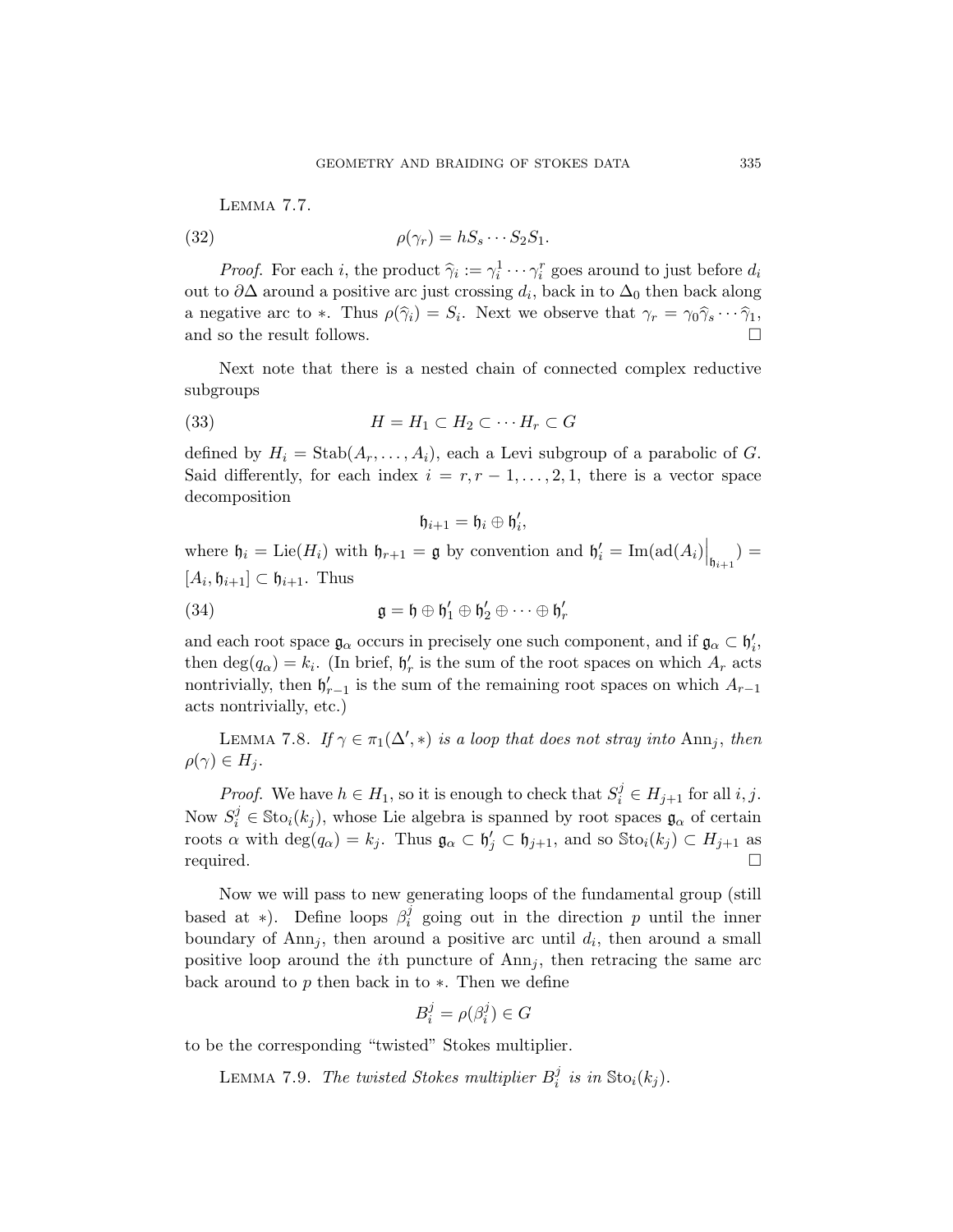Lemma 7.7.

$$\rho(\gamma_r) = hS_s \cdots S_2 S_1. \tag{32}$$

*Proof.* For each $i$, the product $\widehat{\gamma}_i := \gamma_i^1 \cdots \gamma_i^r$ goes around to just before $d_i$ out to $\partial\Delta$ around a positive arc just crossing $d_i$, back in to $\Delta_0$ then back along a negative arc to $*$. Thus $\rho(\widehat{\gamma}_i) = S_i$. Next we observe that $\gamma_r = \gamma_0 \widehat{\gamma}_s \cdots \widehat{\gamma}_1$, and so the result follows. □

Next note that there is a nested chain of connected complex reductive subgroups

$$H = H_1 \subset H_2 \subset \cdots H_r \subset G \tag{33}$$

defined by $H_i = \mathrm{Stab}(A_r, \ldots, A_i)$, each a Levi subgroup of a parabolic of $G$. Said differently, for each index $i = r, r-1, \ldots, 2, 1$, there is a vector space decomposition

$$\mathfrak{h}_{i+1} = \mathfrak{h}_i \oplus \mathfrak{h}'_i,$$

where $\mathfrak{h}_i = \mathrm{Lie}(H_i)$ with $\mathfrak{h}_{r+1} = \mathfrak{g}$ by convention and $\mathfrak{h}'_i = \mathrm{Im}(\mathrm{ad}(A_i)\Big|_{\mathfrak{h}_{i+1}}) = [A_i, \mathfrak{h}_{i+1}] \subset \mathfrak{h}_{i+1}$. Thus

$$\mathfrak{g} = \mathfrak{h} \oplus \mathfrak{h}'_1 \oplus \mathfrak{h}'_2 \oplus \cdots \oplus \mathfrak{h}'_r \tag{34}$$

and each root space $\mathfrak{g}_\alpha$ occurs in precisely one such component, and if $\mathfrak{g}_\alpha \subset \mathfrak{h}'_i$, then $\deg(q_\alpha) = k_i$. (In brief, $\mathfrak{h}'_r$ is the sum of the root spaces on which $A_r$ acts nontrivially, then $\mathfrak{h}'_{r-1}$ is the sum of the remaining root spaces on which $A_{r-1}$ acts nontrivially, etc.)

Lemma 7.8. *If $\gamma \in \pi_1(\Delta', *)$ is a loop that does not stray into $\mathrm{Ann}_j$, then $\rho(\gamma) \in H_j$.*

*Proof.* We have $h \in H_1$, so it is enough to check that $S_i^j \in H_{j+1}$ for all $i, j$. Now $S_i^j \in \mathbb{S}\mathrm{to}_i(k_j)$, whose Lie algebra is spanned by root spaces $\mathfrak{g}_\alpha$ of certain roots $\alpha$ with $\deg(q_\alpha) = k_j$. Thus $\mathfrak{g}_\alpha \subset \mathfrak{h}'_j \subset \mathfrak{h}_{j+1}$, and so $\mathbb{S}\mathrm{to}_i(k_j) \subset H_{j+1}$ as required. □

Now we will pass to new generating loops of the fundamental group (still based at $*$). Define loops $\beta_i^j$ going out in the direction $p$ until the inner boundary of $\mathrm{Ann}_j$, then around a positive arc until $d_i$, then around a small positive loop around the $i$th puncture of $\mathrm{Ann}_j$, then retracing the same arc back around to $p$ then back in to $*$. Then we define

$$B_i^j = \rho(\beta_i^j) \in G$$

to be the corresponding "twisted" Stokes multiplier.

Lemma 7.9. *The twisted Stokes multiplier $B_i^j$ is in $\mathbb{S}\mathrm{to}_i(k_j)$.*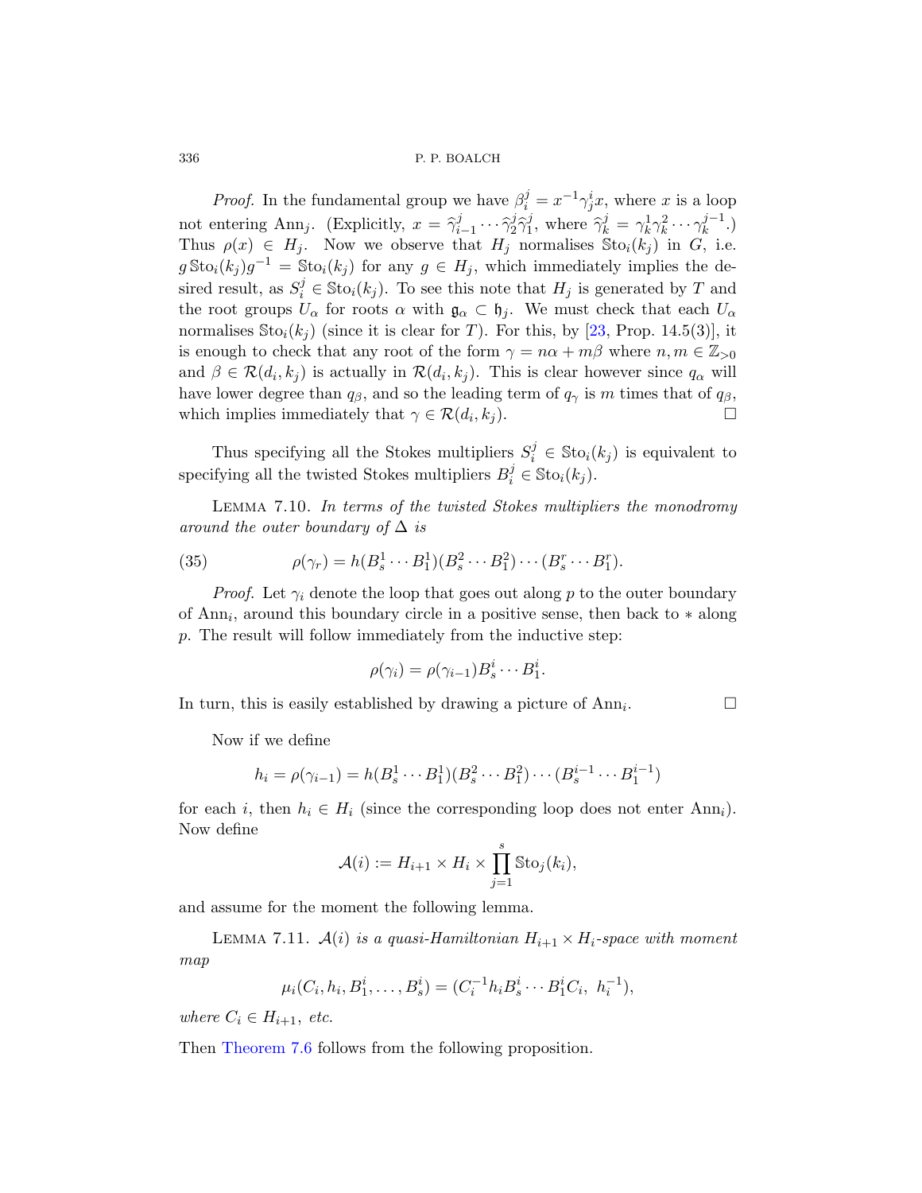*Proof.* In the fundamental group we have $\beta_i^j = x^{-1}\gamma_j^i x$, where $x$ is a loop not entering $\mathrm{Ann}_j$. (Explicitly, $x = \widehat{\gamma}_{i-1}^j \cdots \widehat{\gamma}_2^j \widehat{\gamma}_1^j$, where $\widehat{\gamma}_k^j = \gamma_k^1 \gamma_k^2 \cdots \gamma_k^{j-1}$.) Thus $\rho(x) \in H_j$. Now we observe that $H_j$ normalises $\mathbb{S}\mathrm{to}_i(k_j)$ in $G$, i.e. $g\,\mathbb{S}\mathrm{to}_i(k_j)g^{-1} = \mathbb{S}\mathrm{to}_i(k_j)$ for any $g \in H_j$, which immediately implies the desired result, as $S_i^j \in \mathbb{S}\mathrm{to}_i(k_j)$. To see this note that $H_j$ is generated by $T$ and the root groups $U_\alpha$ for roots $\alpha$ with $\mathfrak{g}_\alpha \subset \mathfrak{h}_j$. We must check that each $U_\alpha$ normalises $\mathbb{S}\mathrm{to}_i(k_j)$ (since it is clear for $T$). For this, by [23, Prop. 14.5(3)], it is enough to check that any root of the form $\gamma = n\alpha + m\beta$ where $n, m \in \mathbb{Z}_{>0}$ and $\beta \in \mathcal{R}(d_i, k_j)$ is actually in $\mathcal{R}(d_i, k_j)$. This is clear however since $q_\alpha$ will have lower degree than $q_\beta$, and so the leading term of $q_\gamma$ is $m$ times that of $q_\beta$, which implies immediately that $\gamma \in \mathcal{R}(d_i, k_j)$. □

Thus specifying all the Stokes multipliers $S_i^j \in \mathbb{S}\mathrm{to}_i(k_j)$ is equivalent to specifying all the twisted Stokes multipliers $B_i^j \in \mathbb{S}\mathrm{to}_i(k_j)$.

LEMMA 7.10. *In terms of the twisted Stokes multipliers the monodromy around the outer boundary of $\Delta$ is*

$$\rho(\gamma_r) = h(B_s^1 \cdots B_1^1)(B_s^2 \cdots B_1^2) \cdots (B_s^r \cdots B_1^r). \tag{35}$$

*Proof.* Let $\gamma_i$ denote the loop that goes out along $p$ to the outer boundary of $\mathrm{Ann}_i$, around this boundary circle in a positive sense, then back to $*$ along $p$. The result will follow immediately from the inductive step:

$$\rho(\gamma_i) = \rho(\gamma_{i-1}) B_s^i \cdots B_1^i.$$

In turn, this is easily established by drawing a picture of $\mathrm{Ann}_i$. □

Now if we define

$$h_i = \rho(\gamma_{i-1}) = h(B_s^1 \cdots B_1^1)(B_s^2 \cdots B_1^2) \cdots (B_s^{i-1} \cdots B_1^{i-1})$$

for each $i$, then $h_i \in H_i$ (since the corresponding loop does not enter $\mathrm{Ann}_i$). Now define

$$\mathcal{A}(i) := H_{i+1} \times H_i \times \prod_{j=1}^{s} \mathbb{S}\mathrm{to}_j(k_i),$$

and assume for the moment the following lemma.

LEMMA 7.11. *$\mathcal{A}(i)$ is a quasi-Hamiltonian $H_{i+1} \times H_i$-space with moment map*

$$\mu_i(C_i, h_i, B_1^i, \ldots, B_s^i) = (C_i^{-1} h_i B_s^i \cdots B_1^i C_i,\ h_i^{-1}),$$

*where $C_i \in H_{i+1}$, etc.*

Then Theorem 7.6 follows from the following proposition.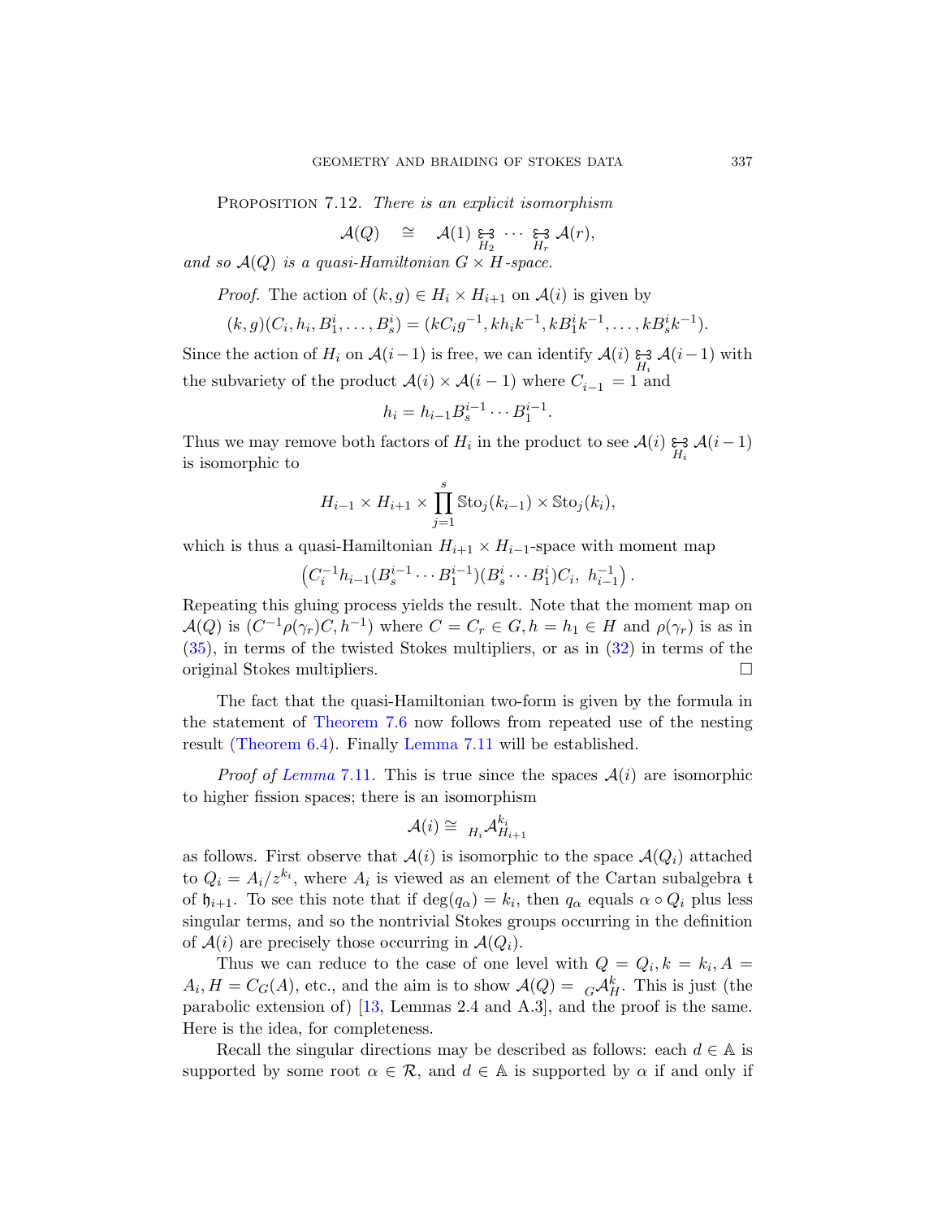Proposition 7.12. *There is an explicit isomorphism*

$$\mathcal{A}(Q) \quad \cong \quad \mathcal{A}(1) \underset{H_2}{\circledast} \cdots \underset{H_r}{\circledast} \mathcal{A}(r),$$

*and so* $\mathcal{A}(Q)$ *is a quasi-Hamiltonian* $G \times H$*-space.*

*Proof.* The action of $(k, g) \in H_i \times H_{i+1}$ on $\mathcal{A}(i)$ is given by

$$(k, g)(C_i, h_i, B_1^i, \ldots, B_s^i) = (kC_ig^{-1}, kh_ik^{-1}, kB_1^ik^{-1}, \ldots, kB_s^ik^{-1}).$$

Since the action of $H_i$ on $\mathcal{A}(i-1)$ is free, we can identify $\mathcal{A}(i) \underset{H_i}{\circledast} \mathcal{A}(i-1)$ with the subvariety of the product $\mathcal{A}(i) \times \mathcal{A}(i-1)$ where $C_{i-1} = 1$ and

$$h_i = h_{i-1}B_s^{i-1} \cdots B_1^{i-1}.$$

Thus we may remove both factors of $H_i$ in the product to see $\mathcal{A}(i) \underset{H_i}{\circledast} \mathcal{A}(i-1)$ is isomorphic to

$$H_{i-1} \times H_{i+1} \times \prod_{j=1}^{s} \mathbb{S}\mathrm{to}_j(k_{i-1}) \times \mathbb{S}\mathrm{to}_j(k_i),$$

which is thus a quasi-Hamiltonian $H_{i+1} \times H_{i-1}$-space with moment map

$$\left(C_i^{-1}h_{i-1}(B_s^{i-1} \cdots B_1^{i-1})(B_s^i \cdots B_1^i)C_i,\ h_{i-1}^{-1}\right).$$

Repeating this gluing process yields the result. Note that the moment map on $\mathcal{A}(Q)$ is $(C^{-1}\rho(\gamma_r)C, h^{-1})$ where $C = C_r \in G, h = h_1 \in H$ and $\rho(\gamma_r)$ is as in (35), in terms of the twisted Stokes multipliers, or as in (32) in terms of the original Stokes multipliers. $\square$

The fact that the quasi-Hamiltonian two-form is given by the formula in the statement of Theorem 7.6 now follows from repeated use of the nesting result (Theorem 6.4). Finally Lemma 7.11 will be established.

*Proof of Lemma 7.11.* This is true since the spaces $\mathcal{A}(i)$ are isomorphic to higher fission spaces; there is an isomorphism

$$\mathcal{A}(i) \cong {}_{H_i}\mathcal{A}_{H_{i+1}}^{k_i}$$

as follows. First observe that $\mathcal{A}(i)$ is isomorphic to the space $\mathcal{A}(Q_i)$ attached to $Q_i = A_i/z^{k_i}$, where $A_i$ is viewed as an element of the Cartan subalgebra $\mathfrak{t}$ of $\mathfrak{h}_{i+1}$. To see this note that if $\deg(q_\alpha) = k_i$, then $q_\alpha$ equals $\alpha \circ Q_i$ plus less singular terms, and so the nontrivial Stokes groups occurring in the definition of $\mathcal{A}(i)$ are precisely those occurring in $\mathcal{A}(Q_i)$.

Thus we can reduce to the case of one level with $Q = Q_i, k = k_i, A = A_i, H = C_G(A)$, etc., and the aim is to show $\mathcal{A}(Q) = {}_G\mathcal{A}_H^k$. This is just (the parabolic extension of) [13, Lemmas 2.4 and A.3], and the proof is the same. Here is the idea, for completeness.

Recall the singular directions may be described as follows: each $d \in \mathbb{A}$ is supported by some root $\alpha \in \mathcal{R}$, and $d \in \mathbb{A}$ is supported by $\alpha$ if and only if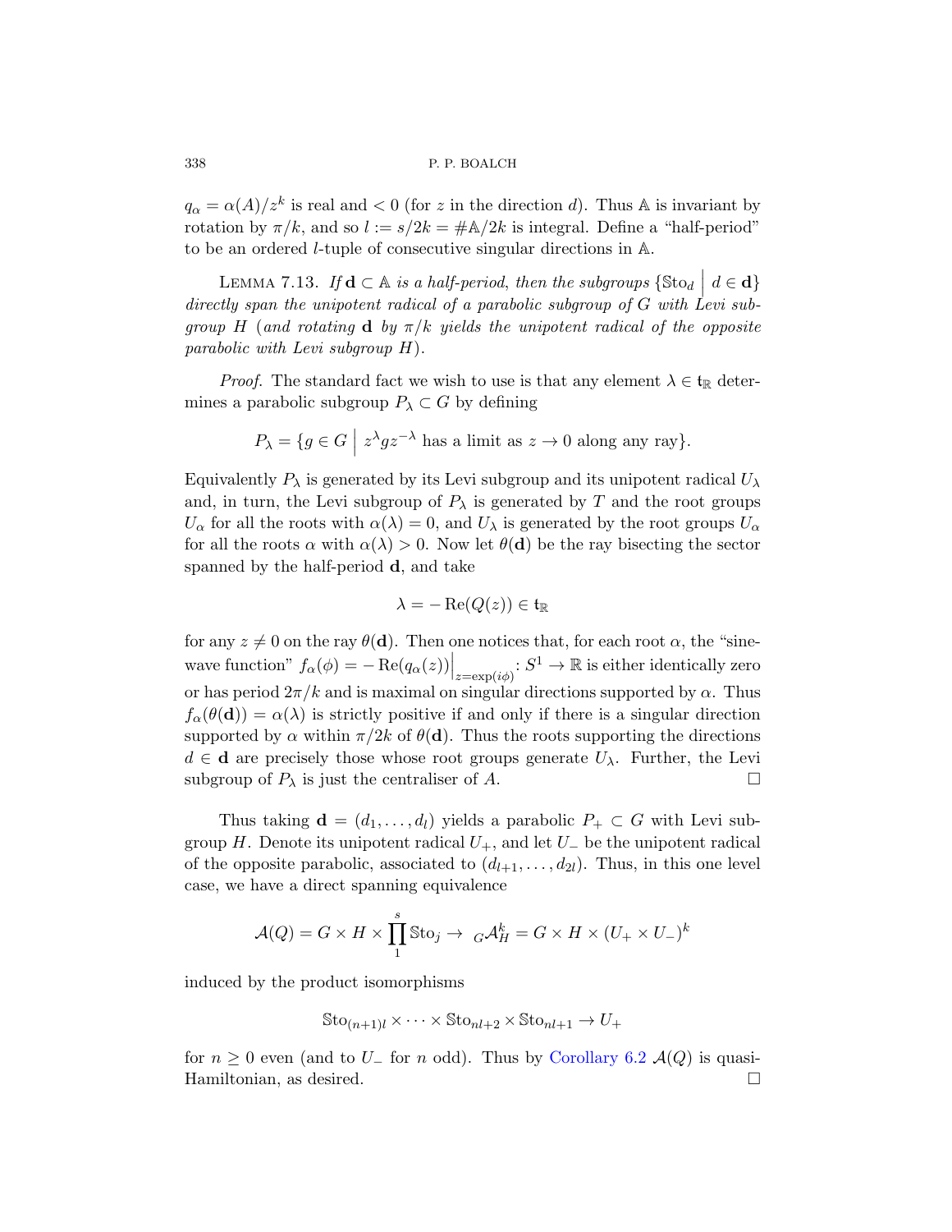$q_\alpha = \alpha(A)/z^k$ is real and $< 0$ (for $z$ in the direction $d$). Thus $\mathbb{A}$ is invariant by rotation by $\pi/k$, and so $l := s/2k = \#\mathbb{A}/2k$ is integral. Define a "half-period" to be an ordered $l$-tuple of consecutive singular directions in $\mathbb{A}$.

Lemma 7.13. *If $\mathbf{d} \subset \mathbb{A}$ is a half-period, then the subgroups $\{\mathbb{S}\mathrm{to}_d \mid d \in \mathbf{d}\}$ directly span the unipotent radical of a parabolic subgroup of $G$ with Levi subgroup $H$ (and rotating $\mathbf{d}$ by $\pi/k$ yields the unipotent radical of the opposite parabolic with Levi subgroup $H$).*

*Proof.* The standard fact we wish to use is that any element $\lambda \in \mathfrak{t}_\mathbb{R}$ determines a parabolic subgroup $P_\lambda \subset G$ by defining

$$P_\lambda = \{g \in G \mid z^\lambda g z^{-\lambda} \text{ has a limit as } z \to 0 \text{ along any ray}\}.$$

Equivalently $P_\lambda$ is generated by its Levi subgroup and its unipotent radical $U_\lambda$ and, in turn, the Levi subgroup of $P_\lambda$ is generated by $T$ and the root groups $U_\alpha$ for all the roots with $\alpha(\lambda) = 0$, and $U_\lambda$ is generated by the root groups $U_\alpha$ for all the roots $\alpha$ with $\alpha(\lambda) > 0$. Now let $\theta(\mathbf{d})$ be the ray bisecting the sector spanned by the half-period $\mathbf{d}$, and take

$$\lambda = -\operatorname{Re}(Q(z)) \in \mathfrak{t}_\mathbb{R}$$

for any $z \neq 0$ on the ray $\theta(\mathbf{d})$. Then one notices that, for each root $\alpha$, the "sine-wave function" $f_\alpha(\phi) = -\operatorname{Re}(q_\alpha(z))\Big|_{z=\exp(i\phi)} : S^1 \to \mathbb{R}$ is either identically zero or has period $2\pi/k$ and is maximal on singular directions supported by $\alpha$. Thus $f_\alpha(\theta(\mathbf{d})) = \alpha(\lambda)$ is strictly positive if and only if there is a singular direction supported by $\alpha$ within $\pi/2k$ of $\theta(\mathbf{d})$. Thus the roots supporting the directions $d \in \mathbf{d}$ are precisely those whose root groups generate $U_\lambda$. Further, the Levi subgroup of $P_\lambda$ is just the centraliser of $A$. $\square$

Thus taking $\mathbf{d} = (d_1, \ldots, d_l)$ yields a parabolic $P_+ \subset G$ with Levi subgroup $H$. Denote its unipotent radical $U_+$, and let $U_-$ be the unipotent radical of the opposite parabolic, associated to $(d_{l+1}, \ldots, d_{2l})$. Thus, in this one level case, we have a direct spanning equivalence

$$\mathcal{A}(Q) = G \times H \times \prod_1^s \mathbb{S}\mathrm{to}_j \to {}_G\mathcal{A}_H^k = G \times H \times (U_+ \times U_-)^k$$

induced by the product isomorphisms

$$\mathbb{S}\mathrm{to}_{(n+1)l} \times \cdots \times \mathbb{S}\mathrm{to}_{nl+2} \times \mathbb{S}\mathrm{to}_{nl+1} \to U_+$$

for $n \geq 0$ even (and to $U_-$ for $n$ odd). Thus by Corollary 6.2 $\mathcal{A}(Q)$ is quasi-Hamiltonian, as desired. $\square$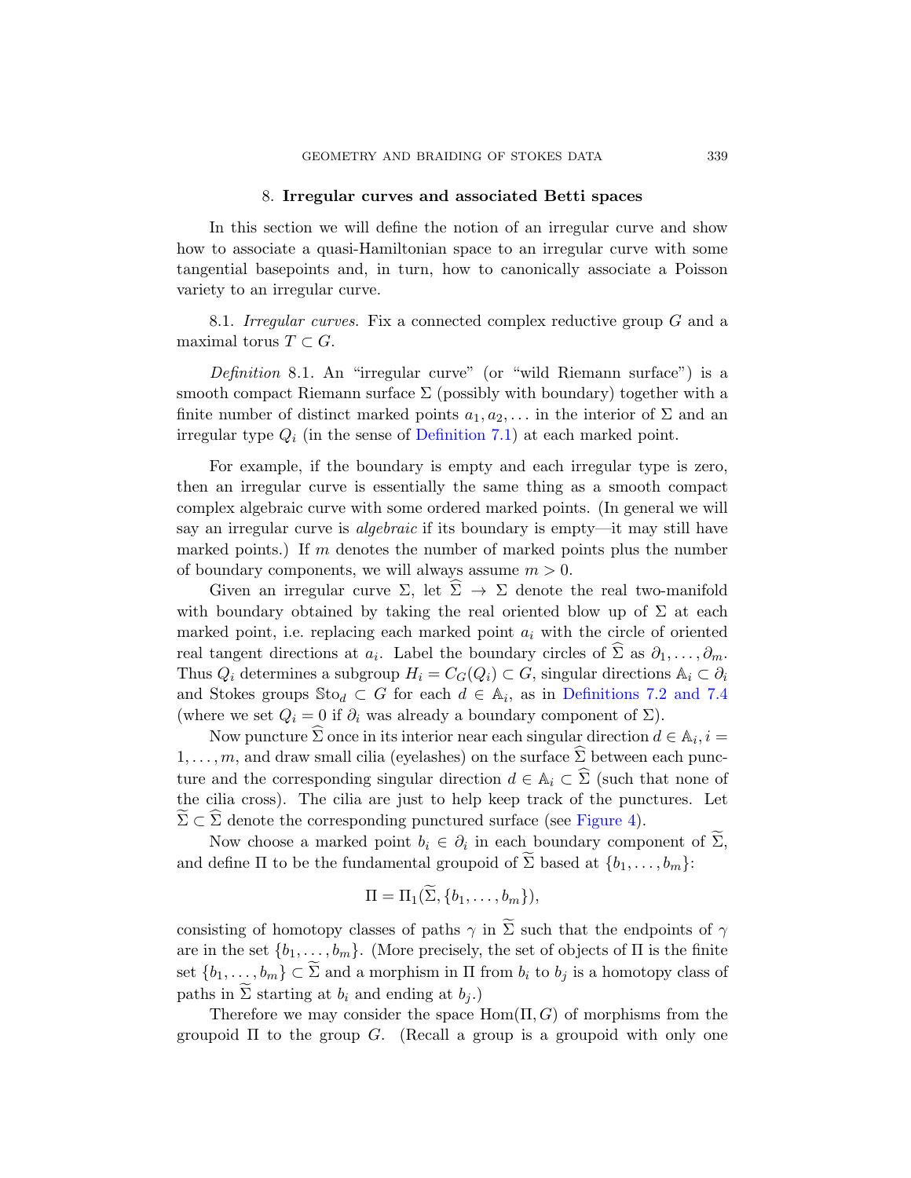## 8. Irregular curves and associated Betti spaces

In this section we will define the notion of an irregular curve and show how to associate a quasi-Hamiltonian space to an irregular curve with some tangential basepoints and, in turn, how to canonically associate a Poisson variety to an irregular curve.

8.1. *Irregular curves.* Fix a connected complex reductive group $G$ and a maximal torus $T \subset G$.

*Definition* 8.1. An "irregular curve" (or "wild Riemann surface") is a smooth compact Riemann surface $\Sigma$ (possibly with boundary) together with a finite number of distinct marked points $a_1, a_2, \dots$ in the interior of $\Sigma$ and an irregular type $Q_i$ (in the sense of Definition 7.1) at each marked point.

For example, if the boundary is empty and each irregular type is zero, then an irregular curve is essentially the same thing as a smooth compact complex algebraic curve with some ordered marked points. (In general we will say an irregular curve is *algebraic* if its boundary is empty—it may still have marked points.) If $m$ denotes the number of marked points plus the number of boundary components, we will always assume $m > 0$.

Given an irregular curve $\Sigma$, let $\widehat{\Sigma} \to \Sigma$ denote the real two-manifold with boundary obtained by taking the real oriented blow up of $\Sigma$ at each marked point, i.e. replacing each marked point $a_i$ with the circle of oriented real tangent directions at $a_i$. Label the boundary circles of $\widehat{\Sigma}$ as $\partial_1, \dots, \partial_m$. Thus $Q_i$ determines a subgroup $H_i = C_G(Q_i) \subset G$, singular directions $\mathbb{A}_i \subset \partial_i$ and Stokes groups $\mathbb{S}\mathrm{to}_d \subset G$ for each $d \in \mathbb{A}_i$, as in Definitions 7.2 and 7.4 (where we set $Q_i = 0$ if $\partial_i$ was already a boundary component of $\Sigma$).

Now puncture $\widehat{\Sigma}$ once in its interior near each singular direction $d \in \mathbb{A}_i, i = 1, \dots, m$, and draw small cilia (eyelashes) on the surface $\widehat{\Sigma}$ between each puncture and the corresponding singular direction $d \in \mathbb{A}_i \subset \widehat{\Sigma}$ (such that none of the cilia cross). The cilia are just to help keep track of the punctures. Let $\widetilde{\Sigma} \subset \widehat{\Sigma}$ denote the corresponding punctured surface (see Figure 4).

Now choose a marked point $b_i \in \partial_i$ in each boundary component of $\widetilde{\Sigma}$, and define $\Pi$ to be the fundamental groupoid of $\widetilde{\Sigma}$ based at $\{b_1, \dots, b_m\}$:

$$\Pi = \Pi_1(\widetilde{\Sigma}, \{b_1, \dots, b_m\}),$$

consisting of homotopy classes of paths $\gamma$ in $\widetilde{\Sigma}$ such that the endpoints of $\gamma$ are in the set $\{b_1, \dots, b_m\}$. (More precisely, the set of objects of $\Pi$ is the finite set $\{b_1, \dots, b_m\} \subset \widetilde{\Sigma}$ and a morphism in $\Pi$ from $b_i$ to $b_j$ is a homotopy class of paths in $\widetilde{\Sigma}$ starting at $b_i$ and ending at $b_j$.)

Therefore we may consider the space $\mathrm{Hom}(\Pi, G)$ of morphisms from the groupoid $\Pi$ to the group $G$. (Recall a group is a groupoid with only one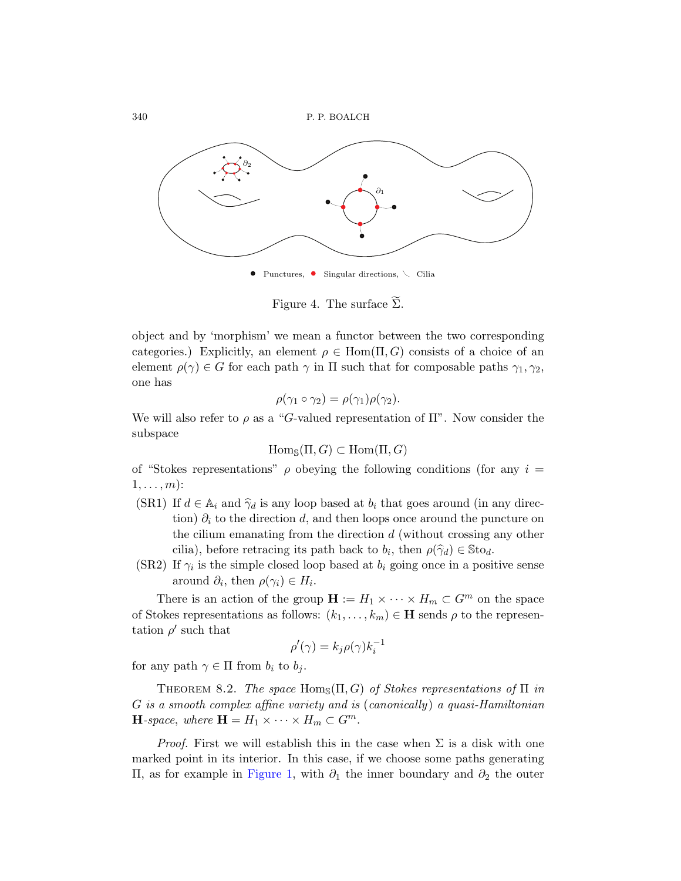Figure 4. The surface $\widetilde{\Sigma}$.

object and by 'morphism' we mean a functor between the two corresponding categories.) Explicitly, an element $\rho \in \mathrm{Hom}(\Pi, G)$ consists of a choice of an element $\rho(\gamma) \in G$ for each path $\gamma$ in $\Pi$ such that for composable paths $\gamma_1, \gamma_2$, one has

$$\rho(\gamma_1 \circ \gamma_2) = \rho(\gamma_1)\rho(\gamma_2).$$

We will also refer to $\rho$ as a "$G$-valued representation of $\Pi$". Now consider the subspace

$$\mathrm{Hom}_{\mathbb{S}}(\Pi, G) \subset \mathrm{Hom}(\Pi, G)$$

of "Stokes representations" $\rho$ obeying the following conditions (for any $i = 1, \dots, m$):

(SR1) If $d \in \mathbb{A}_i$ and $\widehat{\gamma}_d$ is any loop based at $b_i$ that goes around (in any direction) $\partial_i$ to the direction $d$, and then loops once around the puncture on the cilium emanating from the direction $d$ (without crossing any other cilia), before retracing its path back to $b_i$, then $\rho(\widehat{\gamma}_d) \in \mathbb{S}\mathrm{to}_d$.

(SR2) If $\gamma_i$ is the simple closed loop based at $b_i$ going once in a positive sense around $\partial_i$, then $\rho(\gamma_i) \in H_i$.

There is an action of the group $\mathbf{H} := H_1 \times \cdots \times H_m \subset G^m$ on the space of Stokes representations as follows: $(k_1, \dots, k_m) \in \mathbf{H}$ sends $\rho$ to the representation $\rho'$ such that

$$\rho'(\gamma) = k_j \rho(\gamma) k_i^{-1}$$

for any path $\gamma \in \Pi$ from $b_i$ to $b_j$.

Theorem 8.2. *The space* $\mathrm{Hom}_{\mathbb{S}}(\Pi, G)$ *of Stokes representations of* $\Pi$ *in* $G$ *is a smooth complex affine variety and is (canonically) a quasi-Hamiltonian* $\mathbf{H}$*-space, where* $\mathbf{H} = H_1 \times \cdots \times H_m \subset G^m$.

*Proof.* First we will establish this in the case when $\Sigma$ is a disk with one marked point in its interior. In this case, if we choose some paths generating $\Pi$, as for example in Figure 1, with $\partial_1$ the inner boundary and $\partial_2$ the outer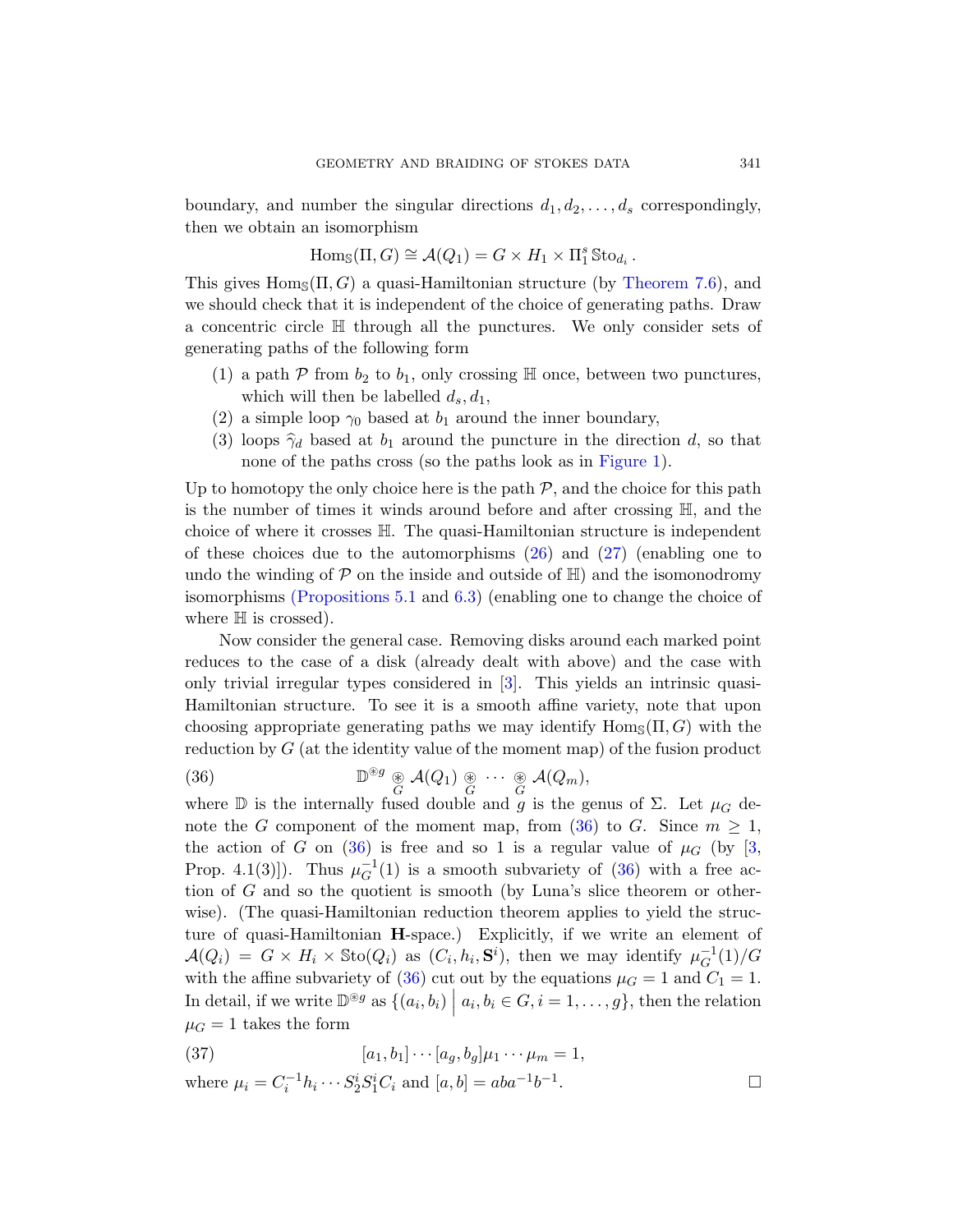boundary, and number the singular directions $d_1, d_2, \ldots, d_s$ correspondingly, then we obtain an isomorphism

$$\mathrm{Hom}_{\mathbb{S}}(\Pi, G) \cong \mathcal{A}(Q_1) = G \times H_1 \times \Pi_1^s \, \mathbb{S}\mathrm{to}_{d_i}.$$

This gives $\mathrm{Hom}_{\mathbb{S}}(\Pi, G)$ a quasi-Hamiltonian structure (by Theorem 7.6), and we should check that it is independent of the choice of generating paths. Draw a concentric circle $\mathbb{H}$ through all the punctures. We only consider sets of generating paths of the following form

1. a path $\mathcal{P}$ from $b_2$ to $b_1$, only crossing $\mathbb{H}$ once, between two punctures, which will then be labelled $d_s, d_1$,
2. a simple loop $\gamma_0$ based at $b_1$ around the inner boundary,
3. loops $\widehat{\gamma}_d$ based at $b_1$ around the puncture in the direction $d$, so that none of the paths cross (so the paths look as in Figure 1).

Up to homotopy the only choice here is the path $\mathcal{P}$, and the choice for this path is the number of times it winds around before and after crossing $\mathbb{H}$, and the choice of where it crosses $\mathbb{H}$. The quasi-Hamiltonian structure is independent of these choices due to the automorphisms (26) and (27) (enabling one to undo the winding of $\mathcal{P}$ on the inside and outside of $\mathbb{H}$) and the isomonodromy isomorphisms (Propositions 5.1 and 6.3) (enabling one to change the choice of where $\mathbb{H}$ is crossed).

Now consider the general case. Removing disks around each marked point reduces to the case of a disk (already dealt with above) and the case with only trivial irregular types considered in [3]. This yields an intrinsic quasi-Hamiltonian structure. To see it is a smooth affine variety, note that upon choosing appropriate generating paths we may identify $\mathrm{Hom}_{\mathbb{S}}(\Pi, G)$ with the reduction by $G$ (at the identity value of the moment map) of the fusion product

$$\mathbb{D}^{\circledast g} \underset{G}{\circledast} \mathcal{A}(Q_1) \underset{G}{\circledast} \cdots \underset{G}{\circledast} \mathcal{A}(Q_m), \tag{36}$$

where $\mathbb{D}$ is the internally fused double and $g$ is the genus of $\Sigma$. Let $\mu_G$ denote the $G$ component of the moment map, from (36) to $G$. Since $m \geq 1$, the action of $G$ on (36) is free and so 1 is a regular value of $\mu_G$ (by [3, Prop. 4.1(3)]). Thus $\mu_G^{-1}(1)$ is a smooth subvariety of (36) with a free action of $G$ and so the quotient is smooth (by Luna's slice theorem or otherwise). (The quasi-Hamiltonian reduction theorem applies to yield the structure of quasi-Hamiltonian **H**-space.) Explicitly, if we write an element of $\mathcal{A}(Q_i) = G \times H_i \times \mathbb{S}\mathrm{to}(Q_i)$ as $(C_i, h_i, \mathbf{S}^i)$, then we may identify $\mu_G^{-1}(1)/G$ with the affine subvariety of (36) cut out by the equations $\mu_G = 1$ and $C_1 = 1$. In detail, if we write $\mathbb{D}^{\circledast g}$ as $\{(a_i, b_i) \mid a_i, b_i \in G, i = 1, \ldots, g\}$, then the relation $\mu_G = 1$ takes the form

$$[a_1, b_1] \cdots [a_g, b_g] \mu_1 \cdots \mu_m = 1, \tag{37}$$

where $\mu_i = C_i^{-1} h_i \cdots S_2^i S_1^i C_i$ and $[a, b] = aba^{-1}b^{-1}$. $\square$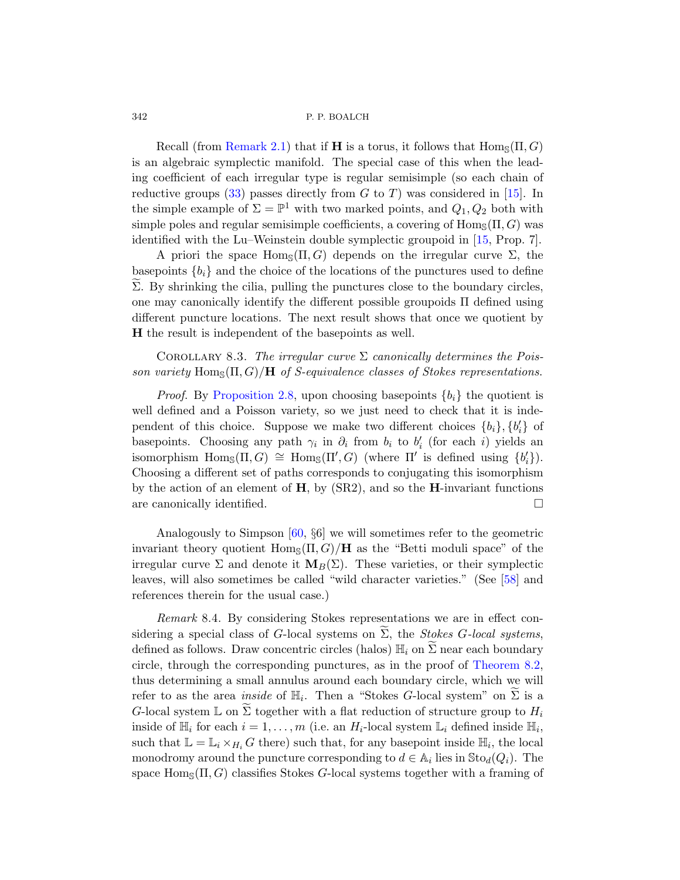Recall (from Remark 2.1) that if $\mathbf{H}$ is a torus, it follows that $\mathrm{Hom}_{\mathbb{S}}(\Pi, G)$ is an algebraic symplectic manifold. The special case of this when the leading coefficient of each irregular type is regular semisimple (so each chain of reductive groups (33) passes directly from $G$ to $T$) was considered in [15]. In the simple example of $\Sigma = \mathbb{P}^1$ with two marked points, and $Q_1, Q_2$ both with simple poles and regular semisimple coefficients, a covering of $\mathrm{Hom}_{\mathbb{S}}(\Pi, G)$ was identified with the Lu–Weinstein double symplectic groupoid in [15, Prop. 7].

A priori the space $\mathrm{Hom}_{\mathbb{S}}(\Pi, G)$ depends on the irregular curve $\Sigma$, the basepoints $\{b_i\}$ and the choice of the locations of the punctures used to define $\widetilde{\Sigma}$. By shrinking the cilia, pulling the punctures close to the boundary circles, one may canonically identify the different possible groupoids $\Pi$ defined using different puncture locations. The next result shows that once we quotient by $\mathbf{H}$ the result is independent of the basepoints as well.

Corollary 8.3. *The irregular curve $\Sigma$ canonically determines the Poisson variety $\mathrm{Hom}_{\mathbb{S}}(\Pi, G)/\mathbf{H}$ of $S$-equivalence classes of Stokes representations.*

*Proof.* By Proposition 2.8, upon choosing basepoints $\{b_i\}$ the quotient is well defined and a Poisson variety, so we just need to check that it is independent of this choice. Suppose we make two different choices $\{b_i\}, \{b_i'\}$ of basepoints. Choosing any path $\gamma_i$ in $\partial_i$ from $b_i$ to $b_i'$ (for each $i$) yields an isomorphism $\mathrm{Hom}_{\mathbb{S}}(\Pi, G) \cong \mathrm{Hom}_{\mathbb{S}}(\Pi', G)$ (where $\Pi'$ is defined using $\{b_i'\}$). Choosing a different set of paths corresponds to conjugating this isomorphism by the action of an element of $\mathbf{H}$, by (SR2), and so the $\mathbf{H}$-invariant functions are canonically identified. $\square$

Analogously to Simpson [60, §6] we will sometimes refer to the geometric invariant theory quotient $\mathrm{Hom}_{\mathbb{S}}(\Pi, G)/\mathbf{H}$ as the "Betti moduli space" of the irregular curve $\Sigma$ and denote it $\mathbf{M}_B(\Sigma)$. These varieties, or their symplectic leaves, will also sometimes be called "wild character varieties." (See [58] and references therein for the usual case.)

*Remark* 8.4. By considering Stokes representations we are in effect considering a special class of $G$-local systems on $\widetilde{\Sigma}$, the *Stokes $G$-local systems*, defined as follows. Draw concentric circles (halos) $\mathbb{H}_i$ on $\widetilde{\Sigma}$ near each boundary circle, through the corresponding punctures, as in the proof of Theorem 8.2, thus determining a small annulus around each boundary circle, which we will refer to as the area *inside* of $\mathbb{H}_i$. Then a "Stokes $G$-local system" on $\widetilde{\Sigma}$ is a $G$-local system $\mathbb{L}$ on $\widetilde{\Sigma}$ together with a flat reduction of structure group to $H_i$ inside of $\mathbb{H}_i$ for each $i = 1, \ldots, m$ (i.e. an $H_i$-local system $\mathbb{L}_i$ defined inside $\mathbb{H}_i$, such that $\mathbb{L} = \mathbb{L}_i \times_{H_i} G$ there) such that, for any basepoint inside $\mathbb{H}_i$, the local monodromy around the puncture corresponding to $d \in \mathbb{A}_i$ lies in $\mathbb{S}\mathrm{to}_d(Q_i)$. The space $\mathrm{Hom}_{\mathbb{S}}(\Pi, G)$ classifies Stokes $G$-local systems together with a framing of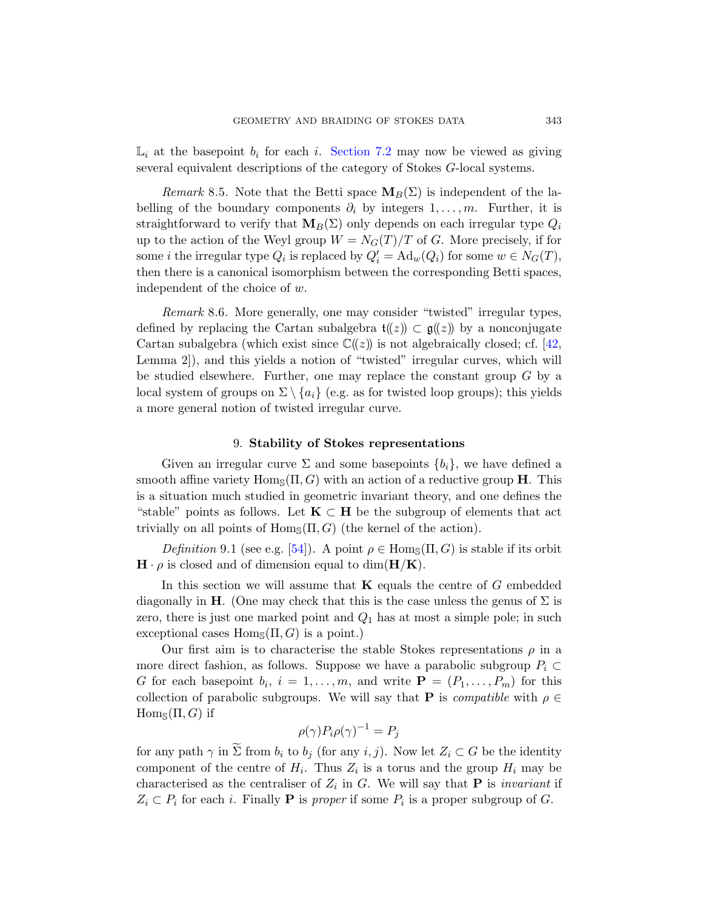$\mathbb{L}_i$ at the basepoint $b_i$ for each $i$. Section 7.2 may now be viewed as giving several equivalent descriptions of the category of Stokes $G$-local systems.

*Remark* 8.5. Note that the Betti space $\mathbf{M}_B(\Sigma)$ is independent of the labelling of the boundary components $\partial_i$ by integers $1, \ldots, m$. Further, it is straightforward to verify that $\mathbf{M}_B(\Sigma)$ only depends on each irregular type $Q_i$ up to the action of the Weyl group $W = N_G(T)/T$ of $G$. More precisely, if for some $i$ the irregular type $Q_i$ is replaced by $Q_i' = \mathrm{Ad}_w(Q_i)$ for some $w \in N_G(T)$, then there is a canonical isomorphism between the corresponding Betti spaces, independent of the choice of $w$.

*Remark* 8.6. More generally, one may consider "twisted" irregular types, defined by replacing the Cartan subalgebra $\mathfrak{t}(\!(z)\!) \subset \mathfrak{g}(\!(z)\!)$ by a nonconjugate Cartan subalgebra (which exist since $\mathbb{C}(\!(z)\!)$ is not algebraically closed; cf. [42, Lemma 2]), and this yields a notion of "twisted" irregular curves, which will be studied elsewhere. Further, one may replace the constant group $G$ by a local system of groups on $\Sigma \setminus \{a_i\}$ (e.g. as for twisted loop groups); this yields a more general notion of twisted irregular curve.

## 9. **Stability of Stokes representations**

Given an irregular curve $\Sigma$ and some basepoints $\{b_i\}$, we have defined a smooth affine variety $\mathrm{Hom}_{\mathbb{S}}(\Pi, G)$ with an action of a reductive group $\mathbf{H}$. This is a situation much studied in geometric invariant theory, and one defines the "stable" points as follows. Let $\mathbf{K} \subset \mathbf{H}$ be the subgroup of elements that act trivially on all points of $\mathrm{Hom}_{\mathbb{S}}(\Pi, G)$ (the kernel of the action).

*Definition* 9.1 (see e.g. [54]). A point $\rho \in \mathrm{Hom}_{\mathbb{S}}(\Pi, G)$ is stable if its orbit $\mathbf{H} \cdot \rho$ is closed and of dimension equal to $\dim(\mathbf{H}/\mathbf{K})$.

In this section we will assume that $\mathbf{K}$ equals the centre of $G$ embedded diagonally in $\mathbf{H}$. (One may check that this is the case unless the genus of $\Sigma$ is zero, there is just one marked point and $Q_1$ has at most a simple pole; in such exceptional cases $\mathrm{Hom}_{\mathbb{S}}(\Pi, G)$ is a point.)

Our first aim is to characterise the stable Stokes representations $\rho$ in a more direct fashion, as follows. Suppose we have a parabolic subgroup $P_i \subset G$ for each basepoint $b_i$, $i = 1, \ldots, m$, and write $\mathbf{P} = (P_1, \ldots, P_m)$ for this collection of parabolic subgroups. We will say that $\mathbf{P}$ is *compatible* with $\rho \in \mathrm{Hom}_{\mathbb{S}}(\Pi, G)$ if

$$\rho(\gamma) P_i \rho(\gamma)^{-1} = P_j$$

for any path $\gamma$ in $\widetilde{\Sigma}$ from $b_i$ to $b_j$ (for any $i, j$). Now let $Z_i \subset G$ be the identity component of the centre of $H_i$. Thus $Z_i$ is a torus and the group $H_i$ may be characterised as the centraliser of $Z_i$ in $G$. We will say that $\mathbf{P}$ is *invariant* if $Z_i \subset P_i$ for each $i$. Finally $\mathbf{P}$ is *proper* if some $P_i$ is a proper subgroup of $G$.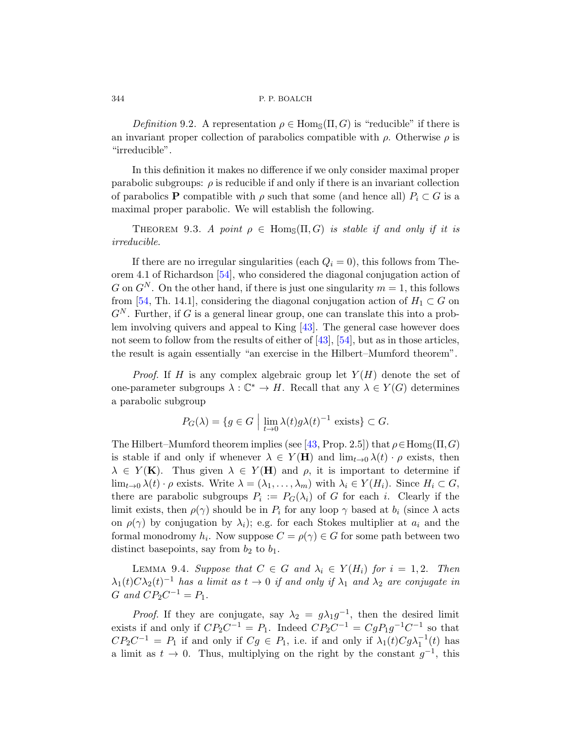*Definition* 9.2. A representation $\rho \in \mathrm{Hom}_{\mathbb{S}}(\Pi, G)$ is "reducible" if there is an invariant proper collection of parabolics compatible with $\rho$. Otherwise $\rho$ is "irreducible".

In this definition it makes no difference if we only consider maximal proper parabolic subgroups: $\rho$ is reducible if and only if there is an invariant collection of parabolics $\mathbf{P}$ compatible with $\rho$ such that some (and hence all) $P_i \subset G$ is a maximal proper parabolic. We will establish the following.

THEOREM 9.3. *A point* $\rho \in \mathrm{Hom}_{\mathbb{S}}(\Pi, G)$ *is stable if and only if it is irreducible.*

If there are no irregular singularities (each $Q_i = 0$), this follows from Theorem 4.1 of Richardson [54], who considered the diagonal conjugation action of $G$ on $G^N$. On the other hand, if there is just one singularity $m = 1$, this follows from [54, Th. 14.1], considering the diagonal conjugation action of $H_1 \subset G$ on $G^N$. Further, if $G$ is a general linear group, one can translate this into a problem involving quivers and appeal to King [43]. The general case however does not seem to follow from the results of either of [43], [54], but as in those articles, the result is again essentially "an exercise in the Hilbert–Mumford theorem".

*Proof.* If $H$ is any complex algebraic group let $Y(H)$ denote the set of one-parameter subgroups $\lambda : \mathbb{C}^* \to H$. Recall that any $\lambda \in Y(G)$ determines a parabolic subgroup

$$P_G(\lambda) = \{g \in G \mid \lim_{t\to 0} \lambda(t) g \lambda(t)^{-1} \text{ exists}\} \subset G.$$

The Hilbert–Mumford theorem implies (see [43, Prop. 2.5]) that $\rho \in \mathrm{Hom}_{\mathbb{S}}(\Pi, G)$ is stable if and only if whenever $\lambda \in Y(\mathbf{H})$ and $\lim_{t\to 0} \lambda(t) \cdot \rho$ exists, then $\lambda \in Y(\mathbf{K})$. Thus given $\lambda \in Y(\mathbf{H})$ and $\rho$, it is important to determine if $\lim_{t\to 0} \lambda(t) \cdot \rho$ exists. Write $\lambda = (\lambda_1, \ldots, \lambda_m)$ with $\lambda_i \in Y(H_i)$. Since $H_i \subset G$, there are parabolic subgroups $P_i := P_G(\lambda_i)$ of $G$ for each $i$. Clearly if the limit exists, then $\rho(\gamma)$ should be in $P_i$ for any loop $\gamma$ based at $b_i$ (since $\lambda$ acts on $\rho(\gamma)$ by conjugation by $\lambda_i$); e.g. for each Stokes multiplier at $a_i$ and the formal monodromy $h_i$. Now suppose $C = \rho(\gamma) \in G$ for some path between two distinct basepoints, say from $b_2$ to $b_1$.

LEMMA 9.4. *Suppose that* $C \in G$ *and* $\lambda_i \in Y(H_i)$ *for* $i = 1, 2$. *Then* $\lambda_1(t) C \lambda_2(t)^{-1}$ *has a limit as* $t \to 0$ *if and only if* $\lambda_1$ *and* $\lambda_2$ *are conjugate in* $G$ *and* $CP_2C^{-1} = P_1$.

*Proof.* If they are conjugate, say $\lambda_2 = g\lambda_1 g^{-1}$, then the desired limit exists if and only if $CP_2C^{-1} = P_1$. Indeed $CP_2C^{-1} = CgP_1g^{-1}C^{-1}$ so that $CP_2C^{-1} = P_1$ if and only if $Cg \in P_1$, i.e. if and only if $\lambda_1(t) C g \lambda_1^{-1}(t)$ has a limit as $t \to 0$. Thus, multiplying on the right by the constant $g^{-1}$, this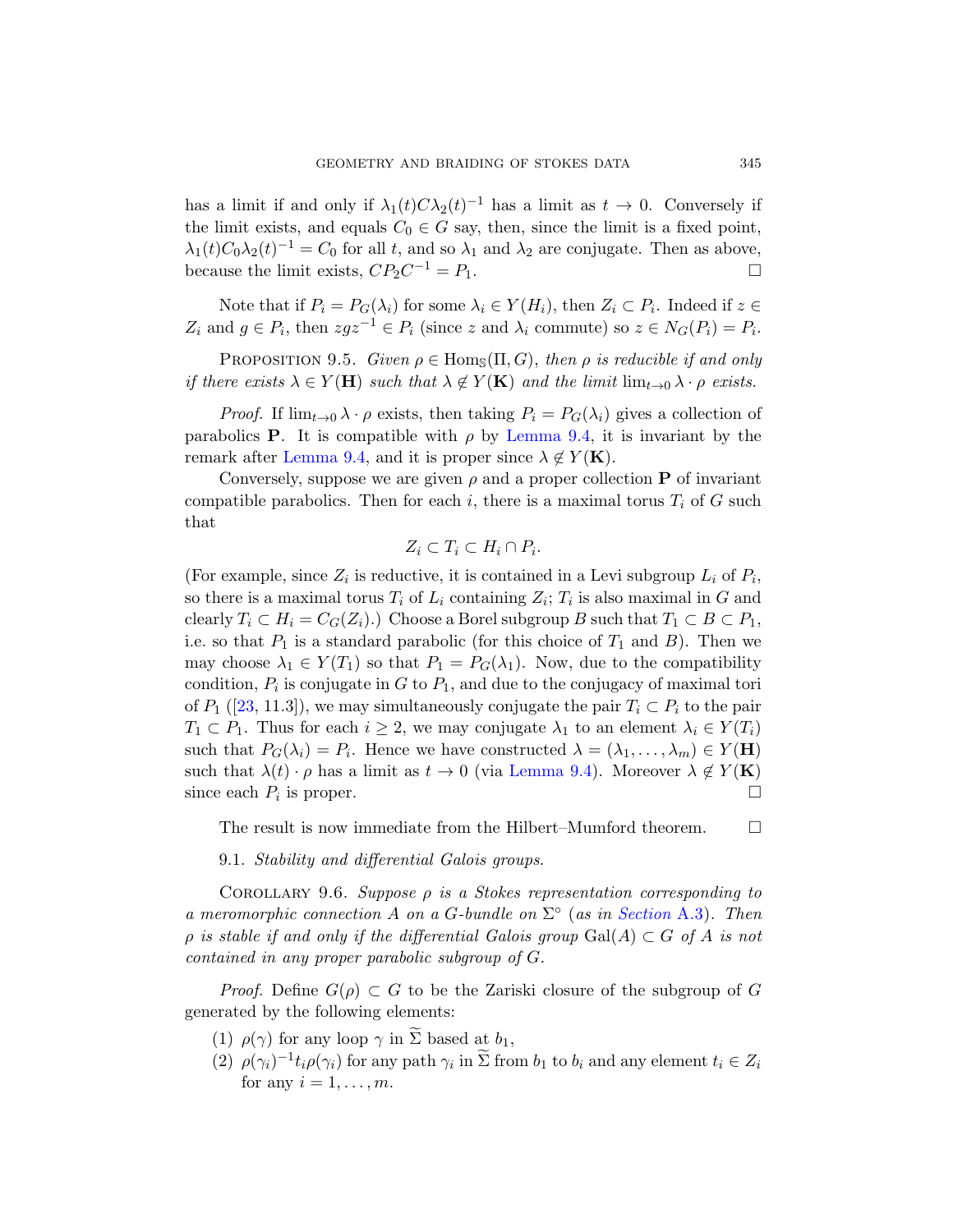has a limit if and only if $\lambda_1(t)C\lambda_2(t)^{-1}$ has a limit as $t \to 0$. Conversely if the limit exists, and equals $C_0 \in G$ say, then, since the limit is a fixed point, $\lambda_1(t)C_0\lambda_2(t)^{-1} = C_0$ for all $t$, and so $\lambda_1$ and $\lambda_2$ are conjugate. Then as above, because the limit exists, $CP_2C^{-1} = P_1$. □

Note that if $P_i = P_G(\lambda_i)$ for some $\lambda_i \in Y(H_i)$, then $Z_i \subset P_i$. Indeed if $z \in Z_i$ and $g \in P_i$, then $zgz^{-1} \in P_i$ (since $z$ and $\lambda_i$ commute) so $z \in N_G(P_i) = P_i$.

Proposition 9.5. *Given $\rho \in \mathrm{Hom}_{\mathbb{S}}(\Pi, G)$, then $\rho$ is reducible if and only if there exists $\lambda \in Y(\mathbf{H})$ such that $\lambda \notin Y(\mathbf{K})$ and the limit $\lim_{t\to 0} \lambda \cdot \rho$ exists.*

*Proof.* If $\lim_{t\to 0} \lambda \cdot \rho$ exists, then taking $P_i = P_G(\lambda_i)$ gives a collection of parabolics $\mathbf{P}$. It is compatible with $\rho$ by Lemma 9.4, it is invariant by the remark after Lemma 9.4, and it is proper since $\lambda \notin Y(\mathbf{K})$.

Conversely, suppose we are given $\rho$ and a proper collection $\mathbf{P}$ of invariant compatible parabolics. Then for each $i$, there is a maximal torus $T_i$ of $G$ such that

$$Z_i \subset T_i \subset H_i \cap P_i.$$

(For example, since $Z_i$ is reductive, it is contained in a Levi subgroup $L_i$ of $P_i$, so there is a maximal torus $T_i$ of $L_i$ containing $Z_i$; $T_i$ is also maximal in $G$ and clearly $T_i \subset H_i = C_G(Z_i)$.) Choose a Borel subgroup $B$ such that $T_1 \subset B \subset P_1$, i.e. so that $P_1$ is a standard parabolic (for this choice of $T_1$ and $B$). Then we may choose $\lambda_1 \in Y(T_1)$ so that $P_1 = P_G(\lambda_1)$. Now, due to the compatibility condition, $P_i$ is conjugate in $G$ to $P_1$, and due to the conjugacy of maximal tori of $P_1$ ([23, 11.3]), we may simultaneously conjugate the pair $T_i \subset P_i$ to the pair $T_1 \subset P_1$. Thus for each $i \geq 2$, we may conjugate $\lambda_1$ to an element $\lambda_i \in Y(T_i)$ such that $P_G(\lambda_i) = P_i$. Hence we have constructed $\lambda = (\lambda_1, \ldots, \lambda_m) \in Y(\mathbf{H})$ such that $\lambda(t) \cdot \rho$ has a limit as $t \to 0$ (via Lemma 9.4). Moreover $\lambda \notin Y(\mathbf{K})$ since each $P_i$ is proper. □

The result is now immediate from the Hilbert–Mumford theorem. □

9.1. *Stability and differential Galois groups.*

Corollary 9.6. *Suppose $\rho$ is a Stokes representation corresponding to a meromorphic connection $A$ on a $G$-bundle on $\Sigma^\circ$ (as in Section A.3). Then $\rho$ is stable if and only if the differential Galois group $\mathrm{Gal}(A) \subset G$ of $A$ is not contained in any proper parabolic subgroup of $G$.*

*Proof.* Define $G(\rho) \subset G$ to be the Zariski closure of the subgroup of $G$ generated by the following elements:

(1) $\rho(\gamma)$ for any loop $\gamma$ in $\widetilde{\Sigma}$ based at $b_1$,
(2) $\rho(\gamma_i)^{-1}t_i\rho(\gamma_i)$ for any path $\gamma_i$ in $\widetilde{\Sigma}$ from $b_1$ to $b_i$ and any element $t_i \in Z_i$ for any $i = 1, \ldots, m$.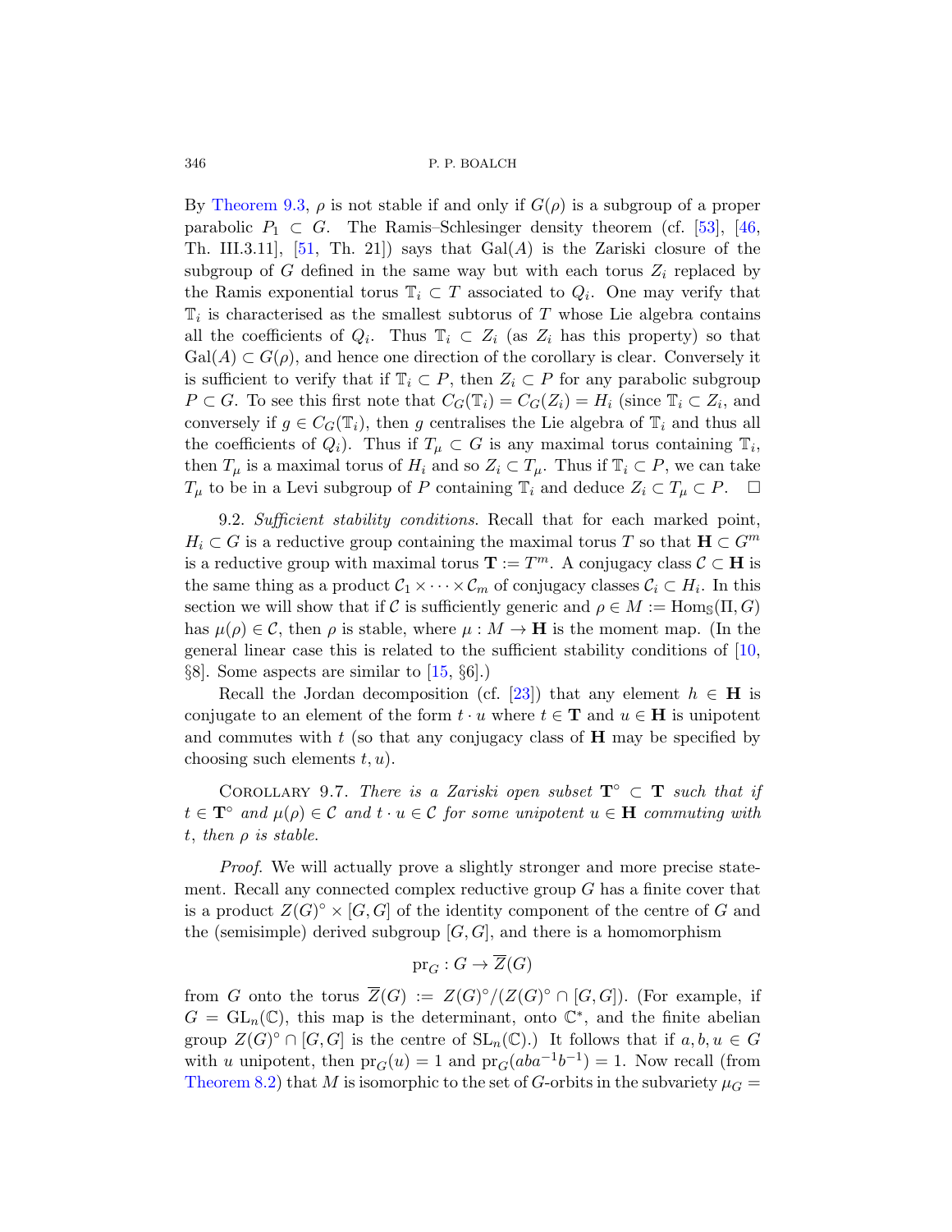By Theorem 9.3, $\rho$ is not stable if and only if $G(\rho)$ is a subgroup of a proper parabolic $P_1 \subset G$. The Ramis–Schlesinger density theorem (cf. [53], [46, Th. III.3.11], [51, Th. 21]) says that $\mathrm{Gal}(A)$ is the Zariski closure of the subgroup of $G$ defined in the same way but with each torus $Z_i$ replaced by the Ramis exponential torus $\mathbb{T}_i \subset T$ associated to $Q_i$. One may verify that $\mathbb{T}_i$ is characterised as the smallest subtorus of $T$ whose Lie algebra contains all the coefficients of $Q_i$. Thus $\mathbb{T}_i \subset Z_i$ (as $Z_i$ has this property) so that $\mathrm{Gal}(A) \subset G(\rho)$, and hence one direction of the corollary is clear. Conversely it is sufficient to verify that if $\mathbb{T}_i \subset P$, then $Z_i \subset P$ for any parabolic subgroup $P \subset G$. To see this first note that $C_G(\mathbb{T}_i) = C_G(Z_i) = H_i$ (since $\mathbb{T}_i \subset Z_i$, and conversely if $g \in C_G(\mathbb{T}_i)$, then $g$ centralises the Lie algebra of $\mathbb{T}_i$ and thus all the coefficients of $Q_i$). Thus if $T_\mu \subset G$ is any maximal torus containing $\mathbb{T}_i$, then $T_\mu$ is a maximal torus of $H_i$ and so $Z_i \subset T_\mu$. Thus if $\mathbb{T}_i \subset P$, we can take $T_\mu$ to be in a Levi subgroup of $P$ containing $\mathbb{T}_i$ and deduce $Z_i \subset T_\mu \subset P$. $\square$

9.2. *Sufficient stability conditions.* Recall that for each marked point, $H_i \subset G$ is a reductive group containing the maximal torus $T$ so that $\mathbf{H} \subset G^m$ is a reductive group with maximal torus $\mathbf{T} := T^m$. A conjugacy class $\mathcal{C} \subset \mathbf{H}$ is the same thing as a product $\mathcal{C}_1 \times \cdots \times \mathcal{C}_m$ of conjugacy classes $\mathcal{C}_i \subset H_i$. In this section we will show that if $\mathcal{C}$ is sufficiently generic and $\rho \in M := \mathrm{Hom}_{\mathbb{S}}(\Pi, G)$ has $\mu(\rho) \in \mathcal{C}$, then $\rho$ is stable, where $\mu : M \to \mathbf{H}$ is the moment map. (In the general linear case this is related to the sufficient stability conditions of [10, §8]. Some aspects are similar to [15, §6].)

Recall the Jordan decomposition (cf. [23]) that any element $h \in \mathbf{H}$ is conjugate to an element of the form $t \cdot u$ where $t \in \mathbf{T}$ and $u \in \mathbf{H}$ is unipotent and commutes with $t$ (so that any conjugacy class of $\mathbf{H}$ may be specified by choosing such elements $t, u$).

Corollary 9.7. *There is a Zariski open subset $\mathbf{T}^\circ \subset \mathbf{T}$ such that if $t \in \mathbf{T}^\circ$ and $\mu(\rho) \in \mathcal{C}$ and $t \cdot u \in \mathcal{C}$ for some unipotent $u \in \mathbf{H}$ commuting with $t$, then $\rho$ is stable.*

*Proof.* We will actually prove a slightly stronger and more precise statement. Recall any connected complex reductive group $G$ has a finite cover that is a product $Z(G)^\circ \times [G, G]$ of the identity component of the centre of $G$ and the (semisimple) derived subgroup $[G, G]$, and there is a homomorphism

$$\mathrm{pr}_G : G \to \overline{Z}(G)$$

from $G$ onto the torus $\overline{Z}(G) := Z(G)^\circ/(Z(G)^\circ \cap [G, G])$. (For example, if $G = \mathrm{GL}_n(\mathbb{C})$, this map is the determinant, onto $\mathbb{C}^*$, and the finite abelian group $Z(G)^\circ \cap [G, G]$ is the centre of $\mathrm{SL}_n(\mathbb{C})$.) It follows that if $a, b, u \in G$ with $u$ unipotent, then $\mathrm{pr}_G(u) = 1$ and $\mathrm{pr}_G(aba^{-1}b^{-1}) = 1$. Now recall (from Theorem 8.2) that $M$ is isomorphic to the set of $G$-orbits in the subvariety $\mu_G =$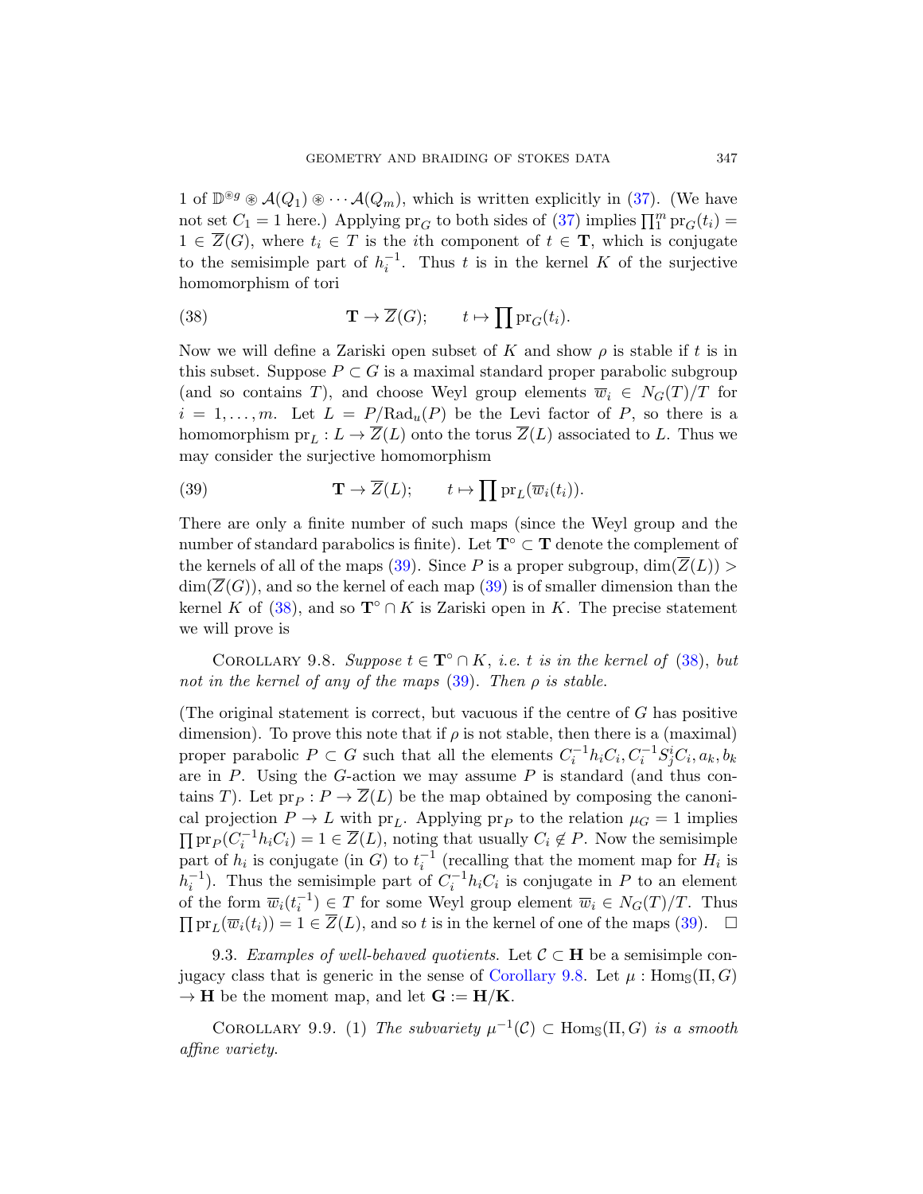1 of $\mathbb{D}^{\circledast g} \circledast \mathcal{A}(Q_1) \circledast \cdots \mathcal{A}(Q_m)$, which is written explicitly in (37). (We have not set $C_1 = 1$ here.) Applying $\mathrm{pr}_G$ to both sides of (37) implies $\prod_1^m \mathrm{pr}_G(t_i) = 1 \in \overline{Z}(G)$, where $t_i \in T$ is the $i$th component of $t \in \mathbf{T}$, which is conjugate to the semisimple part of $h_i^{-1}$. Thus $t$ is in the kernel $K$ of the surjective homomorphism of tori

$$\mathbf{T} \to \overline{Z}(G); \qquad t \mapsto \prod \mathrm{pr}_G(t_i). \tag{38}$$

Now we will define a Zariski open subset of $K$ and show $\rho$ is stable if $t$ is in this subset. Suppose $P \subset G$ is a maximal standard proper parabolic subgroup (and so contains $T$), and choose Weyl group elements $\overline{w}_i \in N_G(T)/T$ for $i = 1, \ldots, m$. Let $L = P/\mathrm{Rad}_u(P)$ be the Levi factor of $P$, so there is a homomorphism $\mathrm{pr}_L : L \to \overline{Z}(L)$ onto the torus $\overline{Z}(L)$ associated to $L$. Thus we may consider the surjective homomorphism

$$\mathbf{T} \to \overline{Z}(L); \qquad t \mapsto \prod \mathrm{pr}_L(\overline{w}_i(t_i)). \tag{39}$$

There are only a finite number of such maps (since the Weyl group and the number of standard parabolics is finite). Let $\mathbf{T}^\circ \subset \mathbf{T}$ denote the complement of the kernels of all of the maps (39). Since $P$ is a proper subgroup, $\dim(\overline{Z}(L)) > \dim(\overline{Z}(G))$, and so the kernel of each map (39) is of smaller dimension than the kernel $K$ of (38), and so $\mathbf{T}^\circ \cap K$ is Zariski open in $K$. The precise statement we will prove is

Corollary 9.8. *Suppose $t \in \mathbf{T}^\circ \cap K$, i.e. $t$ is in the kernel of (38), but not in the kernel of any of the maps (39). Then $\rho$ is stable.*

(The original statement is correct, but vacuous if the centre of $G$ has positive dimension). To prove this note that if $\rho$ is not stable, then there is a (maximal) proper parabolic $P \subset G$ such that all the elements $C_i^{-1}h_iC_i, C_i^{-1}S_j^iC_i, a_k, b_k$ are in $P$. Using the $G$-action we may assume $P$ is standard (and thus contains $T$). Let $\mathrm{pr}_P : P \to \overline{Z}(L)$ be the map obtained by composing the canonical projection $P \to L$ with $\mathrm{pr}_L$. Applying $\mathrm{pr}_P$ to the relation $\mu_G = 1$ implies $\prod \mathrm{pr}_P(C_i^{-1}h_iC_i) = 1 \in \overline{Z}(L)$, noting that usually $C_i \notin P$. Now the semisimple part of $h_i$ is conjugate (in $G$) to $t_i^{-1}$ (recalling that the moment map for $H_i$ is $h_i^{-1}$). Thus the semisimple part of $C_i^{-1}h_iC_i$ is conjugate in $P$ to an element of the form $\overline{w}_i(t_i^{-1}) \in T$ for some Weyl group element $\overline{w}_i \in N_G(T)/T$. Thus $\prod \mathrm{pr}_L(\overline{w}_i(t_i)) = 1 \in \overline{Z}(L)$, and so $t$ is in the kernel of one of the maps (39). $\square$

9.3. *Examples of well-behaved quotients.* Let $\mathcal{C} \subset \mathbf{H}$ be a semisimple conjugacy class that is generic in the sense of Corollary 9.8. Let $\mu : \mathrm{Hom}_{\mathbb{S}}(\Pi, G) \to \mathbf{H}$ be the moment map, and let $\mathbf{G} := \mathbf{H}/\mathbf{K}$.

Corollary 9.9. (1) *The subvariety $\mu^{-1}(\mathcal{C}) \subset \mathrm{Hom}_{\mathbb{S}}(\Pi, G)$ is a smooth affine variety.*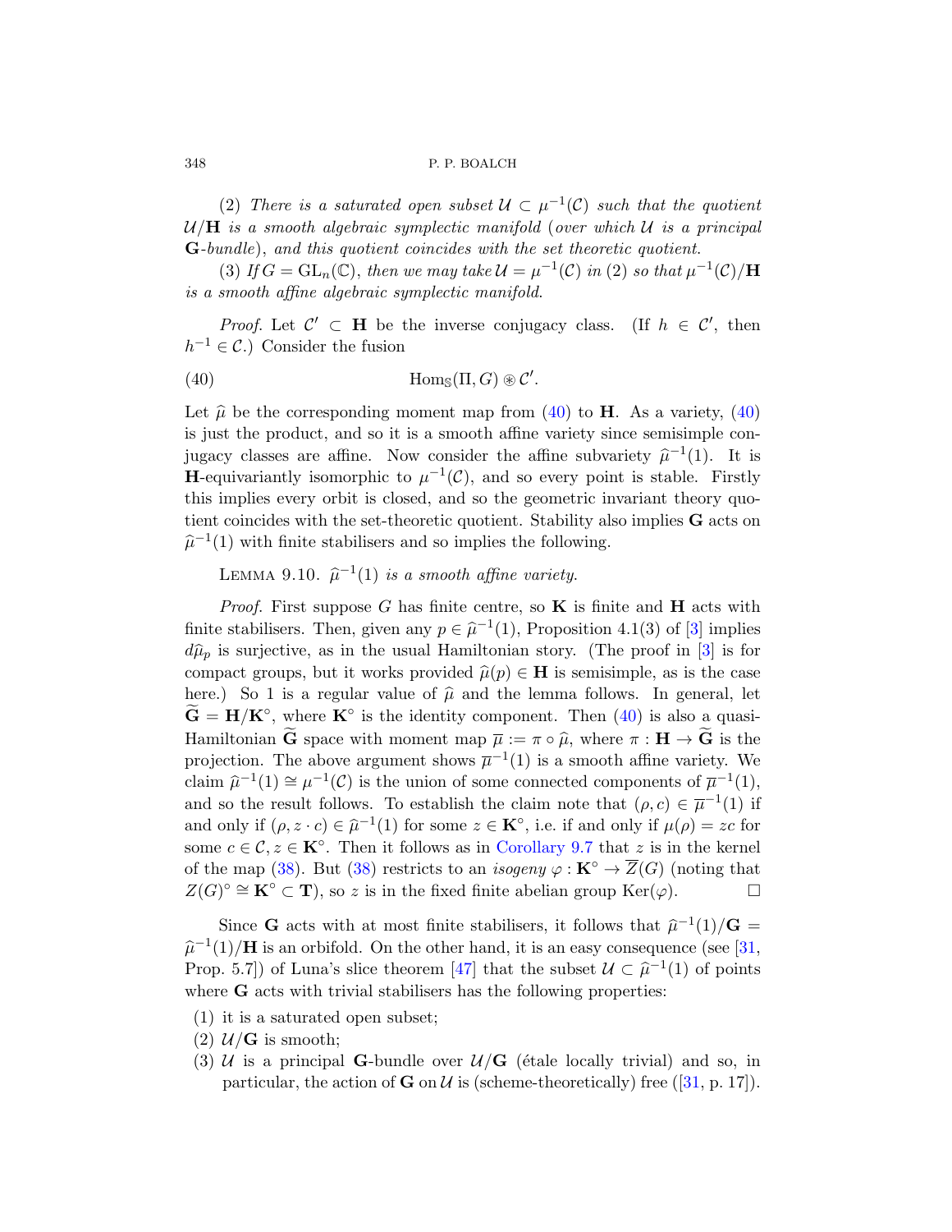(2) *There is a saturated open subset* $\mathcal{U} \subset \mu^{-1}(\mathcal{C})$ *such that the quotient* $\mathcal{U}/\mathbf{H}$ *is a smooth algebraic symplectic manifold* (*over which* $\mathcal{U}$ *is a principal* $\mathbf{G}$*-bundle*), *and this quotient coincides with the set theoretic quotient.*

(3) *If* $G = \mathrm{GL}_n(\mathbb{C})$, *then we may take* $\mathcal{U} = \mu^{-1}(\mathcal{C})$ *in* (2) *so that* $\mu^{-1}(\mathcal{C})/\mathbf{H}$ *is a smooth affine algebraic symplectic manifold.*

*Proof.* Let $\mathcal{C}' \subset \mathbf{H}$ be the inverse conjugacy class. (If $h \in \mathcal{C}'$, then $h^{-1} \in \mathcal{C}$.) Consider the fusion

$$\mathrm{Hom}_{\mathbb{S}}(\Pi, G) \circledast \mathcal{C}'. \tag{40}$$

Let $\widehat{\mu}$ be the corresponding moment map from (40) to $\mathbf{H}$. As a variety, (40) is just the product, and so it is a smooth affine variety since semisimple conjugacy classes are affine. Now consider the affine subvariety $\widehat{\mu}^{-1}(1)$. It is $\mathbf{H}$-equivariantly isomorphic to $\mu^{-1}(\mathcal{C})$, and so every point is stable. Firstly this implies every orbit is closed, and so the geometric invariant theory quotient coincides with the set-theoretic quotient. Stability also implies $\mathbf{G}$ acts on $\widehat{\mu}^{-1}(1)$ with finite stabilisers and so implies the following.

Lemma 9.10. *$\widehat{\mu}^{-1}(1)$ is a smooth affine variety.*

*Proof.* First suppose $G$ has finite centre, so $\mathbf{K}$ is finite and $\mathbf{H}$ acts with finite stabilisers. Then, given any $p \in \widehat{\mu}^{-1}(1)$, Proposition 4.1(3) of [3] implies $d\widehat{\mu}_p$ is surjective, as in the usual Hamiltonian story. (The proof in [3] is for compact groups, but it works provided $\widehat{\mu}(p) \in \mathbf{H}$ is semisimple, as is the case here.) So 1 is a regular value of $\widehat{\mu}$ and the lemma follows. In general, let $\widetilde{\mathbf{G}} = \mathbf{H}/\mathbf{K}^\circ$, where $\mathbf{K}^\circ$ is the identity component. Then (40) is also a quasi-Hamiltonian $\widetilde{\mathbf{G}}$ space with moment map $\overline{\mu} := \pi \circ \widehat{\mu}$, where $\pi : \mathbf{H} \to \widetilde{\mathbf{G}}$ is the projection. The above argument shows $\overline{\mu}^{-1}(1)$ is a smooth affine variety. We claim $\widehat{\mu}^{-1}(1) \cong \mu^{-1}(\mathcal{C})$ is the union of some connected components of $\overline{\mu}^{-1}(1)$, and so the result follows. To establish the claim note that $(\rho, c) \in \overline{\mu}^{-1}(1)$ if and only if $(\rho, z \cdot c) \in \widehat{\mu}^{-1}(1)$ for some $z \in \mathbf{K}^\circ$, i.e. if and only if $\mu(\rho) = zc$ for some $c \in \mathcal{C}, z \in \mathbf{K}^\circ$. Then it follows as in Corollary 9.7 that $z$ is in the kernel of the map (38). But (38) restricts to an *isogeny* $\varphi : \mathbf{K}^\circ \to \overline{Z}(G)$ (noting that $Z(G)^\circ \cong \mathbf{K}^\circ \subset \mathbf{T}$), so $z$ is in the fixed finite abelian group $\mathrm{Ker}(\varphi)$. □

Since $\mathbf{G}$ acts with at most finite stabilisers, it follows that $\widehat{\mu}^{-1}(1)/\mathbf{G} = \widehat{\mu}^{-1}(1)/\mathbf{H}$ is an orbifold. On the other hand, it is an easy consequence (see [31, Prop. 5.7]) of Luna's slice theorem [47] that the subset $\mathcal{U} \subset \widehat{\mu}^{-1}(1)$ of points where $\mathbf{G}$ acts with trivial stabilisers has the following properties:

(1) it is a saturated open subset;
(2) $\mathcal{U}/\mathbf{G}$ is smooth;
(3) $\mathcal{U}$ is a principal $\mathbf{G}$-bundle over $\mathcal{U}/\mathbf{G}$ (étale locally trivial) and so, in particular, the action of $\mathbf{G}$ on $\mathcal{U}$ is (scheme-theoretically) free ([31, p. 17]).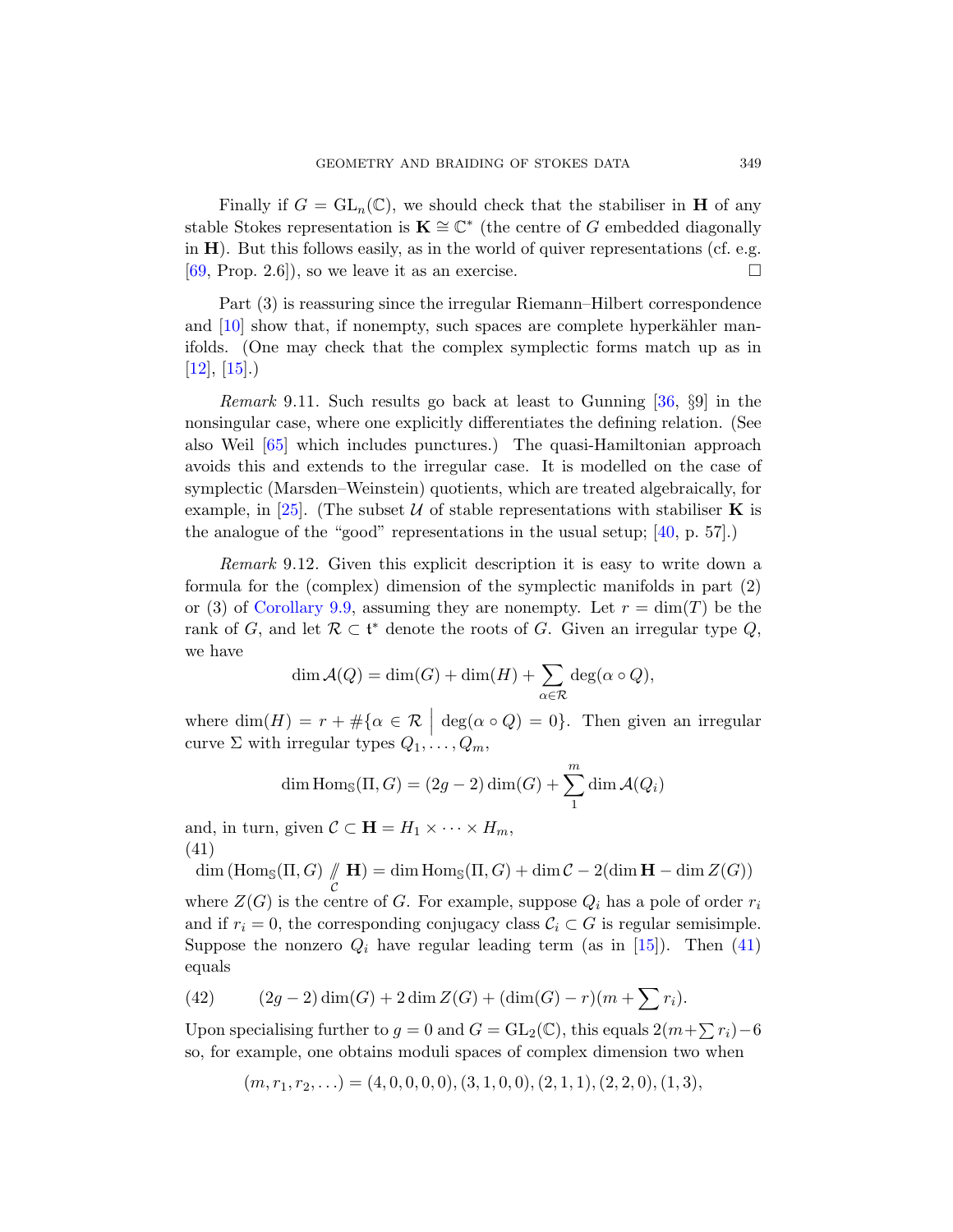Finally if $G = \mathrm{GL}_n(\mathbb{C})$, we should check that the stabiliser in $\mathbf{H}$ of any stable Stokes representation is $\mathbf{K} \cong \mathbb{C}^*$ (the centre of $G$ embedded diagonally in $\mathbf{H}$). But this follows easily, as in the world of quiver representations (cf. e.g. [69, Prop. 2.6]), so we leave it as an exercise. □

Part (3) is reassuring since the irregular Riemann–Hilbert correspondence and [10] show that, if nonempty, such spaces are complete hyperkähler manifolds. (One may check that the complex symplectic forms match up as in [12], [15].)

*Remark* 9.11. Such results go back at least to Gunning [36, §9] in the nonsingular case, where one explicitly differentiates the defining relation. (See also Weil [65] which includes punctures.) The quasi-Hamiltonian approach avoids this and extends to the irregular case. It is modelled on the case of symplectic (Marsden–Weinstein) quotients, which are treated algebraically, for example, in [25]. (The subset $\mathcal{U}$ of stable representations with stabiliser $\mathbf{K}$ is the analogue of the "good" representations in the usual setup; [40, p. 57].)

*Remark* 9.12. Given this explicit description it is easy to write down a formula for the (complex) dimension of the symplectic manifolds in part (2) or (3) of Corollary 9.9, assuming they are nonempty. Let $r = \dim(T)$ be the rank of $G$, and let $\mathcal{R} \subset \mathfrak{t}^*$ denote the roots of $G$. Given an irregular type $Q$, we have

$$\dim \mathcal{A}(Q) = \dim(G) + \dim(H) + \sum_{\alpha\in\mathcal{R}} \deg(\alpha \circ Q),$$

where $\dim(H) = r + \#\{\alpha \in \mathcal{R} \;\big|\; \deg(\alpha \circ Q) = 0\}$. Then given an irregular curve $\Sigma$ with irregular types $Q_1, \ldots, Q_m$,

$$\dim \mathrm{Hom}_{\mathbb{S}}(\Pi, G) = (2g-2)\dim(G) + \sum_1^m \dim \mathcal{A}(Q_i)$$

and, in turn, given $\mathcal{C} \subset \mathbf{H} = H_1 \times \cdots \times H_m$,

$$\dim \left(\mathrm{Hom}_{\mathbb{S}}(\Pi, G) \underset{\mathcal{C}}{/\!\!/} \mathbf{H}\right) = \dim \mathrm{Hom}_{\mathbb{S}}(\Pi, G) + \dim \mathcal{C} - 2(\dim \mathbf{H} - \dim Z(G)) \tag{41}$$

where $Z(G)$ is the centre of $G$. For example, suppose $Q_i$ has a pole of order $r_i$ and if $r_i = 0$, the corresponding conjugacy class $\mathcal{C}_i \subset G$ is regular semisimple. Suppose the nonzero $Q_i$ have regular leading term (as in [15]). Then (41) equals

$$(2g-2)\dim(G) + 2\dim Z(G) + (\dim(G) - r)(m + \sum r_i). \tag{42}$$

Upon specialising further to $g = 0$ and $G = \mathrm{GL}_2(\mathbb{C})$, this equals $2(m+\sum r_i)-6$ so, for example, one obtains moduli spaces of complex dimension two when

$$(m, r_1, r_2, \ldots) = (4,0,0,0,0), (3,1,0,0), (2,1,1), (2,2,0), (1,3),$$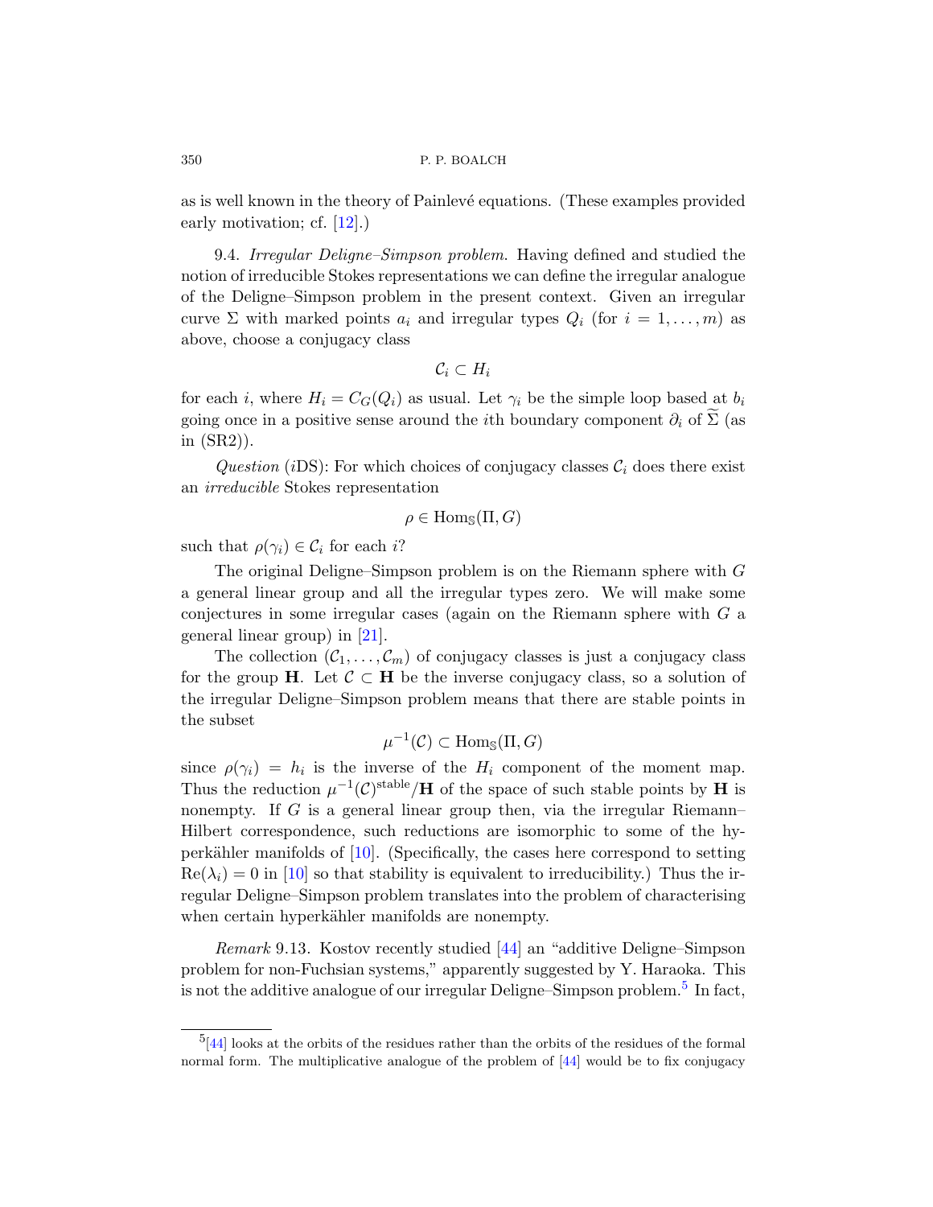as is well known in the theory of Painlevé equations. (These examples provided early motivation; cf. [12].)

9.4. *Irregular Deligne–Simpson problem.* Having defined and studied the notion of irreducible Stokes representations we can define the irregular analogue of the Deligne–Simpson problem in the present context. Given an irregular curve $\Sigma$ with marked points $a_i$ and irregular types $Q_i$ (for $i = 1, \dots, m$) as above, choose a conjugacy class

$$\mathcal{C}_i \subset H_i$$

for each $i$, where $H_i = C_G(Q_i)$ as usual. Let $\gamma_i$ be the simple loop based at $b_i$ going once in a positive sense around the $i$th boundary component $\partial_i$ of $\widetilde{\Sigma}$ (as in (SR2)).

*Question* ($i$DS): For which choices of conjugacy classes $\mathcal{C}_i$ does there exist an *irreducible* Stokes representation

$$\rho \in \mathrm{Hom}_{\mathbb{S}}(\Pi, G)$$

such that $\rho(\gamma_i) \in \mathcal{C}_i$ for each $i$?

The original Deligne–Simpson problem is on the Riemann sphere with $G$ a general linear group and all the irregular types zero. We will make some conjectures in some irregular cases (again on the Riemann sphere with $G$ a general linear group) in [21].

The collection $(\mathcal{C}_1, \dots, \mathcal{C}_m)$ of conjugacy classes is just a conjugacy class for the group $\mathbf{H}$. Let $\mathcal{C} \subset \mathbf{H}$ be the inverse conjugacy class, so a solution of the irregular Deligne–Simpson problem means that there are stable points in the subset

$$\mu^{-1}(\mathcal{C}) \subset \mathrm{Hom}_{\mathbb{S}}(\Pi, G)$$

since $\rho(\gamma_i) = h_i$ is the inverse of the $H_i$ component of the moment map. Thus the reduction $\mu^{-1}(\mathcal{C})^{\mathrm{stable}}/\mathbf{H}$ of the space of such stable points by $\mathbf{H}$ is nonempty. If $G$ is a general linear group then, via the irregular Riemann–Hilbert correspondence, such reductions are isomorphic to some of the hyperkähler manifolds of [10]. (Specifically, the cases here correspond to setting $\mathrm{Re}(\lambda_i) = 0$ in [10] so that stability is equivalent to irreducibility.) Thus the irregular Deligne–Simpson problem translates into the problem of characterising when certain hyperkähler manifolds are nonempty.

*Remark* 9.13. Kostov recently studied [44] an "additive Deligne–Simpson problem for non-Fuchsian systems," apparently suggested by Y. Haraoka. This is not the additive analogue of our irregular Deligne–Simpson problem.[5] In fact,

[5] [44] looks at the orbits of the residues rather than the orbits of the residues of the formal normal form. The multiplicative analogue of the problem of [44] would be to fix conjugacy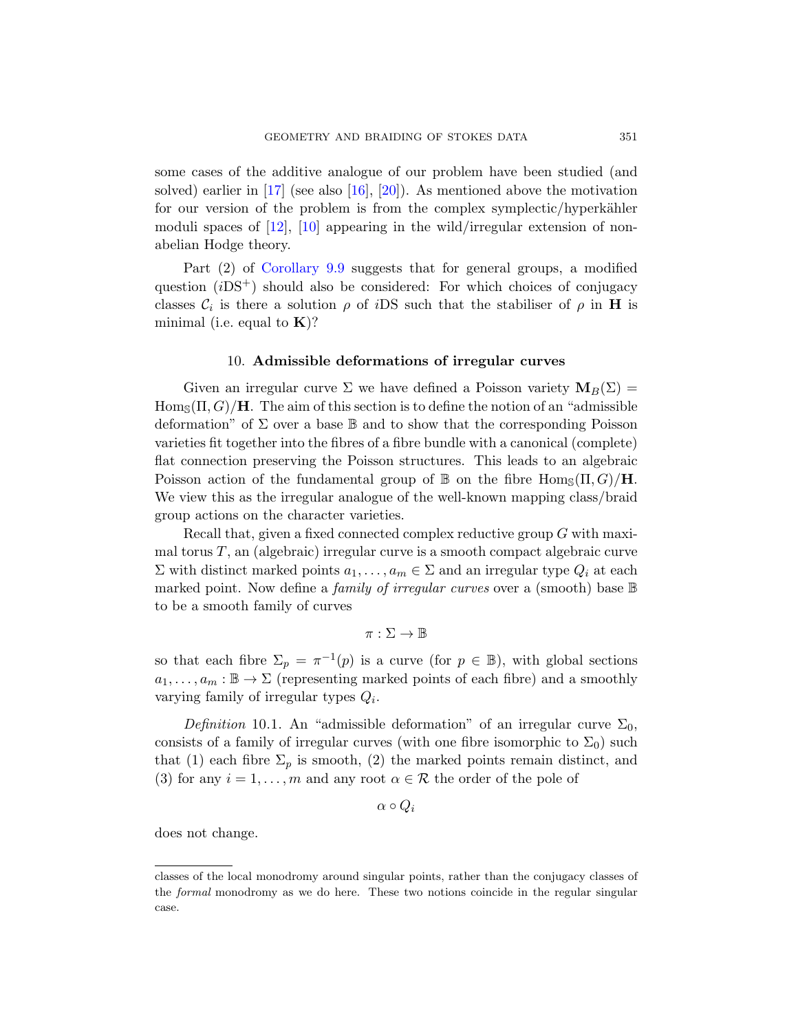some cases of the additive analogue of our problem have been studied (and solved) earlier in [17] (see also [16], [20]). As mentioned above the motivation for our version of the problem is from the complex symplectic/hyperkähler moduli spaces of [12], [10] appearing in the wild/irregular extension of non-abelian Hodge theory.

Part (2) of Corollary 9.9 suggests that for general groups, a modified question ($i\mathrm{DS}^+$) should also be considered: For which choices of conjugacy classes $\mathcal{C}_i$ is there a solution $\rho$ of $i$DS such that the stabiliser of $\rho$ in $\mathbf{H}$ is minimal (i.e. equal to $\mathbf{K}$)?

## 10. Admissible deformations of irregular curves

Given an irregular curve $\Sigma$ we have defined a Poisson variety $\mathbf{M}_B(\Sigma) = \mathrm{Hom}_{\mathbb{S}}(\Pi, G)/\mathbf{H}$. The aim of this section is to define the notion of an "admissible deformation" of $\Sigma$ over a base $\mathbb{B}$ and to show that the corresponding Poisson varieties fit together into the fibres of a fibre bundle with a canonical (complete) flat connection preserving the Poisson structures. This leads to an algebraic Poisson action of the fundamental group of $\mathbb{B}$ on the fibre $\mathrm{Hom}_{\mathbb{S}}(\Pi, G)/\mathbf{H}$. We view this as the irregular analogue of the well-known mapping class/braid group actions on the character varieties.

Recall that, given a fixed connected complex reductive group $G$ with maximal torus $T$, an (algebraic) irregular curve is a smooth compact algebraic curve $\Sigma$ with distinct marked points $a_1, \ldots, a_m \in \Sigma$ and an irregular type $Q_i$ at each marked point. Now define a *family of irregular curves* over a (smooth) base $\mathbb{B}$ to be a smooth family of curves

$$\pi : \Sigma \to \mathbb{B}$$

so that each fibre $\Sigma_p = \pi^{-1}(p)$ is a curve (for $p \in \mathbb{B}$), with global sections $a_1, \ldots, a_m : \mathbb{B} \to \Sigma$ (representing marked points of each fibre) and a smoothly varying family of irregular types $Q_i$.

*Definition* 10.1. An "admissible deformation" of an irregular curve $\Sigma_0$, consists of a family of irregular curves (with one fibre isomorphic to $\Sigma_0$) such that (1) each fibre $\Sigma_p$ is smooth, (2) the marked points remain distinct, and (3) for any $i = 1, \ldots, m$ and any root $\alpha \in \mathcal{R}$ the order of the pole of

$$\alpha \circ Q_i$$

does not change.

---

classes of the local monodromy around singular points, rather than the conjugacy classes of the *formal* monodromy as we do here. These two notions coincide in the regular singular case.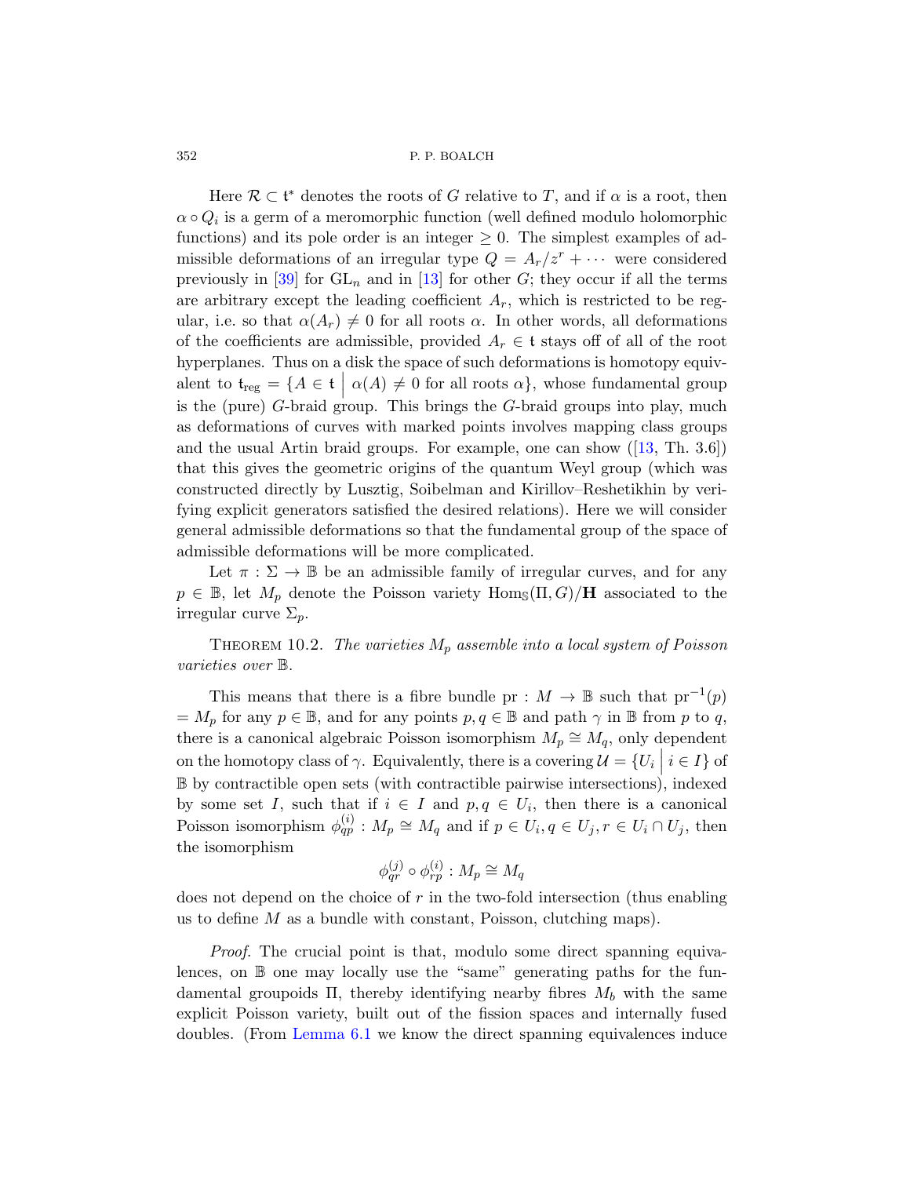Here $\mathcal{R} \subset \mathfrak{t}^*$ denotes the roots of $G$ relative to $T$, and if $\alpha$ is a root, then $\alpha \circ Q_i$ is a germ of a meromorphic function (well defined modulo holomorphic functions) and its pole order is an integer $\geq 0$. The simplest examples of admissible deformations of an irregular type $Q = A_r/z^r + \cdots$ were considered previously in [39] for $\mathrm{GL}_n$ and in [13] for other $G$; they occur if all the terms are arbitrary except the leading coefficient $A_r$, which is restricted to be regular, i.e. so that $\alpha(A_r) \neq 0$ for all roots $\alpha$. In other words, all deformations of the coefficients are admissible, provided $A_r \in \mathfrak{t}$ stays off of all of the root hyperplanes. Thus on a disk the space of such deformations is homotopy equivalent to $\mathfrak{t}_{\mathrm{reg}} = \{A \in \mathfrak{t} \mid \alpha(A) \neq 0 \text{ for all roots } \alpha\}$, whose fundamental group is the (pure) $G$-braid group. This brings the $G$-braid groups into play, much as deformations of curves with marked points involves mapping class groups and the usual Artin braid groups. For example, one can show ([13, Th. 3.6]) that this gives the geometric origins of the quantum Weyl group (which was constructed directly by Lusztig, Soibelman and Kirillov–Reshetikhin by verifying explicit generators satisfied the desired relations). Here we will consider general admissible deformations so that the fundamental group of the space of admissible deformations will be more complicated.

Let $\pi : \Sigma \to \mathbb{B}$ be an admissible family of irregular curves, and for any $p \in \mathbb{B}$, let $M_p$ denote the Poisson variety $\mathrm{Hom}_{\mathbb{S}}(\Pi, G)/\mathbf{H}$ associated to the irregular curve $\Sigma_p$.

Theorem 10.2. *The varieties $M_p$ assemble into a local system of Poisson varieties over $\mathbb{B}$.*

This means that there is a fibre bundle $\mathrm{pr} : M \to \mathbb{B}$ such that $\mathrm{pr}^{-1}(p) = M_p$ for any $p \in \mathbb{B}$, and for any points $p, q \in \mathbb{B}$ and path $\gamma$ in $\mathbb{B}$ from $p$ to $q$, there is a canonical algebraic Poisson isomorphism $M_p \cong M_q$, only dependent on the homotopy class of $\gamma$. Equivalently, there is a covering $\mathcal{U} = \{U_i \mid i \in I\}$ of $\mathbb{B}$ by contractible open sets (with contractible pairwise intersections), indexed by some set $I$, such that if $i \in I$ and $p, q \in U_i$, then there is a canonical Poisson isomorphism $\phi^{(i)}_{qp} : M_p \cong M_q$ and if $p \in U_i, q \in U_j, r \in U_i \cap U_j$, then the isomorphism

$$\phi^{(j)}_{qr} \circ \phi^{(i)}_{rp} : M_p \cong M_q$$

does not depend on the choice of $r$ in the two-fold intersection (thus enabling us to define $M$ as a bundle with constant, Poisson, clutching maps).

*Proof.* The crucial point is that, modulo some direct spanning equivalences, on $\mathbb{B}$ one may locally use the "same" generating paths for the fundamental groupoids $\Pi$, thereby identifying nearby fibres $M_b$ with the same explicit Poisson variety, built out of the fission spaces and internally fused doubles. (From Lemma 6.1 we know the direct spanning equivalences induce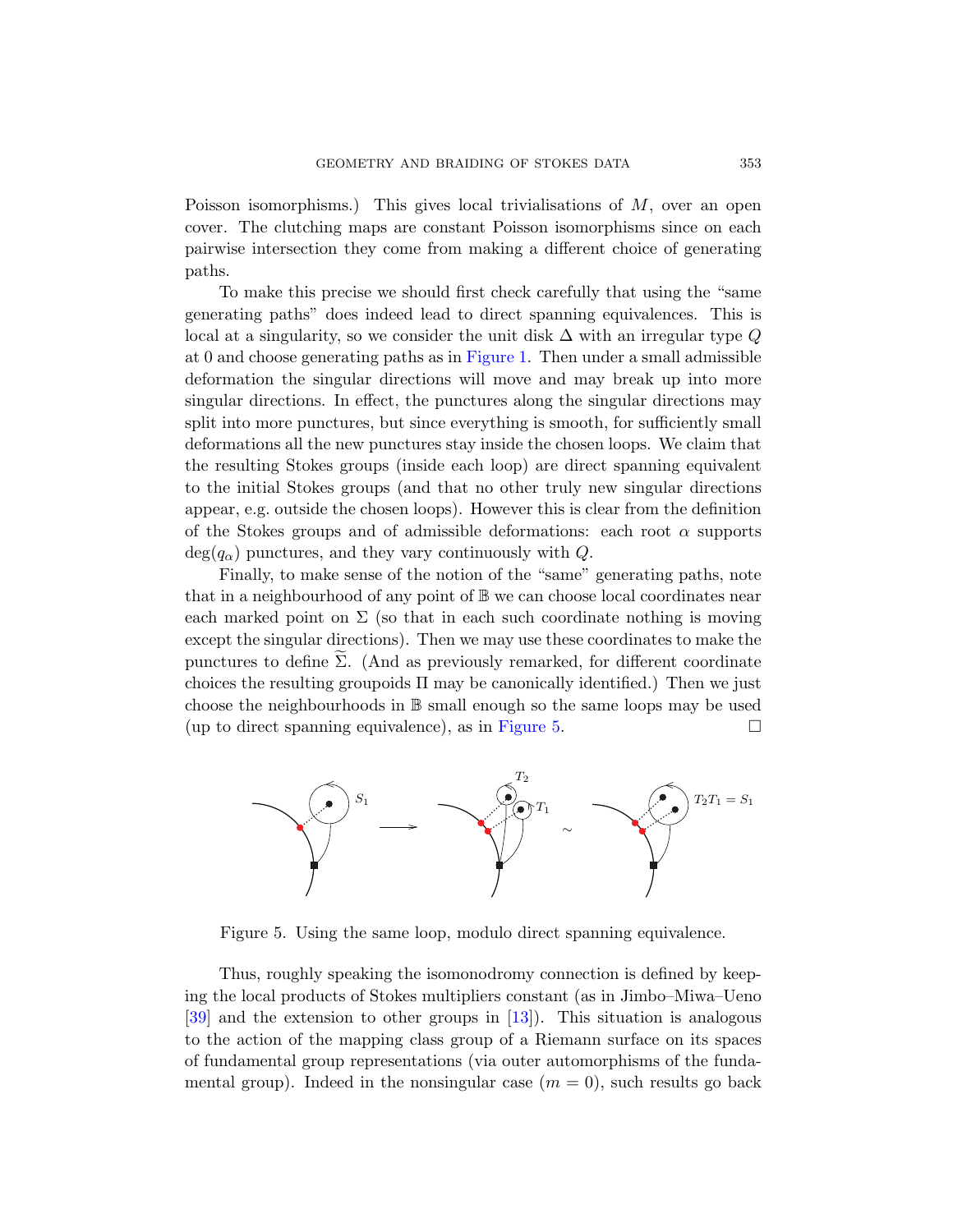Poisson isomorphisms.) This gives local trivialisations of $M$, over an open cover. The clutching maps are constant Poisson isomorphisms since on each pairwise intersection they come from making a different choice of generating paths.

To make this precise we should first check carefully that using the "same generating paths" does indeed lead to direct spanning equivalences. This is local at a singularity, so we consider the unit disk $\Delta$ with an irregular type $Q$ at 0 and choose generating paths as in Figure 1. Then under a small admissible deformation the singular directions will move and may break up into more singular directions. In effect, the punctures along the singular directions may split into more punctures, but since everything is smooth, for sufficiently small deformations all the new punctures stay inside the chosen loops. We claim that the resulting Stokes groups (inside each loop) are direct spanning equivalent to the initial Stokes groups (and that no other truly new singular directions appear, e.g. outside the chosen loops). However this is clear from the definition of the Stokes groups and of admissible deformations: each root $\alpha$ supports $\deg(q_\alpha)$ punctures, and they vary continuously with $Q$.

Finally, to make sense of the notion of the "same" generating paths, note that in a neighbourhood of any point of $\mathbb{B}$ we can choose local coordinates near each marked point on $\Sigma$ (so that in each such coordinate nothing is moving except the singular directions). Then we may use these coordinates to make the punctures to define $\widetilde{\Sigma}$. (And as previously remarked, for different coordinate choices the resulting groupoids $\Pi$ may be canonically identified.) Then we just choose the neighbourhoods in $\mathbb{B}$ small enough so the same loops may be used (up to direct spanning equivalence), as in Figure 5. □

Figure 5. Using the same loop, modulo direct spanning equivalence.

Thus, roughly speaking the isomonodromy connection is defined by keeping the local products of Stokes multipliers constant (as in Jimbo–Miwa–Ueno [39] and the extension to other groups in [13]). This situation is analogous to the action of the mapping class group of a Riemann surface on its spaces of fundamental group representations (via outer automorphisms of the fundamental group). Indeed in the nonsingular case ($m = 0$), such results go back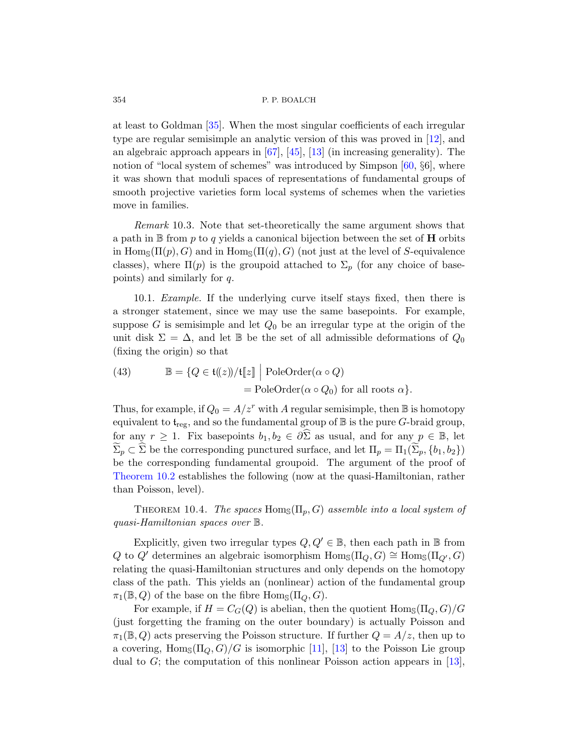at least to Goldman [35]. When the most singular coefficients of each irregular type are regular semisimple an analytic version of this was proved in [12], and an algebraic approach appears in [67], [45], [13] (in increasing generality). The notion of "local system of schemes" was introduced by Simpson [60, §6], where it was shown that moduli spaces of representations of fundamental groups of smooth projective varieties form local systems of schemes when the varieties move in families.

*Remark* 10.3. Note that set-theoretically the same argument shows that a path in $\mathbb{B}$ from $p$ to $q$ yields a canonical bijection between the set of $\mathbf{H}$ orbits in $\mathrm{Hom}_{\mathbb{S}}(\Pi(p),G)$ and in $\mathrm{Hom}_{\mathbb{S}}(\Pi(q),G)$ (not just at the level of $S$-equivalence classes), where $\Pi(p)$ is the groupoid attached to $\Sigma_p$ (for any choice of basepoints) and similarly for $q$.

10.1. *Example.* If the underlying curve itself stays fixed, then there is a stronger statement, since we may use the same basepoints. For example, suppose $G$ is semisimple and let $Q_0$ be an irregular type at the origin of the unit disk $\Sigma = \Delta$, and let $\mathbb{B}$ be the set of all admissible deformations of $Q_0$ (fixing the origin) so that

$$\mathbb{B} = \{Q \in \mathfrak{t}(\!(z)\!)/\mathfrak{t}[\![z]\!] \;\big|\; \mathrm{PoleOrder}(\alpha\circ Q) = \mathrm{PoleOrder}(\alpha\circ Q_0) \text{ for all roots } \alpha\}. \tag{43}$$

Thus, for example, if $Q_0 = A/z^r$ with $A$ regular semisimple, then $\mathbb{B}$ is homotopy equivalent to $\mathfrak{t}_{\mathrm{reg}}$, and so the fundamental group of $\mathbb{B}$ is the pure $G$-braid group, for any $r \geq 1$. Fix basepoints $b_1, b_2 \in \partial\widehat{\Sigma}$ as usual, and for any $p \in \mathbb{B}$, let $\widetilde{\Sigma}_p \subset \widehat{\Sigma}$ be the corresponding punctured surface, and let $\Pi_p = \Pi_1(\widetilde{\Sigma}_p, \{b_1, b_2\})$ be the corresponding fundamental groupoid. The argument of the proof of Theorem 10.2 establishes the following (now at the quasi-Hamiltonian, rather than Poisson, level).

THEOREM 10.4. *The spaces* $\mathrm{Hom}_{\mathbb{S}}(\Pi_p, G)$ *assemble into a local system of quasi-Hamiltonian spaces over* $\mathbb{B}$.

Explicitly, given two irregular types $Q, Q' \in \mathbb{B}$, then each path in $\mathbb{B}$ from $Q$ to $Q'$ determines an algebraic isomorphism $\mathrm{Hom}_{\mathbb{S}}(\Pi_Q, G) \cong \mathrm{Hom}_{\mathbb{S}}(\Pi_{Q'}, G)$ relating the quasi-Hamiltonian structures and only depends on the homotopy class of the path. This yields an (nonlinear) action of the fundamental group $\pi_1(\mathbb{B}, Q)$ of the base on the fibre $\mathrm{Hom}_{\mathbb{S}}(\Pi_Q, G)$.

For example, if $H = C_G(Q)$ is abelian, then the quotient $\mathrm{Hom}_{\mathbb{S}}(\Pi_Q, G)/G$ (just forgetting the framing on the outer boundary) is actually Poisson and $\pi_1(\mathbb{B}, Q)$ acts preserving the Poisson structure. If further $Q = A/z$, then up to a covering, $\mathrm{Hom}_{\mathbb{S}}(\Pi_Q, G)/G$ is isomorphic [11], [13] to the Poisson Lie group dual to $G$; the computation of this nonlinear Poisson action appears in [13],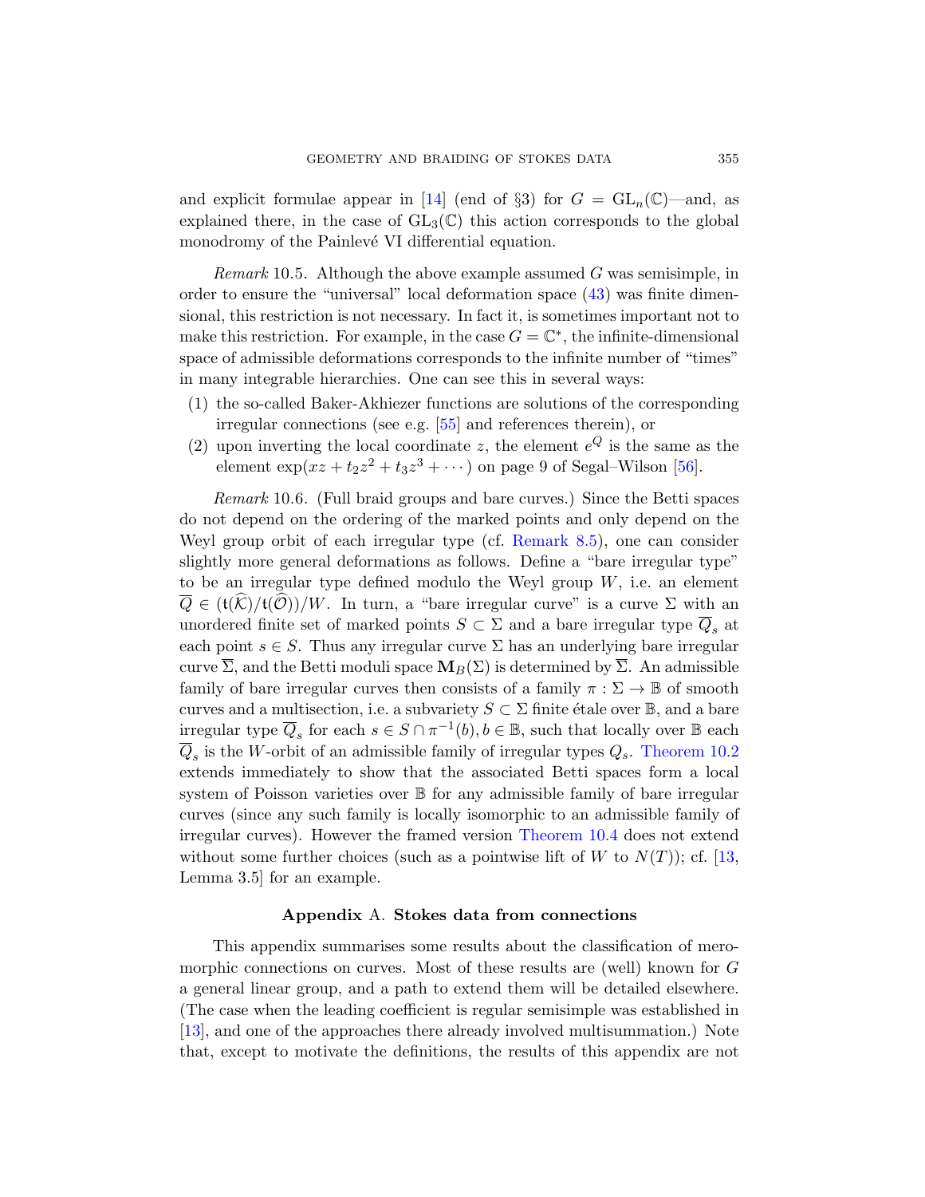and explicit formulae appear in [14] (end of §3) for $G = \mathrm{GL}_n(\mathbb{C})$—and, as explained there, in the case of $\mathrm{GL}_3(\mathbb{C})$ this action corresponds to the global monodromy of the Painlevé VI differential equation.

*Remark* 10.5. Although the above example assumed $G$ was semisimple, in order to ensure the "universal" local deformation space (43) was finite dimensional, this restriction is not necessary. In fact it, is sometimes important not to make this restriction. For example, in the case $G = \mathbb{C}^*$, the infinite-dimensional space of admissible deformations corresponds to the infinite number of "times" in many integrable hierarchies. One can see this in several ways:

(1) the so-called Baker-Akhiezer functions are solutions of the corresponding irregular connections (see e.g. [55] and references therein), or
(2) upon inverting the local coordinate $z$, the element $e^Q$ is the same as the element $\exp(xz + t_2 z^2 + t_3 z^3 + \cdots)$ on page 9 of Segal–Wilson [56].

*Remark* 10.6. (Full braid groups and bare curves.) Since the Betti spaces do not depend on the ordering of the marked points and only depend on the Weyl group orbit of each irregular type (cf. Remark 8.5), one can consider slightly more general deformations as follows. Define a "bare irregular type" to be an irregular type defined modulo the Weyl group $W$, i.e. an element $\overline{Q} \in (\mathfrak{t}(\widehat{\mathcal{K}})/\mathfrak{t}(\widehat{\mathcal{O}}))/W$. In turn, a "bare irregular curve" is a curve $\Sigma$ with an unordered finite set of marked points $S \subset \Sigma$ and a bare irregular type $\overline{Q}_s$ at each point $s \in S$. Thus any irregular curve $\Sigma$ has an underlying bare irregular curve $\overline{\Sigma}$, and the Betti moduli space $\mathbf{M}_B(\Sigma)$ is determined by $\overline{\Sigma}$. An admissible family of bare irregular curves then consists of a family $\pi : \Sigma \to \mathbb{B}$ of smooth curves and a multisection, i.e. a subvariety $S \subset \Sigma$ finite étale over $\mathbb{B}$, and a bare irregular type $\overline{Q}_s$ for each $s \in S \cap \pi^{-1}(b), b \in \mathbb{B}$, such that locally over $\mathbb{B}$ each $\overline{Q}_s$ is the $W$-orbit of an admissible family of irregular types $Q_s$. Theorem 10.2 extends immediately to show that the associated Betti spaces form a local system of Poisson varieties over $\mathbb{B}$ for any admissible family of bare irregular curves (since any such family is locally isomorphic to an admissible family of irregular curves). However the framed version Theorem 10.4 does not extend without some further choices (such as a pointwise lift of $W$ to $N(T)$); cf. [13, Lemma 3.5] for an example.

## Appendix A. Stokes data from connections

This appendix summarises some results about the classification of meromorphic connections on curves. Most of these results are (well) known for $G$ a general linear group, and a path to extend them will be detailed elsewhere. (The case when the leading coefficient is regular semisimple was established in [13], and one of the approaches there already involved multisummation.) Note that, except to motivate the definitions, the results of this appendix are not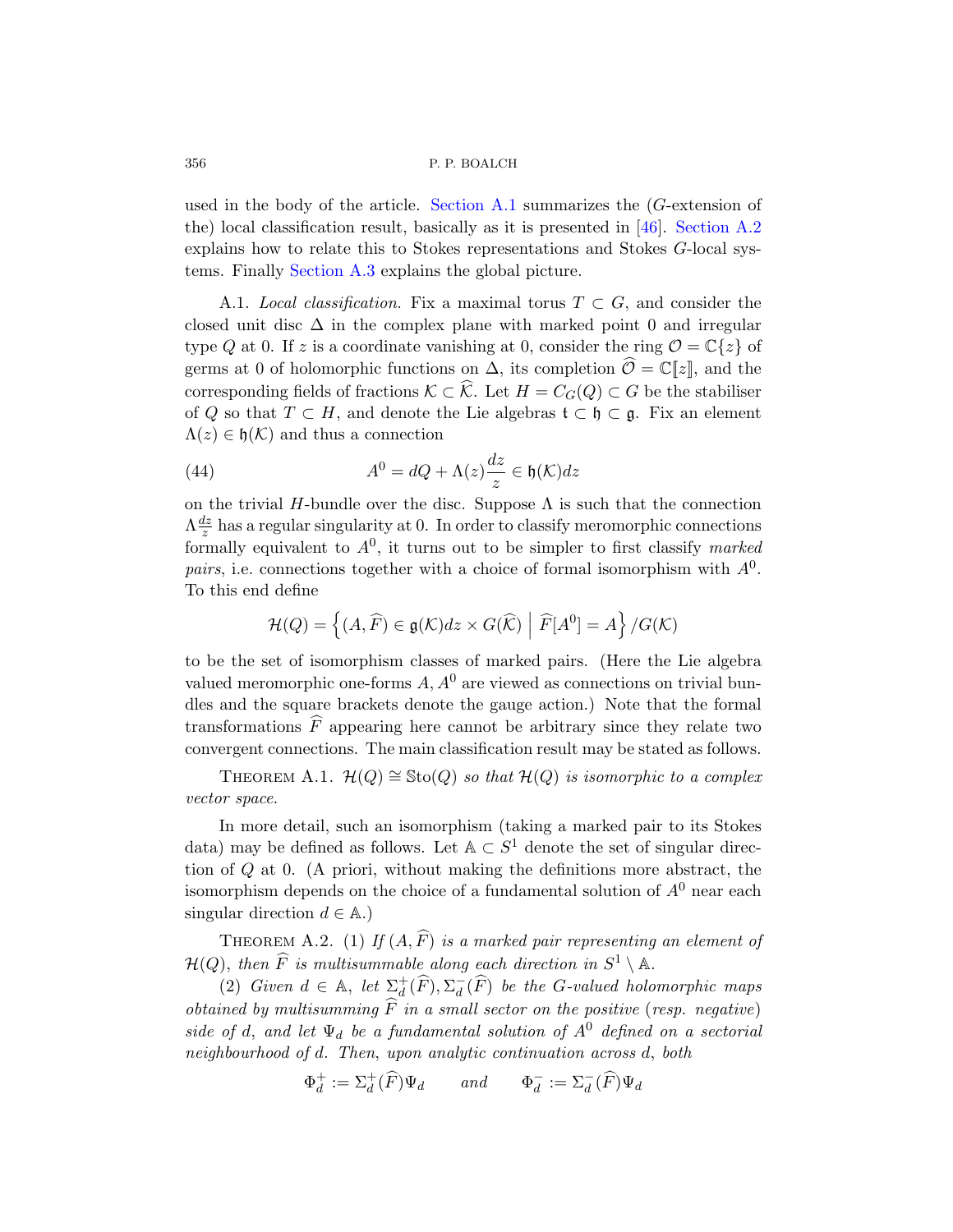used in the body of the article. Section A.1 summarizes the ($G$-extension of the) local classification result, basically as it is presented in [46]. Section A.2 explains how to relate this to Stokes representations and Stokes $G$-local systems. Finally Section A.3 explains the global picture.

A.1. *Local classification.* Fix a maximal torus $T \subset G$, and consider the closed unit disc $\Delta$ in the complex plane with marked point 0 and irregular type $Q$ at 0. If $z$ is a coordinate vanishing at 0, consider the ring $\mathcal{O} = \mathbb{C}\{z\}$ of germs at 0 of holomorphic functions on $\Delta$, its completion $\widehat{\mathcal{O}} = \mathbb{C}[\![z]\!]$, and the corresponding fields of fractions $\mathcal{K} \subset \widehat{\mathcal{K}}$. Let $H = C_G(Q) \subset G$ be the stabiliser of $Q$ so that $T \subset H$, and denote the Lie algebras $\mathfrak{t} \subset \mathfrak{h} \subset \mathfrak{g}$. Fix an element $\Lambda(z) \in \mathfrak{h}(\mathcal{K})$ and thus a connection

$$A^0 = dQ + \Lambda(z)\frac{dz}{z} \in \mathfrak{h}(\mathcal{K})dz \tag{44}$$

on the trivial $H$-bundle over the disc. Suppose $\Lambda$ is such that the connection $\Lambda \frac{dz}{z}$ has a regular singularity at 0. In order to classify meromorphic connections formally equivalent to $A^0$, it turns out to be simpler to first classify *marked pairs*, i.e. connections together with a choice of formal isomorphism with $A^0$. To this end define

$$\mathcal{H}(Q) = \left\{ (A, \widehat{F}) \in \mathfrak{g}(\mathcal{K})dz \times G(\widehat{\mathcal{K}}) \;\middle|\; \widehat{F}[A^0] = A \right\} / G(\mathcal{K})$$

to be the set of isomorphism classes of marked pairs. (Here the Lie algebra valued meromorphic one-forms $A, A^0$ are viewed as connections on trivial bundles and the square brackets denote the gauge action.) Note that the formal transformations $\widehat{F}$ appearing here cannot be arbitrary since they relate two convergent connections. The main classification result may be stated as follows.

THEOREM A.1. *$\mathcal{H}(Q) \cong \mathbb{S}\mathrm{to}(Q)$ so that $\mathcal{H}(Q)$ is isomorphic to a complex vector space.*

In more detail, such an isomorphism (taking a marked pair to its Stokes data) may be defined as follows. Let $\mathbb{A} \subset S^1$ denote the set of singular direction of $Q$ at 0. (A priori, without making the definitions more abstract, the isomorphism depends on the choice of a fundamental solution of $A^0$ near each singular direction $d \in \mathbb{A}$.)

THEOREM A.2. (1) *If $(A, \widehat{F})$ is a marked pair representing an element of $\mathcal{H}(Q)$, then $\widehat{F}$ is multisummable along each direction in $S^1 \setminus \mathbb{A}$.*

(2) *Given $d \in \mathbb{A}$, let $\Sigma_d^+(\widehat{F}), \Sigma_d^-(\widehat{F})$ be the $G$-valued holomorphic maps obtained by multisumming $\widehat{F}$ in a small sector on the positive (resp. negative) side of $d$, and let $\Psi_d$ be a fundamental solution of $A^0$ defined on a sectorial neighbourhood of $d$. Then, upon analytic continuation across $d$, both*

$$\Phi_d^+ := \Sigma_d^+(\widehat{F})\Psi_d \qquad \text{and} \qquad \Phi_d^- := \Sigma_d^-(\widehat{F})\Psi_d$$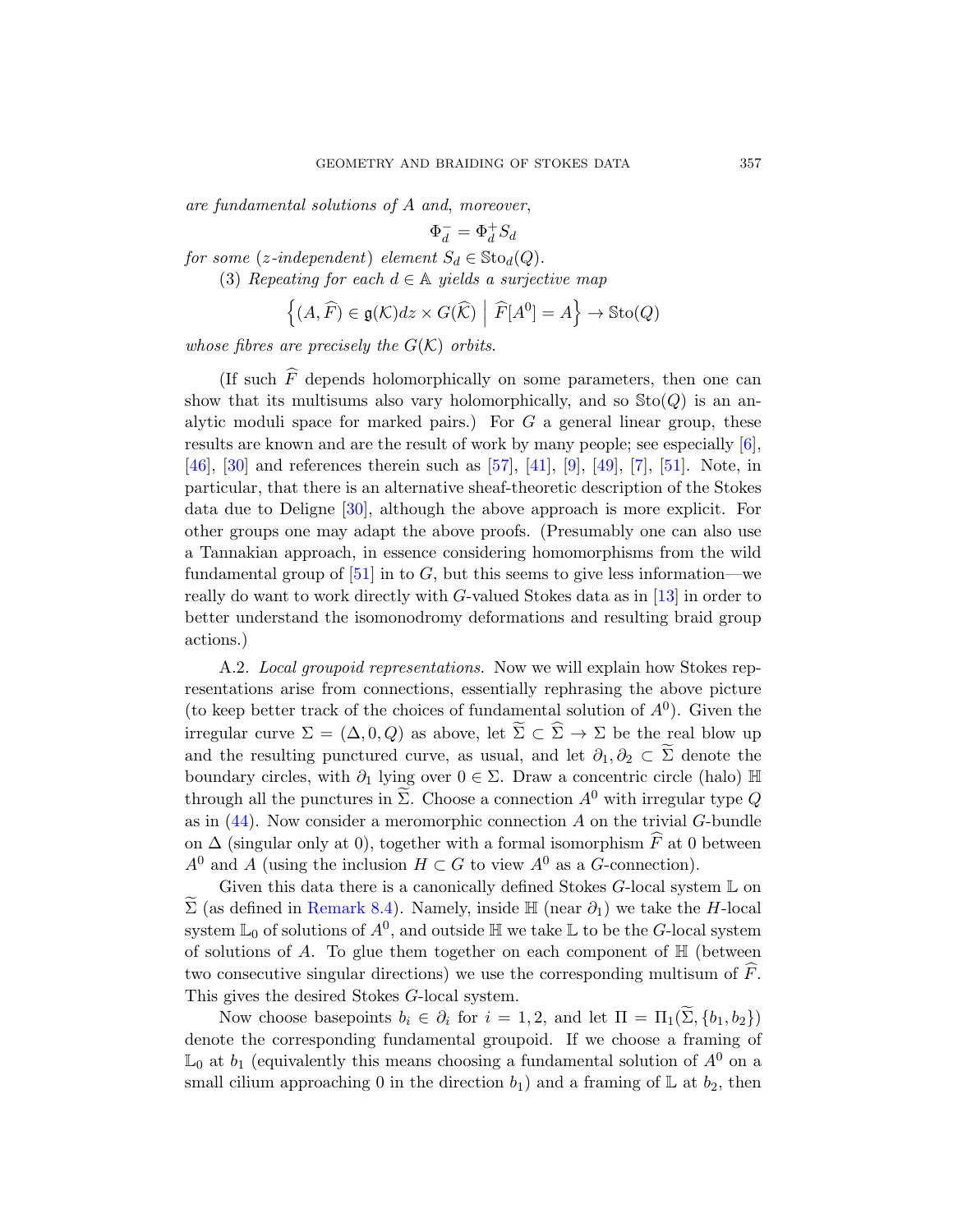*are fundamental solutions of $A$ and, moreover,*

$$\Phi_d^- = \Phi_d^+ S_d$$

*for some ($z$-independent) element $S_d \in \mathbb{S}\mathrm{to}_d(Q)$.*

(3) *Repeating for each $d \in \mathbb{A}$ yields a surjective map*

$$\left\{(A, \widehat{F}) \in \mathfrak{g}(\mathcal{K})dz \times G(\widehat{\mathcal{K}}) \;\middle|\; \widehat{F}[A^0] = A\right\} \to \mathbb{S}\mathrm{to}(Q)$$

*whose fibres are precisely the $G(\mathcal{K})$ orbits.*

(If such $\widehat{F}$ depends holomorphically on some parameters, then one can show that its multisums also vary holomorphically, and so $\mathbb{S}\mathrm{to}(Q)$ is an analytic moduli space for marked pairs.) For $G$ a general linear group, these results are known and are the result of work by many people; see especially [6], [46], [30] and references therein such as [57], [41], [9], [49], [7], [51]. Note, in particular, that there is an alternative sheaf-theoretic description of the Stokes data due to Deligne [30], although the above approach is more explicit. For other groups one may adapt the above proofs. (Presumably one can also use a Tannakian approach, in essence considering homomorphisms from the wild fundamental group of [51] in to $G$, but this seems to give less information—we really do want to work directly with $G$-valued Stokes data as in [13] in order to better understand the isomonodromy deformations and resulting braid group actions.)

A.2. *Local groupoid representations.* Now we will explain how Stokes representations arise from connections, essentially rephrasing the above picture (to keep better track of the choices of fundamental solution of $A^0$). Given the irregular curve $\Sigma = (\Delta, 0, Q)$ as above, let $\widetilde{\Sigma} \subset \widehat{\Sigma} \to \Sigma$ be the real blow up and the resulting punctured curve, as usual, and let $\partial_1, \partial_2 \subset \widetilde{\Sigma}$ denote the boundary circles, with $\partial_1$ lying over $0 \in \Sigma$. Draw a concentric circle (halo) $\mathbb{H}$ through all the punctures in $\widetilde{\Sigma}$. Choose a connection $A^0$ with irregular type $Q$ as in (44). Now consider a meromorphic connection $A$ on the trivial $G$-bundle on $\Delta$ (singular only at 0), together with a formal isomorphism $\widehat{F}$ at 0 between $A^0$ and $A$ (using the inclusion $H \subset G$ to view $A^0$ as a $G$-connection).

Given this data there is a canonically defined Stokes $G$-local system $\mathbb{L}$ on $\widetilde{\Sigma}$ (as defined in Remark 8.4). Namely, inside $\mathbb{H}$ (near $\partial_1$) we take the $H$-local system $\mathbb{L}_0$ of solutions of $A^0$, and outside $\mathbb{H}$ we take $\mathbb{L}$ to be the $G$-local system of solutions of $A$. To glue them together on each component of $\mathbb{H}$ (between two consecutive singular directions) we use the corresponding multisum of $\widehat{F}$. This gives the desired Stokes $G$-local system.

Now choose basepoints $b_i \in \partial_i$ for $i = 1, 2$, and let $\Pi = \Pi_1(\widetilde{\Sigma}, \{b_1, b_2\})$ denote the corresponding fundamental groupoid. If we choose a framing of $\mathbb{L}_0$ at $b_1$ (equivalently this means choosing a fundamental solution of $A^0$ on a small cilium approaching 0 in the direction $b_1$) and a framing of $\mathbb{L}$ at $b_2$, then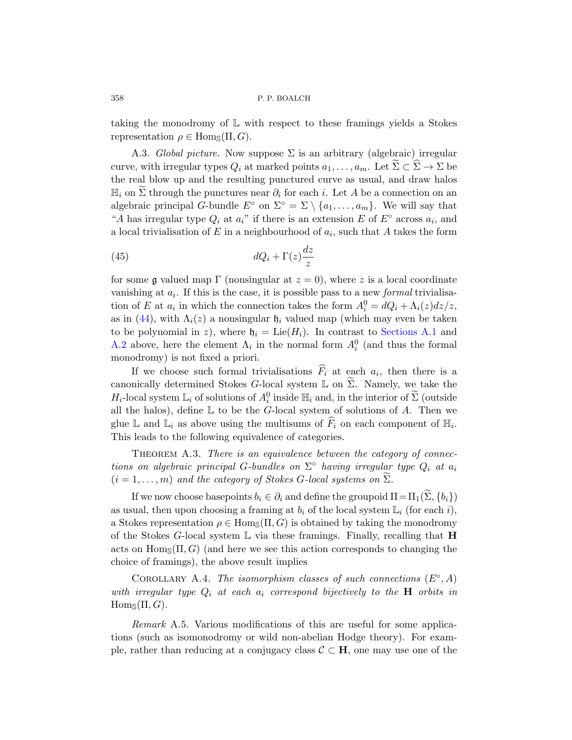taking the monodromy of $\mathbb{L}$ with respect to these framings yields a Stokes representation $\rho \in \mathrm{Hom}_{\mathbb{S}}(\Pi, G)$.

A.3. *Global picture.* Now suppose $\Sigma$ is an arbitrary (algebraic) irregular curve, with irregular types $Q_i$ at marked points $a_1, \ldots, a_m$. Let $\widetilde{\Sigma} \subset \widehat{\Sigma} \to \Sigma$ be the real blow up and the resulting punctured curve as usual, and draw halos $\mathbb{H}_i$ on $\widetilde{\Sigma}$ through the punctures near $\partial_i$ for each $i$. Let $A$ be a connection on an algebraic principal $G$-bundle $E^\circ$ on $\Sigma^\circ = \Sigma \setminus \{a_1, \ldots, a_m\}$. We will say that "$A$ has irregular type $Q_i$ at $a_i$" if there is an extension $E$ of $E^\circ$ across $a_i$, and a local trivialisation of $E$ in a neighbourhood of $a_i$, such that $A$ takes the form

$$dQ_i + \Gamma(z)\frac{dz}{z} \tag{45}$$

for some $\mathfrak{g}$ valued map $\Gamma$ (nonsingular at $z = 0$), where $z$ is a local coordinate vanishing at $a_i$. If this is the case, it is possible pass to a new *formal* trivialisation of $E$ at $a_i$ in which the connection takes the form $A_i^0 = dQ_i + \Lambda_i(z)dz/z$, as in (44), with $\Lambda_i(z)$ a nonsingular $\mathfrak{h}_i$ valued map (which may even be taken to be polynomial in $z$), where $\mathfrak{h}_i = \mathrm{Lie}(H_i)$. In contrast to Sections A.1 and A.2 above, here the element $\Lambda_i$ in the normal form $A_i^0$ (and thus the formal monodromy) is not fixed a priori.

If we choose such formal trivialisations $\widehat{F}_i$ at each $a_i$, then there is a canonically determined Stokes $G$-local system $\mathbb{L}$ on $\widetilde{\Sigma}$. Namely, we take the $H_i$-local system $\mathbb{L}_i$ of solutions of $A_i^0$ inside $\mathbb{H}_i$ and, in the interior of $\widetilde{\Sigma}$ (outside all the halos), define $\mathbb{L}$ to be the $G$-local system of solutions of $A$. Then we glue $\mathbb{L}$ and $\mathbb{L}_i$ as above using the multisums of $\widehat{F}_i$ on each component of $\mathbb{H}_i$. This leads to the following equivalence of categories.

Theorem A.3. *There is an equivalence between the category of connections on algebraic principal $G$-bundles on $\Sigma^\circ$ having irregular type $Q_i$ at $a_i$ $(i = 1, \ldots, m)$ and the category of Stokes $G$-local systems on $\widetilde{\Sigma}$.*

If we now choose basepoints $b_i \in \partial_i$ and define the groupoid $\Pi = \Pi_1(\widetilde{\Sigma}, \{b_i\})$ as usual, then upon choosing a framing at $b_i$ of the local system $\mathbb{L}_i$ (for each $i$), a Stokes representation $\rho \in \mathrm{Hom}_{\mathbb{S}}(\Pi, G)$ is obtained by taking the monodromy of the Stokes $G$-local system $\mathbb{L}$ via these framings. Finally, recalling that $\mathbf{H}$ acts on $\mathrm{Hom}_{\mathbb{S}}(\Pi, G)$ (and here we see this action corresponds to changing the choice of framings), the above result implies

Corollary A.4. *The isomorphism classes of such connections $(E^\circ, A)$ with irregular type $Q_i$ at each $a_i$ correspond bijectively to the $\mathbf{H}$ orbits in $\mathrm{Hom}_{\mathbb{S}}(\Pi, G)$.*

*Remark* A.5. Various modifications of this are useful for some applications (such as isomonodromy or wild non-abelian Hodge theory). For example, rather than reducing at a conjugacy class $\mathcal{C} \subset \mathbf{H}$, one may use one of the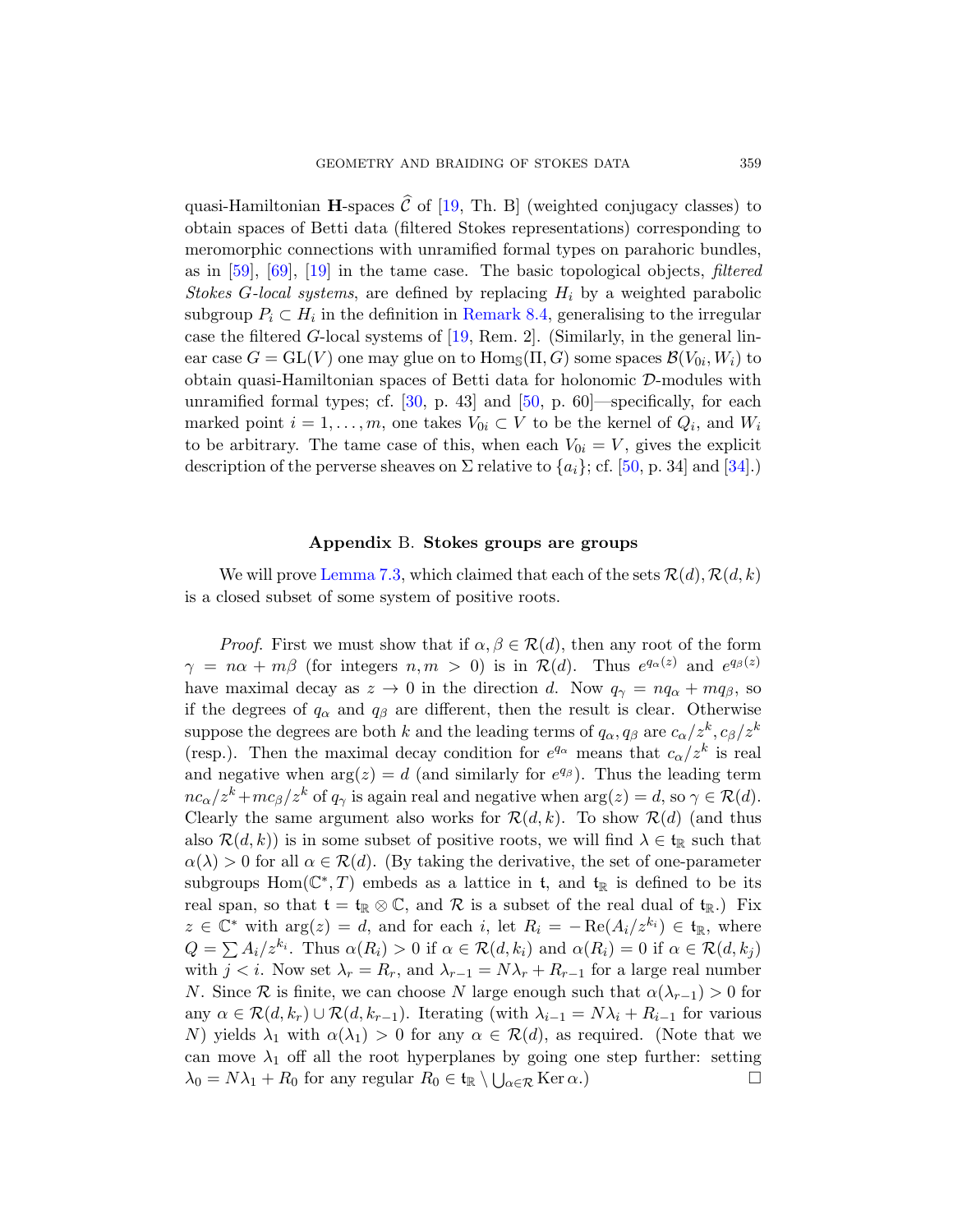quasi-Hamiltonian $\mathbf{H}$-spaces $\widehat{\mathcal{C}}$ of [19, Th. B] (weighted conjugacy classes) to obtain spaces of Betti data (filtered Stokes representations) corresponding to meromorphic connections with unramified formal types on parahoric bundles, as in [59], [69], [19] in the tame case. The basic topological objects, *filtered Stokes G-local systems*, are defined by replacing $H_i$ by a weighted parabolic subgroup $P_i \subset H_i$ in the definition in Remark 8.4, generalising to the irregular case the filtered $G$-local systems of [19, Rem. 2]. (Similarly, in the general linear case $G = \mathrm{GL}(V)$ one may glue on to $\mathrm{Hom}_{\mathbb{S}}(\Pi, G)$ some spaces $\mathcal{B}(V_{0i}, W_i)$ to obtain quasi-Hamiltonian spaces of Betti data for holonomic $\mathcal{D}$-modules with unramified formal types; cf. [30, p. 43] and [50, p. 60]—specifically, for each marked point $i = 1, \ldots, m$, one takes $V_{0i} \subset V$ to be the kernel of $Q_i$, and $W_i$ to be arbitrary. The tame case of this, when each $V_{0i} = V$, gives the explicit description of the perverse sheaves on $\Sigma$ relative to $\{a_i\}$; cf. [50, p. 34] and [34].)

## Appendix B. Stokes groups are groups

We will prove Lemma 7.3, which claimed that each of the sets $\mathcal{R}(d), \mathcal{R}(d,k)$ is a closed subset of some system of positive roots.

*Proof.* First we must show that if $\alpha, \beta \in \mathcal{R}(d)$, then any root of the form $\gamma = n\alpha + m\beta$ (for integers $n, m > 0$) is in $\mathcal{R}(d)$. Thus $e^{q_\alpha(z)}$ and $e^{q_\beta(z)}$ have maximal decay as $z \to 0$ in the direction $d$. Now $q_\gamma = nq_\alpha + mq_\beta$, so if the degrees of $q_\alpha$ and $q_\beta$ are different, then the result is clear. Otherwise suppose the degrees are both $k$ and the leading terms of $q_\alpha, q_\beta$ are $c_\alpha/z^k, c_\beta/z^k$ (resp.). Then the maximal decay condition for $e^{q_\alpha}$ means that $c_\alpha/z^k$ is real and negative when $\arg(z) = d$ (and similarly for $e^{q_\beta}$). Thus the leading term $nc_\alpha/z^k + mc_\beta/z^k$ of $q_\gamma$ is again real and negative when $\arg(z) = d$, so $\gamma \in \mathcal{R}(d)$. Clearly the same argument also works for $\mathcal{R}(d,k)$. To show $\mathcal{R}(d)$ (and thus also $\mathcal{R}(d,k)$) is in some subset of positive roots, we will find $\lambda \in \mathfrak{t}_{\mathbb{R}}$ such that $\alpha(\lambda) > 0$ for all $\alpha \in \mathcal{R}(d)$. (By taking the derivative, the set of one-parameter subgroups $\mathrm{Hom}(\mathbb{C}^*, T)$ embeds as a lattice in $\mathfrak{t}$, and $\mathfrak{t}_{\mathbb{R}}$ is defined to be its real span, so that $\mathfrak{t} = \mathfrak{t}_{\mathbb{R}} \otimes \mathbb{C}$, and $\mathcal{R}$ is a subset of the real dual of $\mathfrak{t}_{\mathbb{R}}$.) Fix $z \in \mathbb{C}^*$ with $\arg(z) = d$, and for each $i$, let $R_i = -\mathrm{Re}(A_i/z^{k_i}) \in \mathfrak{t}_{\mathbb{R}}$, where $Q = \sum A_i/z^{k_i}$. Thus $\alpha(R_i) > 0$ if $\alpha \in \mathcal{R}(d,k_i)$ and $\alpha(R_i) = 0$ if $\alpha \in \mathcal{R}(d,k_j)$ with $j < i$. Now set $\lambda_r = R_r$, and $\lambda_{r-1} = N\lambda_r + R_{r-1}$ for a large real number $N$. Since $\mathcal{R}$ is finite, we can choose $N$ large enough such that $\alpha(\lambda_{r-1}) > 0$ for any $\alpha \in \mathcal{R}(d,k_r) \cup \mathcal{R}(d,k_{r-1})$. Iterating (with $\lambda_{i-1} = N\lambda_i + R_{i-1}$ for various $N$) yields $\lambda_1$ with $\alpha(\lambda_1) > 0$ for any $\alpha \in \mathcal{R}(d)$, as required. (Note that we can move $\lambda_1$ off all the root hyperplanes by going one step further: setting $\lambda_0 = N\lambda_1 + R_0$ for any regular $R_0 \in \mathfrak{t}_{\mathbb{R}} \setminus \bigcup_{\alpha \in \mathcal{R}} \mathrm{Ker}\,\alpha$.) $\square$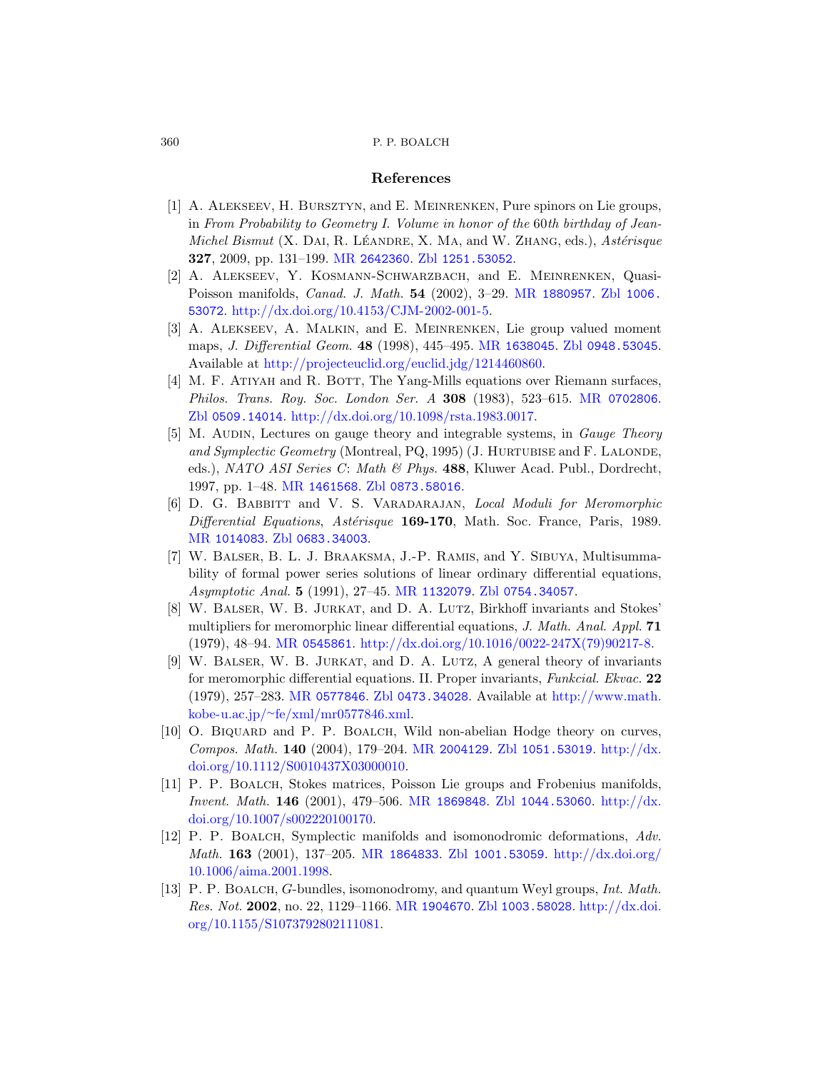## References

[1] A. Alekseev, H. Bursztyn, and E. Meinrenken, Pure spinors on Lie groups, in *From Probability to Geometry I. Volume in honor of the* 60*th birthday of Jean-Michel Bismut* (X. Dai, R. Léandre, X. Ma, and W. Zhang, eds.), *Astérisque* **327**, 2009, pp. 131–199. MR 2642360. Zbl 1251.53052.

[2] A. Alekseev, Y. Kosmann-Schwarzbach, and E. Meinrenken, Quasi-Poisson manifolds, *Canad. J. Math.* **54** (2002), 3–29. MR 1880957. Zbl 1006.53072. http://dx.doi.org/10.4153/CJM-2002-001-5.

[3] A. Alekseev, A. Malkin, and E. Meinrenken, Lie group valued moment maps, *J. Differential Geom.* **48** (1998), 445–495. MR 1638045. Zbl 0948.53045. Available at http://projecteuclid.org/euclid.jdg/1214460860.

[4] M. F. Atiyah and R. Bott, The Yang-Mills equations over Riemann surfaces, *Philos. Trans. Roy. Soc. London Ser. A* **308** (1983), 523–615. MR 0702806. Zbl 0509.14014. http://dx.doi.org/10.1098/rsta.1983.0017.

[5] M. Audin, Lectures on gauge theory and integrable systems, in *Gauge Theory and Symplectic Geometry* (Montreal, PQ, 1995) (J. Hurtubise and F. Lalonde, eds.), *NATO ASI Series C*: *Math & Phys.* **488**, Kluwer Acad. Publ., Dordrecht, 1997, pp. 1–48. MR 1461568. Zbl 0873.58016.

[6] D. G. Babbitt and V. S. Varadarajan, *Local Moduli for Meromorphic Differential Equations*, *Astérisque* **169-170**, Math. Soc. France, Paris, 1989. MR 1014083. Zbl 0683.34003.

[7] W. Balser, B. L. J. Braaksma, J.-P. Ramis, and Y. Sibuya, Multisummability of formal power series solutions of linear ordinary differential equations, *Asymptotic Anal.* **5** (1991), 27–45. MR 1132079. Zbl 0754.34057.

[8] W. Balser, W. B. Jurkat, and D. A. Lutz, Birkhoff invariants and Stokes' multipliers for meromorphic linear differential equations, *J. Math. Anal. Appl.* **71** (1979), 48–94. MR 0545861. http://dx.doi.org/10.1016/0022-247X(79)90217-8.

[9] W. Balser, W. B. Jurkat, and D. A. Lutz, A general theory of invariants for meromorphic differential equations. II. Proper invariants, *Funkcial. Ekvac.* **22** (1979), 257–283. MR 0577846. Zbl 0473.34028. Available at http://www.math.kobe-u.ac.jp/~fe/xml/mr0577846.xml.

[10] O. Biquard and P. P. Boalch, Wild non-abelian Hodge theory on curves, *Compos. Math.* **140** (2004), 179–204. MR 2004129. Zbl 1051.53019. http://dx.doi.org/10.1112/S0010437X03000010.

[11] P. P. Boalch, Stokes matrices, Poisson Lie groups and Frobenius manifolds, *Invent. Math.* **146** (2001), 479–506. MR 1869848. Zbl 1044.53060. http://dx.doi.org/10.1007/s002220100170.

[12] P. P. Boalch, Symplectic manifolds and isomonodromic deformations, *Adv. Math.* **163** (2001), 137–205. MR 1864833. Zbl 1001.53059. http://dx.doi.org/10.1006/aima.2001.1998.

[13] P. P. Boalch, $G$-bundles, isomonodromy, and quantum Weyl groups, *Int. Math. Res. Not.* **2002**, no. 22, 1129–1166. MR 1904670. Zbl 1003.58028. http://dx.doi.org/10.1155/S1073792802111081.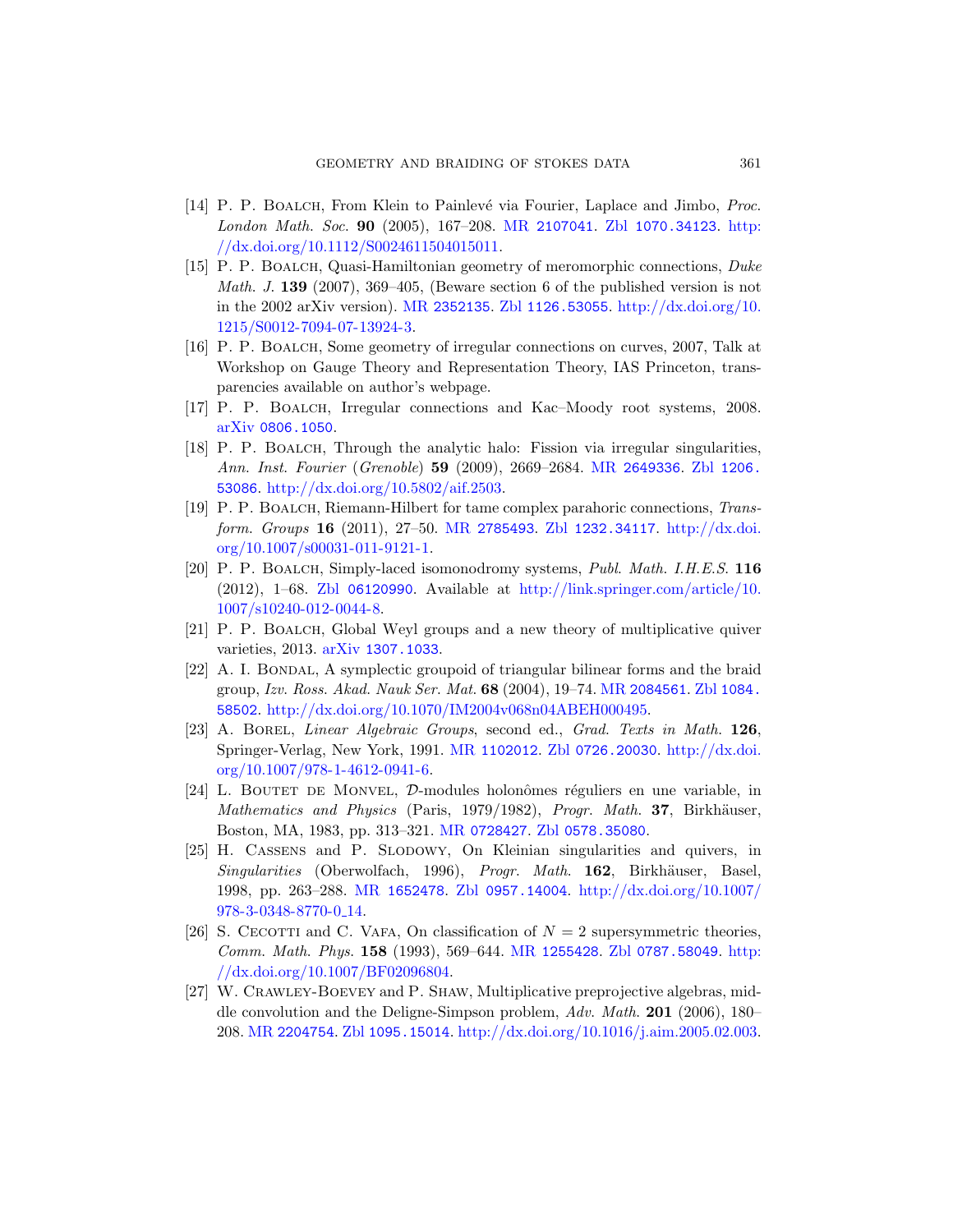[14] P. P. Boalch, From Klein to Painlevé via Fourier, Laplace and Jimbo, *Proc. London Math. Soc.* **90** (2005), 167–208. MR 2107041. Zbl 1070.34123. http://dx.doi.org/10.1112/S0024611504015011.

[15] P. P. Boalch, Quasi-Hamiltonian geometry of meromorphic connections, *Duke Math. J.* **139** (2007), 369–405, (Beware section 6 of the published version is not in the 2002 arXiv version). MR 2352135. Zbl 1126.53055. http://dx.doi.org/10.1215/S0012-7094-07-13924-3.

[16] P. P. Boalch, Some geometry of irregular connections on curves, 2007, Talk at Workshop on Gauge Theory and Representation Theory, IAS Princeton, transparencies available on author's webpage.

[17] P. P. Boalch, Irregular connections and Kac–Moody root systems, 2008. arXiv 0806.1050.

[18] P. P. Boalch, Through the analytic halo: Fission via irregular singularities, *Ann. Inst. Fourier* (*Grenoble*) **59** (2009), 2669–2684. MR 2649336. Zbl 1206.53086. http://dx.doi.org/10.5802/aif.2503.

[19] P. P. Boalch, Riemann-Hilbert for tame complex parahoric connections, *Transform. Groups* **16** (2011), 27–50. MR 2785493. Zbl 1232.34117. http://dx.doi.org/10.1007/s00031-011-9121-1.

[20] P. P. Boalch, Simply-laced isomonodromy systems, *Publ. Math. I.H.E.S.* **116** (2012), 1–68. Zbl 06120990. Available at http://link.springer.com/article/10.1007/s10240-012-0044-8.

[21] P. P. Boalch, Global Weyl groups and a new theory of multiplicative quiver varieties, 2013. arXiv 1307.1033.

[22] A. I. Bondal, A symplectic groupoid of triangular bilinear forms and the braid group, *Izv. Ross. Akad. Nauk Ser. Mat.* **68** (2004), 19–74. MR 2084561. Zbl 1084.58502. http://dx.doi.org/10.1070/IM2004v068n04ABEH000495.

[23] A. Borel, *Linear Algebraic Groups*, second ed., *Grad. Texts in Math.* **126**, Springer-Verlag, New York, 1991. MR 1102012. Zbl 0726.20030. http://dx.doi.org/10.1007/978-1-4612-0941-6.

[24] L. Boutet de Monvel, $\mathcal{D}$-modules holonômes réguliers en une variable, in *Mathematics and Physics* (Paris, 1979/1982), *Progr. Math.* **37**, Birkhäuser, Boston, MA, 1983, pp. 313–321. MR 0728427. Zbl 0578.35080.

[25] H. Cassens and P. Slodowy, On Kleinian singularities and quivers, in *Singularities* (Oberwolfach, 1996), *Progr. Math.* **162**, Birkhäuser, Basel, 1998, pp. 263–288. MR 1652478. Zbl 0957.14004. http://dx.doi.org/10.1007/978-3-0348-8770-0_14.

[26] S. Cecotti and C. Vafa, On classification of $N = 2$ supersymmetric theories, *Comm. Math. Phys.* **158** (1993), 569–644. MR 1255428. Zbl 0787.58049. http://dx.doi.org/10.1007/BF02096804.

[27] W. Crawley-Boevey and P. Shaw, Multiplicative preprojective algebras, middle convolution and the Deligne-Simpson problem, *Adv. Math.* **201** (2006), 180–208. MR 2204754. Zbl 1095.15014. http://dx.doi.org/10.1016/j.aim.2005.02.003.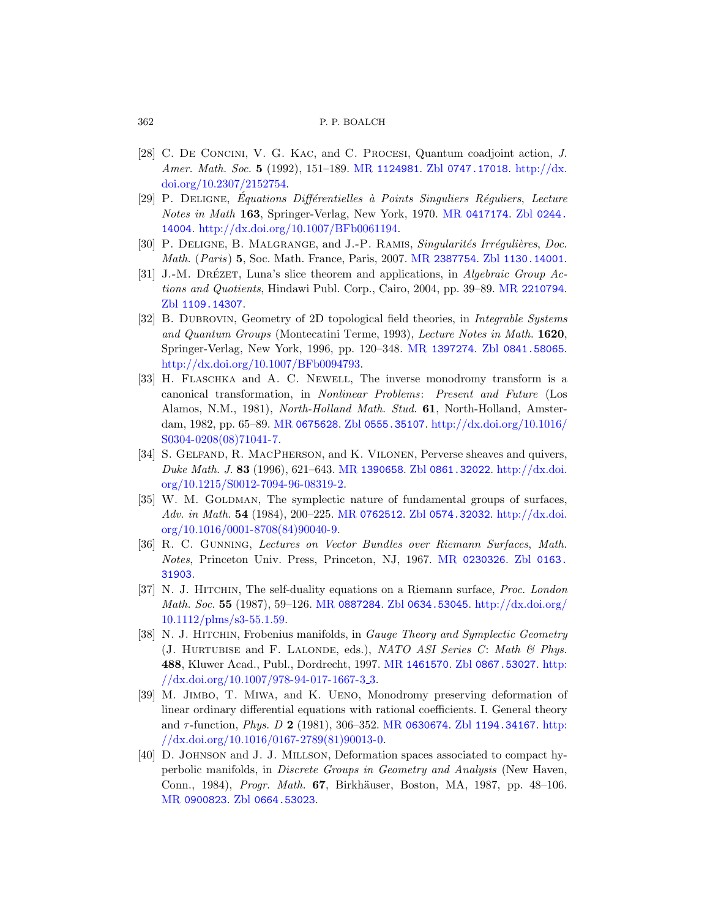[28] C. De Concini, V. G. Kac, and C. Procesi, Quantum coadjoint action, *J. Amer. Math. Soc.* **5** (1992), 151–189. MR 1124981. Zbl 0747.17018. http://dx.doi.org/10.2307/2152754.

[29] P. Deligne, *Équations Différentielles à Points Singuliers Réguliers*, *Lecture Notes in Math* **163**, Springer-Verlag, New York, 1970. MR 0417174. Zbl 0244.14004. http://dx.doi.org/10.1007/BFb0061194.

[30] P. Deligne, B. Malgrange, and J.-P. Ramis, *Singularités Irrégulières*, *Doc. Math. (Paris)* **5**, Soc. Math. France, Paris, 2007. MR 2387754. Zbl 1130.14001.

[31] J.-M. Drézet, Luna's slice theorem and applications, in *Algebraic Group Actions and Quotients*, Hindawi Publ. Corp., Cairo, 2004, pp. 39–89. MR 2210794. Zbl 1109.14307.

[32] B. Dubrovin, Geometry of 2D topological field theories, in *Integrable Systems and Quantum Groups* (Montecatini Terme, 1993), *Lecture Notes in Math.* **1620**, Springer-Verlag, New York, 1996, pp. 120–348. MR 1397274. Zbl 0841.58065. http://dx.doi.org/10.1007/BFb0094793.

[33] H. Flaschka and A. C. Newell, The inverse monodromy transform is a canonical transformation, in *Nonlinear Problems: Present and Future* (Los Alamos, N.M., 1981), *North-Holland Math. Stud.* **61**, North-Holland, Amsterdam, 1982, pp. 65–89. MR 0675628. Zbl 0555.35107. http://dx.doi.org/10.1016/S0304-0208(08)71041-7.

[34] S. Gelfand, R. MacPherson, and K. Vilonen, Perverse sheaves and quivers, *Duke Math. J.* **83** (1996), 621–643. MR 1390658. Zbl 0861.32022. http://dx.doi.org/10.1215/S0012-7094-96-08319-2.

[35] W. M. Goldman, The symplectic nature of fundamental groups of surfaces, *Adv. in Math.* **54** (1984), 200–225. MR 0762512. Zbl 0574.32032. http://dx.doi.org/10.1016/0001-8708(84)90040-9.

[36] R. C. Gunning, *Lectures on Vector Bundles over Riemann Surfaces*, *Math. Notes*, Princeton Univ. Press, Princeton, NJ, 1967. MR 0230326. Zbl 0163.31903.

[37] N. J. Hitchin, The self-duality equations on a Riemann surface, *Proc. London Math. Soc.* **55** (1987), 59–126. MR 0887284. Zbl 0634.53045. http://dx.doi.org/10.1112/plms/s3-55.1.59.

[38] N. J. Hitchin, Frobenius manifolds, in *Gauge Theory and Symplectic Geometry* (J. Hurtubise and F. Lalonde, eds.), *NATO ASI Series C: Math & Phys.* **488**, Kluwer Acad., Publ., Dordrecht, 1997. MR 1461570. Zbl 0867.53027. http://dx.doi.org/10.1007/978-94-017-1667-3_3.

[39] M. Jimbo, T. Miwa, and K. Ueno, Monodromy preserving deformation of linear ordinary differential equations with rational coefficients. I. General theory and $\tau$-function, *Phys. D* **2** (1981), 306–352. MR 0630674. Zbl 1194.34167. http://dx.doi.org/10.1016/0167-2789(81)90013-0.

[40] D. Johnson and J. J. Millson, Deformation spaces associated to compact hyperbolic manifolds, in *Discrete Groups in Geometry and Analysis* (New Haven, Conn., 1984), *Progr. Math.* **67**, Birkhäuser, Boston, MA, 1987, pp. 48–106. MR 0900823. Zbl 0664.53023.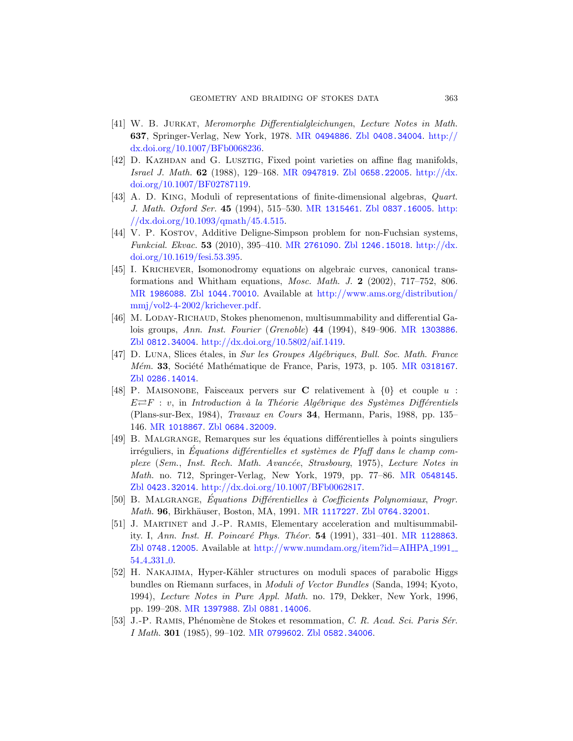- [41] W. B. Jurkat, *Meromorphe Differentialgleichungen*, *Lecture Notes in Math.* **637**, Springer-Verlag, New York, 1978. MR 0494886. Zbl 0408.34004. http://dx.doi.org/10.1007/BFb0068236.
- [42] D. Kazhdan and G. Lusztig, Fixed point varieties on affine flag manifolds, *Israel J. Math.* **62** (1988), 129–168. MR 0947819. Zbl 0658.22005. http://dx.doi.org/10.1007/BF02787119.
- [43] A. D. King, Moduli of representations of finite-dimensional algebras, *Quart. J. Math. Oxford Ser.* **45** (1994), 515–530. MR 1315461. Zbl 0837.16005. http://dx.doi.org/10.1093/qmath/45.4.515.
- [44] V. P. Kostov, Additive Deligne-Simpson problem for non-Fuchsian systems, *Funkcial. Ekvac.* **53** (2010), 395–410. MR 2761090. Zbl 1246.15018. http://dx.doi.org/10.1619/fesi.53.395.
- [45] I. Krichever, Isomonodromy equations on algebraic curves, canonical transformations and Whitham equations, *Mosc. Math. J.* **2** (2002), 717–752, 806. MR 1986088. Zbl 1044.70010. Available at http://www.ams.org/distribution/mmj/vol2-4-2002/krichever.pdf.
- [46] M. Loday-Richaud, Stokes phenomenon, multisummability and differential Galois groups, *Ann. Inst. Fourier* (*Grenoble*) **44** (1994), 849–906. MR 1303886. Zbl 0812.34004. http://dx.doi.org/10.5802/aif.1419.
- [47] D. Luna, Slices étales, in *Sur les Groupes Algébriques*, *Bull. Soc. Math. France Mém.* **33**, Société Mathématique de France, Paris, 1973, p. 105. MR 0318167. Zbl 0286.14014.
- [48] P. Maisonobe, Faisceaux pervers sur **C** relativement à $\{0\}$ et couple $u : E \rightleftarrows F : v$, in *Introduction à la Théorie Algébrique des Systèmes Différentiels* (Plans-sur-Bex, 1984), *Travaux en Cours* **34**, Hermann, Paris, 1988, pp. 135–146. MR 1018867. Zbl 0684.32009.
- [49] B. Malgrange, Remarques sur les équations différentielles à points singuliers irréguliers, in *Équations différentielles et systèmes de Pfaff dans le champ complexe* (*Sem.*, *Inst. Rech. Math. Avancée*, *Strasbourg*, 1975), *Lecture Notes in Math.* no. 712, Springer-Verlag, New York, 1979, pp. 77–86. MR 0548145. Zbl 0423.32014. http://dx.doi.org/10.1007/BFb0062817.
- [50] B. Malgrange, *Équations Différentielles à Coefficients Polynomiaux*, *Progr. Math.* **96**, Birkhäuser, Boston, MA, 1991. MR 1117227. Zbl 0764.32001.
- [51] J. Martinet and J.-P. Ramis, Elementary acceleration and multisummability. I, *Ann. Inst. H. Poincaré Phys. Théor.* **54** (1991), 331–401. MR 1128863. Zbl 0748.12005. Available at http://www.numdam.org/item?id=AIHPA_1991__54_4_331_0.
- [52] H. Nakajima, Hyper-Kähler structures on moduli spaces of parabolic Higgs bundles on Riemann surfaces, in *Moduli of Vector Bundles* (Sanda, 1994; Kyoto, 1994), *Lecture Notes in Pure Appl. Math.* no. 179, Dekker, New York, 1996, pp. 199–208. MR 1397988. Zbl 0881.14006.
- [53] J.-P. Ramis, Phénomène de Stokes et resommation, *C. R. Acad. Sci. Paris Sér. I Math.* **301** (1985), 99–102. MR 0799602. Zbl 0582.34006.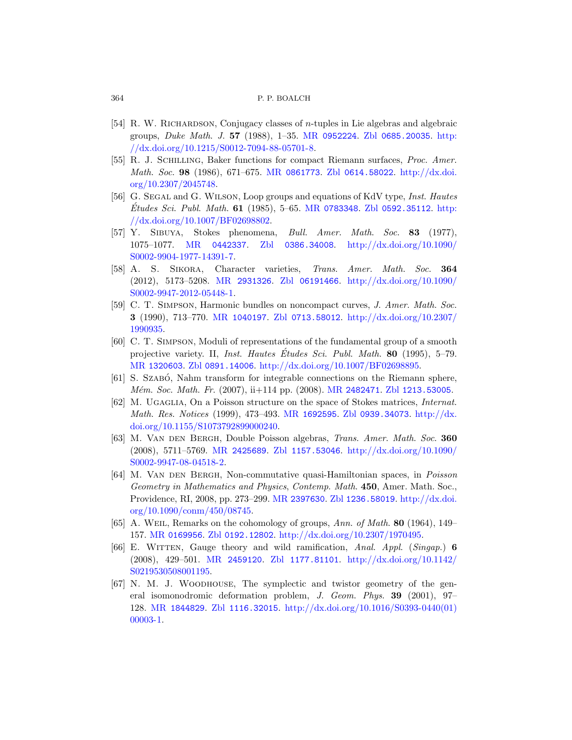[54] R. W. Richardson, Conjugacy classes of $n$-tuples in Lie algebras and algebraic groups, *Duke Math. J.* **57** (1988), 1–35. MR 0952224. Zbl 0685.20035. http://dx.doi.org/10.1215/S0012-7094-88-05701-8.

[55] R. J. Schilling, Baker functions for compact Riemann surfaces, *Proc. Amer. Math. Soc.* **98** (1986), 671–675. MR 0861773. Zbl 0614.58022. http://dx.doi.org/10.2307/2045748.

[56] G. Segal and G. Wilson, Loop groups and equations of KdV type, *Inst. Hautes Études Sci. Publ. Math.* **61** (1985), 5–65. MR 0783348. Zbl 0592.35112. http://dx.doi.org/10.1007/BF02698802.

[57] Y. Sibuya, Stokes phenomena, *Bull. Amer. Math. Soc.* **83** (1977), 1075–1077. MR 0442337. Zbl 0386.34008. http://dx.doi.org/10.1090/S0002-9904-1977-14391-7.

[58] A. S. Sikora, Character varieties, *Trans. Amer. Math. Soc.* **364** (2012), 5173–5208. MR 2931326. Zbl 06191466. http://dx.doi.org/10.1090/S0002-9947-2012-05448-1.

[59] C. T. Simpson, Harmonic bundles on noncompact curves, *J. Amer. Math. Soc.* **3** (1990), 713–770. MR 1040197. Zbl 0713.58012. http://dx.doi.org/10.2307/1990935.

[60] C. T. Simpson, Moduli of representations of the fundamental group of a smooth projective variety. II, *Inst. Hautes Études Sci. Publ. Math.* **80** (1995), 5–79. MR 1320603. Zbl 0891.14006. http://dx.doi.org/10.1007/BF02698895.

[61] S. Szabó, Nahm transform for integrable connections on the Riemann sphere, *Mém. Soc. Math. Fr.* (2007), ii+114 pp. (2008). MR 2482471. Zbl 1213.53005.

[62] M. Ugaglia, On a Poisson structure on the space of Stokes matrices, *Internat. Math. Res. Notices* (1999), 473–493. MR 1692595. Zbl 0939.34073. http://dx.doi.org/10.1155/S1073792899000240.

[63] M. Van den Bergh, Double Poisson algebras, *Trans. Amer. Math. Soc.* **360** (2008), 5711–5769. MR 2425689. Zbl 1157.53046. http://dx.doi.org/10.1090/S0002-9947-08-04518-2.

[64] M. Van den Bergh, Non-commutative quasi-Hamiltonian spaces, in *Poisson Geometry in Mathematics and Physics*, *Contemp. Math.* **450**, Amer. Math. Soc., Providence, RI, 2008, pp. 273–299. MR 2397630. Zbl 1236.58019. http://dx.doi.org/10.1090/conm/450/08745.

[65] A. Weil, Remarks on the cohomology of groups, *Ann. of Math.* **80** (1964), 149–157. MR 0169956. Zbl 0192.12802. http://dx.doi.org/10.2307/1970495.

[66] E. Witten, Gauge theory and wild ramification, *Anal. Appl.* (*Singap.*) **6** (2008), 429–501. MR 2459120. Zbl 1177.81101. http://dx.doi.org/10.1142/S0219530508001195.

[67] N. M. J. Woodhouse, The symplectic and twistor geometry of the general isomonodromic deformation problem, *J. Geom. Phys.* **39** (2001), 97–128. MR 1844829. Zbl 1116.32015. http://dx.doi.org/10.1016/S0393-0440(01)00003-1.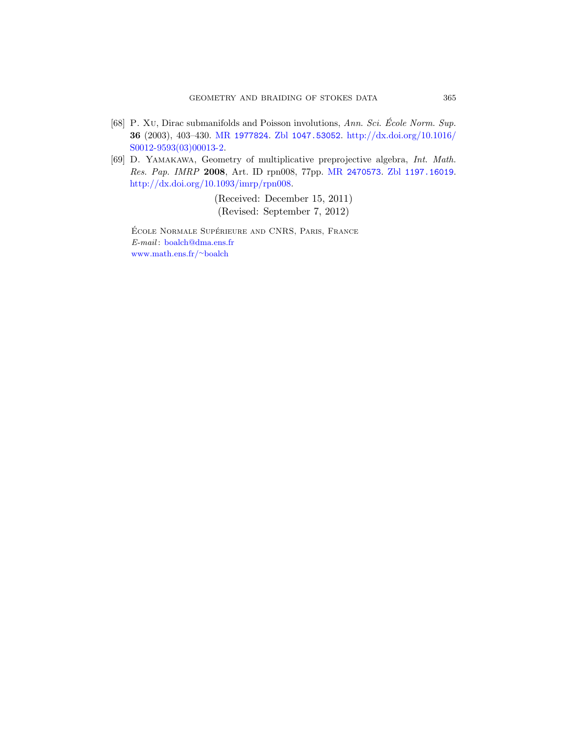[68] P. Xu, Dirac submanifolds and Poisson involutions, *Ann. Sci. École Norm. Sup.* **36** (2003), 403–430. MR 1977824. Zbl 1047.53052. http://dx.doi.org/10.1016/S0012-9593(03)00013-2.

[69] D. Yamakawa, Geometry of multiplicative preprojective algebra, *Int. Math. Res. Pap. IMRP* **2008**, Art. ID rpn008, 77pp. MR 2470573. Zbl 1197.16019. http://dx.doi.org/10.1093/imrp/rpn008.

(Received: December 15, 2011)
(Revised: September 7, 2012)

École Normale Supérieure and CNRS, Paris, France
*E-mail*: boalch@dma.ens.fr
www.math.ens.fr/~boalch